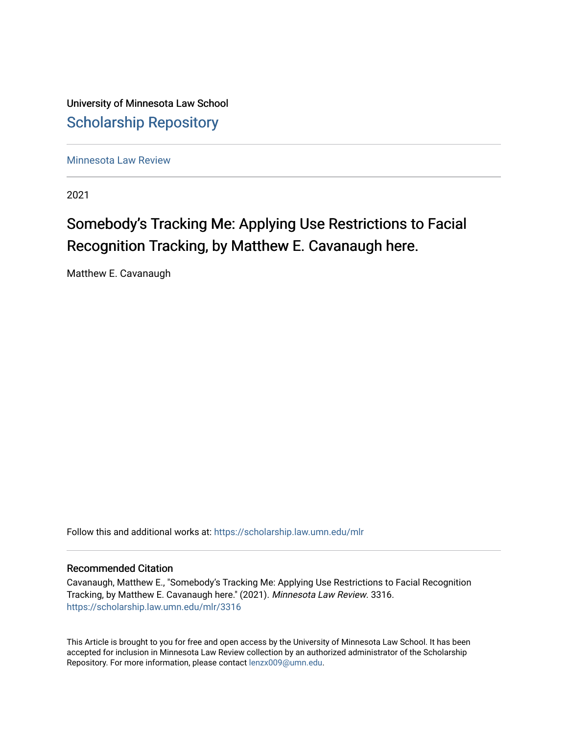University of Minnesota Law School

## Scholarship Repository

Minnesota Law Review

2021

# Somebody's Tracking Me: Applying Use Restrictions to Facial Recognition Tracking, by Matthew E. Cavanaugh here.

Matthew E. Cavanaugh

Follow this and additional works at: https://scholarship.law.umn.edu/mlr

### Recommended Citation

Cavanaugh, Matthew E., "Somebody's Tracking Me: Applying Use Restrictions to Facial Recognition Tracking, by Matthew E. Cavanaugh here." (2021). *Minnesota Law Review*. 3316.
https://scholarship.law.umn.edu/mlr/3316

This Article is brought to you for free and open access by the University of Minnesota Law School. It has been accepted for inclusion in Minnesota Law Review collection by an authorized administrator of the Scholarship Repository. For more information, please contact lenzx009@umn.edu.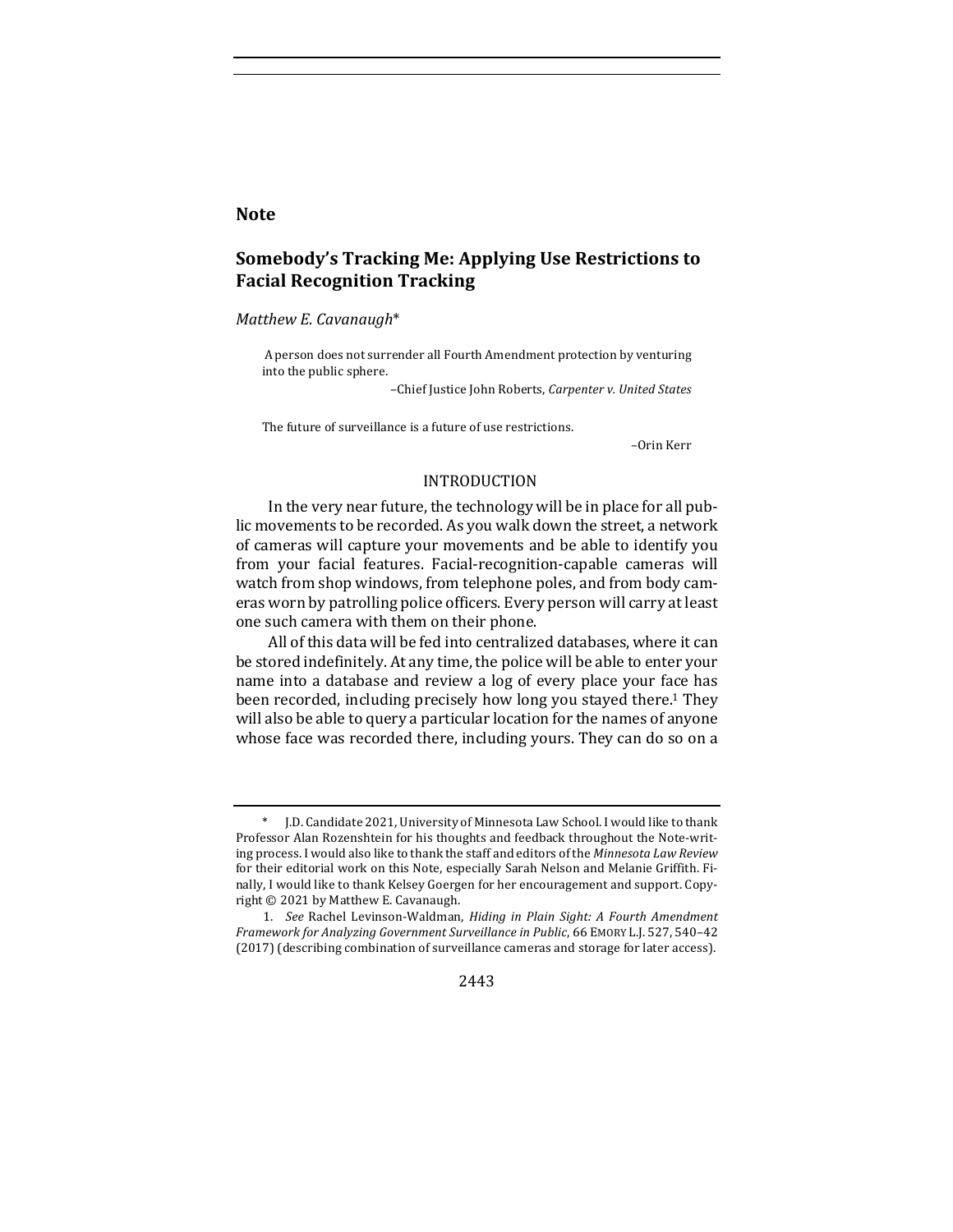**Note**

## Somebody's Tracking Me: Applying Use Restrictions to Facial Recognition Tracking

*Matthew E. Cavanaugh**

> A person does not surrender all Fourth Amendment protection by venturing into the public sphere.
>
> –Chief Justice John Roberts, *Carpenter v. United States*

> The future of surveillance is a future of use restrictions.
>
> –Orin Kerr

### INTRODUCTION

In the very near future, the technology will be in place for all public movements to be recorded. As you walk down the street, a network of cameras will capture your movements and be able to identify you from your facial features. Facial-recognition-capable cameras will watch from shop windows, from telephone poles, and from body cameras worn by patrolling police officers. Every person will carry at least one such camera with them on their phone.

All of this data will be fed into centralized databases, where it can be stored indefinitely. At any time, the police will be able to enter your name into a database and review a log of every place your face has been recorded, including precisely how long you stayed there.[1] They will also be able to query a particular location for the names of anyone whose face was recorded there, including yours. They can do so on a

---

\* J.D. Candidate 2021, University of Minnesota Law School. I would like to thank Professor Alan Rozenshtein for his thoughts and feedback throughout the Note-writing process. I would also like to thank the staff and editors of the *Minnesota Law Review* for their editorial work on this Note, especially Sarah Nelson and Melanie Griffith. Finally, I would like to thank Kelsey Goergen for her encouragement and support. Copyright © 2021 by Matthew E. Cavanaugh.

1. *See* Rachel Levinson-Waldman, *Hiding in Plain Sight: A Fourth Amendment Framework for Analyzing Government Surveillance in Public*, 66 EMORY L.J. 527, 540–42 (2017) (describing combination of surveillance cameras and storage for later access).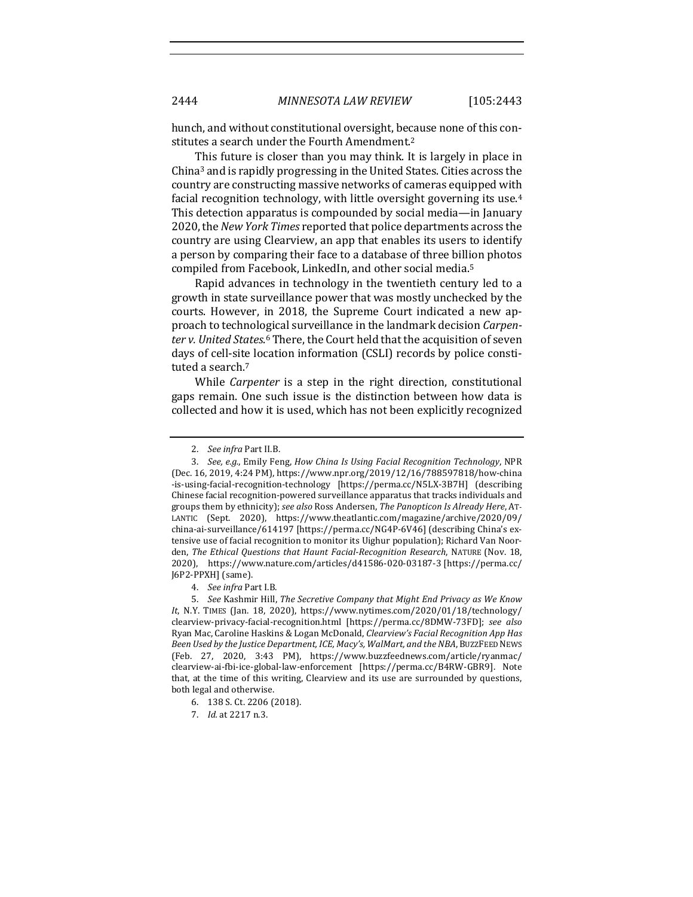hunch, and without constitutional oversight, because none of this constitutes a search under the Fourth Amendment.[2]

This future is closer than you may think. It is largely in place in China[3] and is rapidly progressing in the United States. Cities across the country are constructing massive networks of cameras equipped with facial recognition technology, with little oversight governing its use.[4] This detection apparatus is compounded by social media—in January 2020, the *New York Times* reported that police departments across the country are using Clearview, an app that enables its users to identify a person by comparing their face to a database of three billion photos compiled from Facebook, LinkedIn, and other social media.[5]

Rapid advances in technology in the twentieth century led to a growth in state surveillance power that was mostly unchecked by the courts. However, in 2018, the Supreme Court indicated a new approach to technological surveillance in the landmark decision *Carpenter v. United States*.[6] There, the Court held that the acquisition of seven days of cell-site location information (CSLI) records by police constituted a search.[7]

While *Carpenter* is a step in the right direction, constitutional gaps remain. One such issue is the distinction between how data is collected and how it is used, which has not been explicitly recognized

---

2. *See infra* Part II.B.

3. *See, e.g.*, Emily Feng, *How China Is Using Facial Recognition Technology*, NPR (Dec. 16, 2019, 4:24 PM), https://www.npr.org/2019/12/16/788597818/how-china-is-using-facial-recognition-technology [https://perma.cc/N5LX-3B7H] (describing Chinese facial recognition-powered surveillance apparatus that tracks individuals and groups them by ethnicity); *see also* Ross Andersen, *The Panopticon Is Already Here*, ATLANTIC (Sept. 2020), https://www.theatlantic.com/magazine/archive/2020/09/china-ai-surveillance/614197 [https://perma.cc/NG4P-6V46] (describing China's extensive use of facial recognition to monitor its Uighur population); Richard Van Noorden, *The Ethical Questions that Haunt Facial-Recognition Research*, NATURE (Nov. 18, 2020), https://www.nature.com/articles/d41586-020-03187-3 [https://perma.cc/J6P2-PPXH] (same).

4. *See infra* Part I.B.

5. *See* Kashmir Hill, *The Secretive Company that Might End Privacy as We Know It*, N.Y. TIMES (Jan. 18, 2020), https://www.nytimes.com/2020/01/18/technology/clearview-privacy-facial-recognition.html [https://perma.cc/8DMW-73FD]; *see also* Ryan Mac, Caroline Haskins & Logan McDonald, *Clearview's Facial Recognition App Has Been Used by the Justice Department, ICE, Macy's, WalMart, and the NBA*, BUZZFEED NEWS (Feb. 27, 2020, 3:43 PM), https://www.buzzfeednews.com/article/ryanmac/clearview-ai-fbi-ice-global-law-enforcement [https://perma.cc/B4RW-GBR9]. Note that, at the time of this writing, Clearview and its use are surrounded by questions, both legal and otherwise.

6. 138 S. Ct. 2206 (2018).

7. *Id.* at 2217 n.3.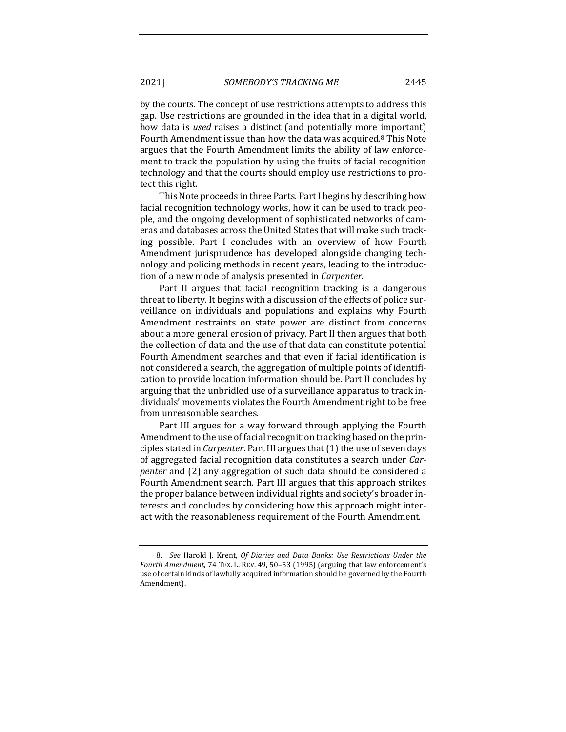by the courts. The concept of use restrictions attempts to address this gap. Use restrictions are grounded in the idea that in a digital world, how data is *used* raises a distinct (and potentially more important) Fourth Amendment issue than how the data was acquired.[8] This Note argues that the Fourth Amendment limits the ability of law enforcement to track the population by using the fruits of facial recognition technology and that the courts should employ use restrictions to protect this right.

This Note proceeds in three Parts. Part I begins by describing how facial recognition technology works, how it can be used to track people, and the ongoing development of sophisticated networks of cameras and databases across the United States that will make such tracking possible. Part I concludes with an overview of how Fourth Amendment jurisprudence has developed alongside changing technology and policing methods in recent years, leading to the introduction of a new mode of analysis presented in *Carpenter*.

Part II argues that facial recognition tracking is a dangerous threat to liberty. It begins with a discussion of the effects of police surveillance on individuals and populations and explains why Fourth Amendment restraints on state power are distinct from concerns about a more general erosion of privacy. Part II then argues that both the collection of data and the use of that data can constitute potential Fourth Amendment searches and that even if facial identification is not considered a search, the aggregation of multiple points of identification to provide location information should be. Part II concludes by arguing that the unbridled use of a surveillance apparatus to track individuals' movements violates the Fourth Amendment right to be free from unreasonable searches.

Part III argues for a way forward through applying the Fourth Amendment to the use of facial recognition tracking based on the principles stated in *Carpenter*. Part III argues that (1) the use of seven days of aggregated facial recognition data constitutes a search under *Carpenter* and (2) any aggregation of such data should be considered a Fourth Amendment search. Part III argues that this approach strikes the proper balance between individual rights and society's broader interests and concludes by considering how this approach might interact with the reasonableness requirement of the Fourth Amendment.

---

8. *See* Harold J. Krent, *Of Diaries and Data Banks: Use Restrictions Under the Fourth Amendment*, 74 TEX. L. REV. 49, 50–53 (1995) (arguing that law enforcement's use of certain kinds of lawfully acquired information should be governed by the Fourth Amendment).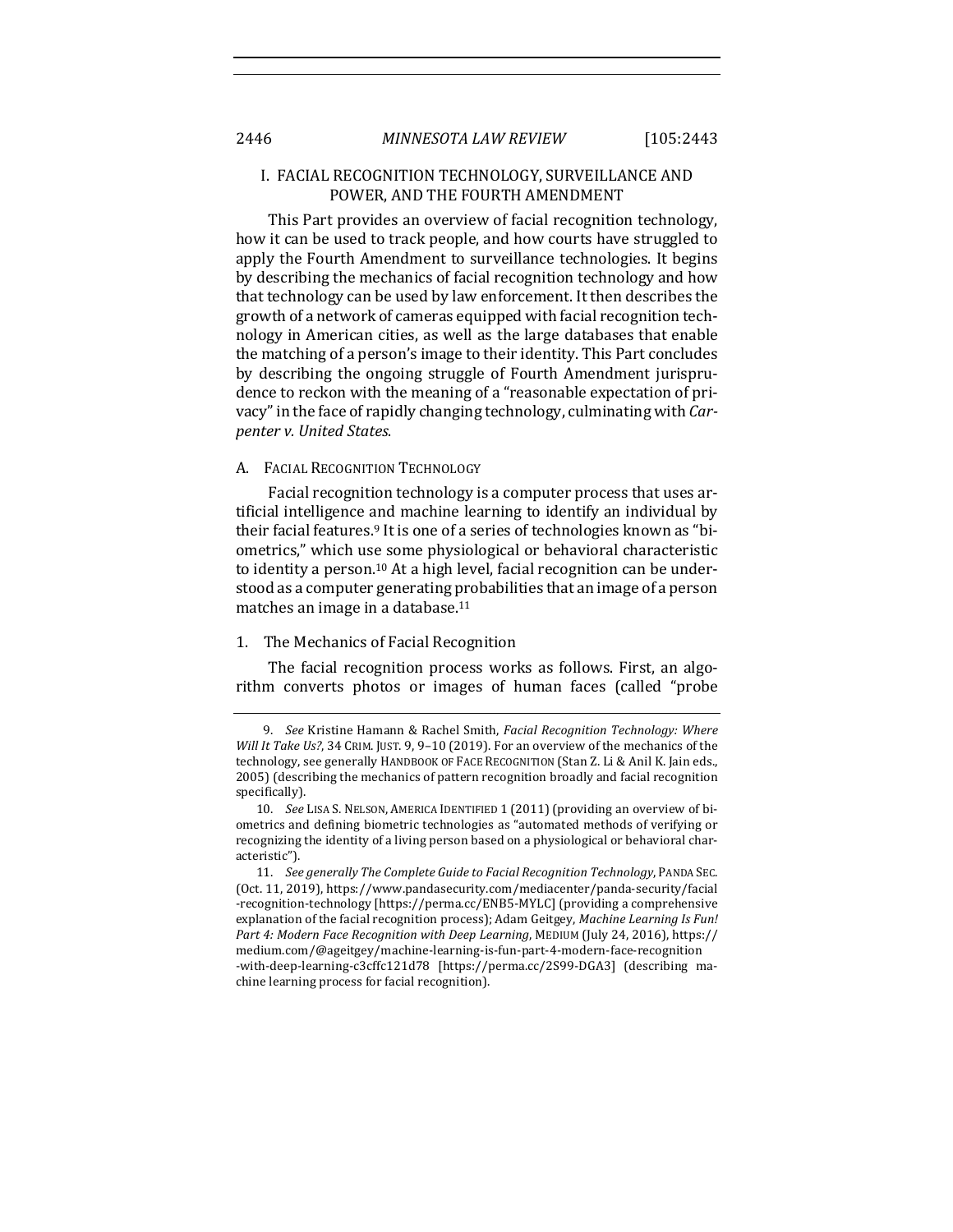## I. FACIAL RECOGNITION TECHNOLOGY, SURVEILLANCE AND POWER, AND THE FOURTH AMENDMENT

This Part provides an overview of facial recognition technology, how it can be used to track people, and how courts have struggled to apply the Fourth Amendment to surveillance technologies. It begins by describing the mechanics of facial recognition technology and how that technology can be used by law enforcement. It then describes the growth of a network of cameras equipped with facial recognition technology in American cities, as well as the large databases that enable the matching of a person's image to their identity. This Part concludes by describing the ongoing struggle of Fourth Amendment jurisprudence to reckon with the meaning of a "reasonable expectation of privacy" in the face of rapidly changing technology, culminating with *Carpenter v. United States*.

### A. Facial Recognition Technology

Facial recognition technology is a computer process that uses artificial intelligence and machine learning to identify an individual by their facial features.[9] It is one of a series of technologies known as "biometrics," which use some physiological or behavioral characteristic to identity a person.[10] At a high level, facial recognition can be understood as a computer generating probabilities that an image of a person matches an image in a database.[11]

#### 1. The Mechanics of Facial Recognition

The facial recognition process works as follows. First, an algorithm converts photos or images of human faces (called "probe

---

9. *See* Kristine Hamann & Rachel Smith, *Facial Recognition Technology: Where Will It Take Us?*, 34 CRIM. JUST. 9, 9–10 (2019). For an overview of the mechanics of the technology, see generally HANDBOOK OF FACE RECOGNITION (Stan Z. Li & Anil K. Jain eds., 2005) (describing the mechanics of pattern recognition broadly and facial recognition specifically).

10. *See* LISA S. NELSON, AMERICA IDENTIFIED 1 (2011) (providing an overview of biometrics and defining biometric technologies as "automated methods of verifying or recognizing the identity of a living person based on a physiological or behavioral characteristic").

11. *See generally The Complete Guide to Facial Recognition Technology*, PANDA SEC. (Oct. 11, 2019), https://www.pandasecurity.com/mediacenter/panda-security/facial-recognition-technology [https://perma.cc/ENB5-MYLC] (providing a comprehensive explanation of the facial recognition process); Adam Geitgey, *Machine Learning Is Fun! Part 4: Modern Face Recognition with Deep Learning*, MEDIUM (July 24, 2016), https://medium.com/@ageitgey/machine-learning-is-fun-part-4-modern-face-recognition-with-deep-learning-c3cffc121d78 [https://perma.cc/2S99-DGA3] (describing machine learning process for facial recognition).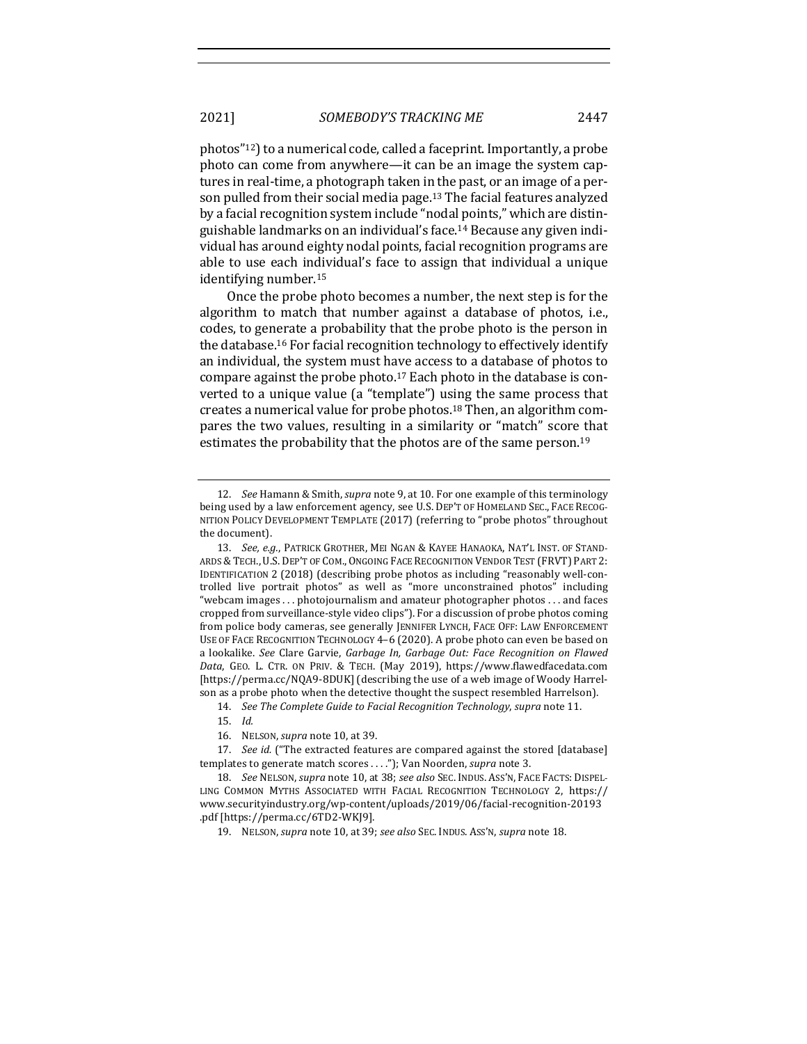photos"[12]) to a numerical code, called a faceprint. Importantly, a probe photo can come from anywhere—it can be an image the system captures in real-time, a photograph taken in the past, or an image of a person pulled from their social media page.[13] The facial features analyzed by a facial recognition system include "nodal points," which are distinguishable landmarks on an individual's face.[14] Because any given individual has around eighty nodal points, facial recognition programs are able to use each individual's face to assign that individual a unique identifying number.[15]

Once the probe photo becomes a number, the next step is for the algorithm to match that number against a database of photos, i.e., codes, to generate a probability that the probe photo is the person in the database.[16] For facial recognition technology to effectively identify an individual, the system must have access to a database of photos to compare against the probe photo.[17] Each photo in the database is converted to a unique value (a "template") using the same process that creates a numerical value for probe photos.[18] Then, an algorithm compares the two values, resulting in a similarity or "match" score that estimates the probability that the photos are of the same person.[19]

---

12. *See* Hamann & Smith, *supra* note 9, at 10. For one example of this terminology being used by a law enforcement agency, see U.S. DEP'T OF HOMELAND SEC., FACE RECOGNITION POLICY DEVELOPMENT TEMPLATE (2017) (referring to "probe photos" throughout the document).

13. *See, e.g.*, PATRICK GROTHER, MEI NGAN & KAYEE HANAOKA, NAT'L INST. OF STANDARDS & TECH., U.S. DEP'T OF COM., ONGOING FACE RECOGNITION VENDOR TEST (FRVT) PART 2: IDENTIFICATION 2 (2018) (describing probe photos as including "reasonably well-controlled live portrait photos" as well as "more unconstrained photos" including "webcam images . . . photojournalism and amateur photographer photos . . . and faces cropped from surveillance-style video clips"). For a discussion of probe photos coming from police body cameras, see generally JENNIFER LYNCH, FACE OFF: LAW ENFORCEMENT USE OF FACE RECOGNITION TECHNOLOGY 4–6 (2020). A probe photo can even be based on a lookalike. *See* Clare Garvie, *Garbage In, Garbage Out: Face Recognition on Flawed Data*, GEO. L. CTR. ON PRIV. & TECH. (May 2019), https://www.flawedfacedata.com [https://perma.cc/NQA9-8DUK] (describing the use of a web image of Woody Harrelson as a probe photo when the detective thought the suspect resembled Harrelson).

14. *See The Complete Guide to Facial Recognition Technology*, *supra* note 11.

15. *Id.*

16. NELSON, *supra* note 10, at 39.

17. *See id.* ("The extracted features are compared against the stored [database] templates to generate match scores . . . ."); Van Noorden, *supra* note 3.

18. *See* NELSON, *supra* note 10, at 38; *see also* SEC. INDUS. ASS'N, FACE FACTS: DISPELLING COMMON MYTHS ASSOCIATED WITH FACIAL RECOGNITION TECHNOLOGY 2, https://www.securityindustry.org/wp-content/uploads/2019/06/facial-recognition-20193.pdf [https://perma.cc/6TD2-WKJ9].

19. NELSON, *supra* note 10, at 39; *see also* SEC. INDUS. ASS'N, *supra* note 18.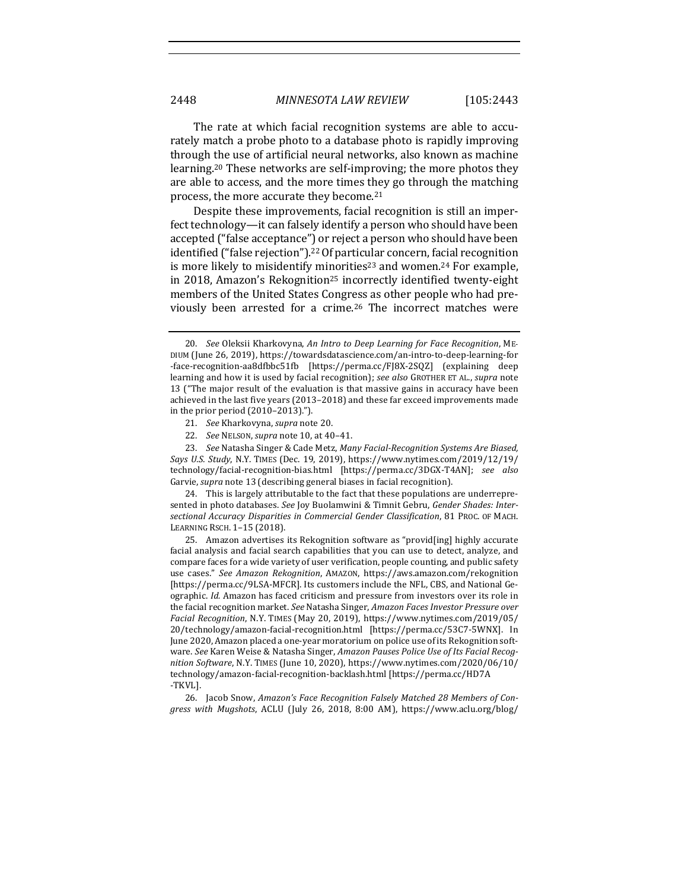The rate at which facial recognition systems are able to accurately match a probe photo to a database photo is rapidly improving through the use of artificial neural networks, also known as machine learning.[20] These networks are self-improving; the more photos they are able to access, and the more times they go through the matching process, the more accurate they become.[21]

Despite these improvements, facial recognition is still an imperfect technology—it can falsely identify a person who should have been accepted ("false acceptance") or reject a person who should have been identified ("false rejection").[22] Of particular concern, facial recognition is more likely to misidentify minorities[23] and women.[24] For example, in 2018, Amazon's Rekognition[25] incorrectly identified twenty-eight members of the United States Congress as other people who had previously been arrested for a crime.[26] The incorrect matches were

---

20. *See* Oleksii Kharkovyna, *An Intro to Deep Learning for Face Recognition*, MEDIUM (June 26, 2019), https://towardsdatascience.com/an-intro-to-deep-learning-for-face-recognition-aa8dfbbc51fb [https://perma.cc/FJ8X-2SQZ] (explaining deep learning and how it is used by facial recognition); *see also* GROTHER ET AL., *supra* note 13 ("The major result of the evaluation is that massive gains in accuracy have been achieved in the last five years (2013–2018) and these far exceed improvements made in the prior period (2010–2013).").

21. *See* Kharkovyna, *supra* note 20.

22. *See* NELSON, *supra* note 10, at 40–41.

23. *See* Natasha Singer & Cade Metz, *Many Facial-Recognition Systems Are Biased, Says U.S. Study*, N.Y. TIMES (Dec. 19, 2019), https://www.nytimes.com/2019/12/19/technology/facial-recognition-bias.html [https://perma.cc/3DGX-T4AN]; *see also* Garvie, *supra* note 13 (describing general biases in facial recognition).

24. This is largely attributable to the fact that these populations are underrepresented in photo databases. *See* Joy Buolamwini & Timnit Gebru, *Gender Shades: Intersectional Accuracy Disparities in Commercial Gender Classification*, 81 PROC. OF MACH. LEARNING RSCH. 1–15 (2018).

25. Amazon advertises its Rekognition software as "provid[ing] highly accurate facial analysis and facial search capabilities that you can use to detect, analyze, and compare faces for a wide variety of user verification, people counting, and public safety use cases." *See Amazon Rekognition*, AMAZON, https://aws.amazon.com/rekognition [https://perma.cc/9LSA-MFCR]. Its customers include the NFL, CBS, and National Geographic. *Id.* Amazon has faced criticism and pressure from investors over its role in the facial recognition market. *See* Natasha Singer, *Amazon Faces Investor Pressure over Facial Recognition*, N.Y. TIMES (May 20, 2019), https://www.nytimes.com/2019/05/20/technology/amazon-facial-recognition.html [https://perma.cc/53C7-5WNX]. In June 2020, Amazon placed a one-year moratorium on police use of its Rekognition software. *See* Karen Weise & Natasha Singer, *Amazon Pauses Police Use of Its Facial Recognition Software*, N.Y. TIMES (June 10, 2020), https://www.nytimes.com/2020/06/10/technology/amazon-facial-recognition-backlash.html [https://perma.cc/HD7A-TKVL].

26. Jacob Snow, *Amazon's Face Recognition Falsely Matched 28 Members of Congress with Mugshots*, ACLU (July 26, 2018, 8:00 AM), https://www.aclu.org/blog/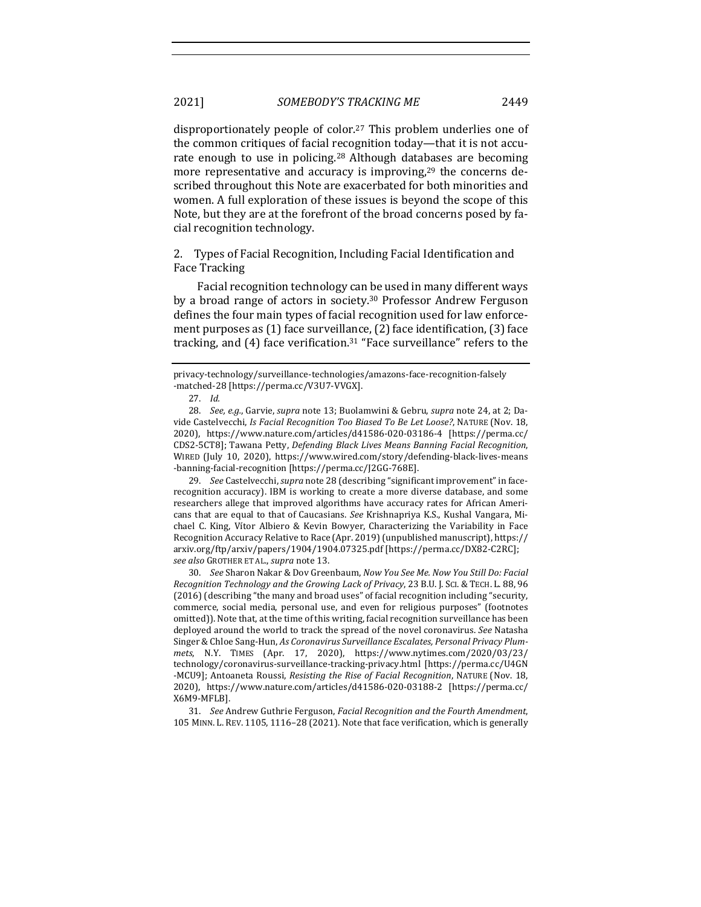disproportionately people of color.[27] This problem underlies one of the common critiques of facial recognition today—that it is not accurate enough to use in policing.[28] Although databases are becoming more representative and accuracy is improving,[29] the concerns described throughout this Note are exacerbated for both minorities and women. A full exploration of these issues is beyond the scope of this Note, but they are at the forefront of the broad concerns posed by facial recognition technology.

2. Types of Facial Recognition, Including Facial Identification and Face Tracking

Facial recognition technology can be used in many different ways by a broad range of actors in society.[30] Professor Andrew Ferguson defines the four main types of facial recognition used for law enforcement purposes as (1) face surveillance, (2) face identification, (3) face tracking, and (4) face verification.[31] "Face surveillance" refers to the

---

privacy-technology/surveillance-technologies/amazons-face-recognition-falsely-matched-28 [https://perma.cc/V3U7-VVGX].

27. *Id.*

28. *See, e.g.*, Garvie, *supra* note 13; Buolamwini & Gebru, *supra* note 24, at 2; Davide Castelvecchi, *Is Facial Recognition Too Biased To Be Let Loose?*, NATURE (Nov. 18, 2020), https://www.nature.com/articles/d41586-020-03186-4 [https://perma.cc/CDS2-5CT8]; Tawana Petty, *Defending Black Lives Means Banning Facial Recognition*, WIRED (July 10, 2020), https://www.wired.com/story/defending-black-lives-means-banning-facial-recognition [https://perma.cc/J2GG-768E].

29. *See* Castelvecchi, *supra* note 28 (describing "significant improvement" in face-recognition accuracy). IBM is working to create a more diverse database, and some researchers allege that improved algorithms have accuracy rates for African Americans that are equal to that of Caucasians. *See* Krishnapriya K.S., Kushal Vangara, Michael C. King, Vítor Albiero & Kevin Bowyer, Characterizing the Variability in Face Recognition Accuracy Relative to Race (Apr. 2019) (unpublished manuscript), https://arxiv.org/ftp/arxiv/papers/1904/1904.07325.pdf [https://perma.cc/DX82-C2RC]; *see also* GROTHER ET AL., *supra* note 13.

30. *See* Sharon Nakar & Dov Greenbaum, *Now You See Me. Now You Still Do: Facial Recognition Technology and the Growing Lack of Privacy*, 23 B.U. J. SCI. & TECH. L. 88, 96 (2016) (describing "the many and broad uses" of facial recognition including "security, commerce, social media, personal use, and even for religious purposes" (footnotes omitted)). Note that, at the time of this writing, facial recognition surveillance has been deployed around the world to track the spread of the novel coronavirus. *See* Natasha Singer & Chloe Sang-Hun, *As Coronavirus Surveillance Escalates, Personal Privacy Plummets*, N.Y. TIMES (Apr. 17, 2020), https://www.nytimes.com/2020/03/23/technology/coronavirus-surveillance-tracking-privacy.html [https://perma.cc/U4GN-MCU9]; Antoaneta Roussi, *Resisting the Rise of Facial Recognition*, NATURE (Nov. 18, 2020), https://www.nature.com/articles/d41586-020-03188-2 [https://perma.cc/X6M9-MFLB].

31. *See* Andrew Guthrie Ferguson, *Facial Recognition and the Fourth Amendment*, 105 MINN. L. REV. 1105, 1116–28 (2021). Note that face verification, which is generally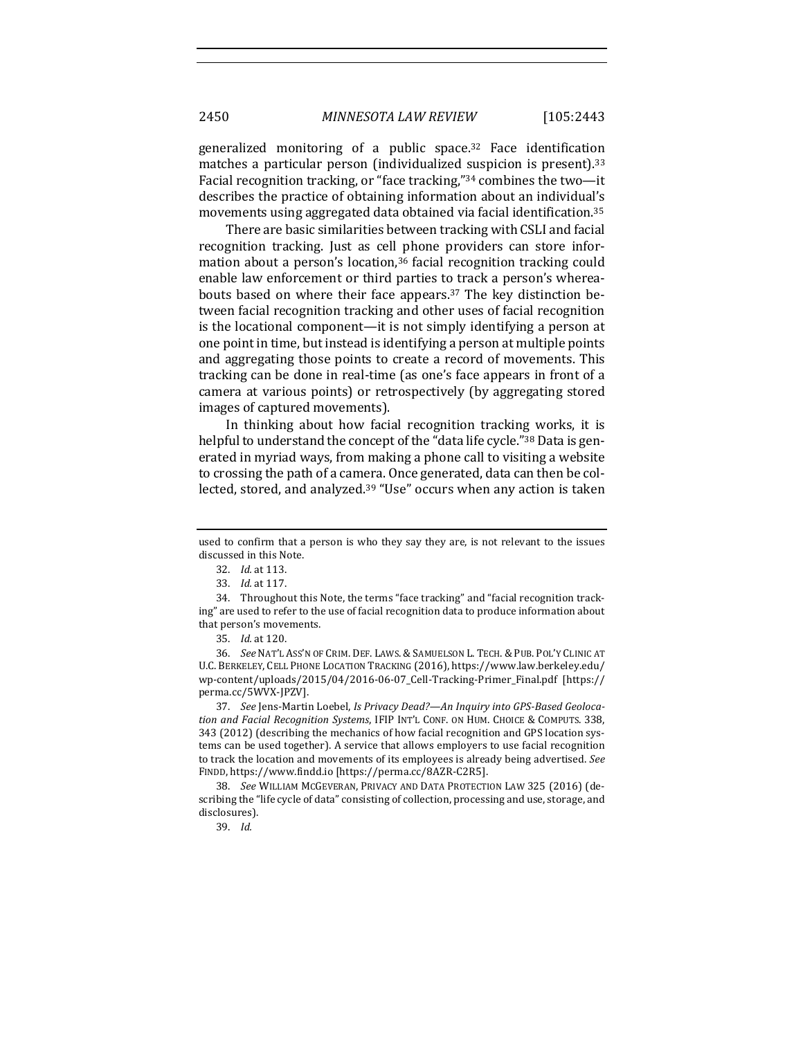generalized monitoring of a public space.[32] Face identification matches a particular person (individualized suspicion is present).[33] Facial recognition tracking, or "face tracking,"[34] combines the two—it describes the practice of obtaining information about an individual's movements using aggregated data obtained via facial identification.[35]

There are basic similarities between tracking with CSLI and facial recognition tracking. Just as cell phone providers can store information about a person's location,[36] facial recognition tracking could enable law enforcement or third parties to track a person's whereabouts based on where their face appears.[37] The key distinction between facial recognition tracking and other uses of facial recognition is the locational component—it is not simply identifying a person at one point in time, but instead is identifying a person at multiple points and aggregating those points to create a record of movements. This tracking can be done in real-time (as one's face appears in front of a camera at various points) or retrospectively (by aggregating stored images of captured movements).

In thinking about how facial recognition tracking works, it is helpful to understand the concept of the "data life cycle."[38] Data is generated in myriad ways, from making a phone call to visiting a website to crossing the path of a camera. Once generated, data can then be collected, stored, and analyzed.[39] "Use" occurs when any action is taken

---

used to confirm that a person is who they say they are, is not relevant to the issues discussed in this Note.

32. *Id.* at 113.

33. *Id.* at 117.

34. Throughout this Note, the terms "face tracking" and "facial recognition tracking" are used to refer to the use of facial recognition data to produce information about that person's movements.

35. *Id.* at 120.

36. *See* NAT'L ASS'N OF CRIM. DEF. LAWS. & SAMUELSON L. TECH. & PUB. POL'Y CLINIC AT U.C. BERKELEY, CELL PHONE LOCATION TRACKING (2016), https://www.law.berkeley.edu/wp-content/uploads/2015/04/2016-06-07_Cell-Tracking-Primer_Final.pdf [https://perma.cc/5WVX-JPZV].

37. *See* Jens-Martin Loebel, *Is Privacy Dead?—An Inquiry into GPS-Based Geolocation and Facial Recognition Systems*, IFIP INT'L CONF. ON HUM. CHOICE & COMPUTS. 338, 343 (2012) (describing the mechanics of how facial recognition and GPS location systems can be used together). A service that allows employers to use facial recognition to track the location and movements of its employees is already being advertised. *See* FINDD, https://www.findd.io [https://perma.cc/8AZR-C2R5].

38. *See* WILLIAM MCGEVERAN, PRIVACY AND DATA PROTECTION LAW 325 (2016) (describing the "life cycle of data" consisting of collection, processing and use, storage, and disclosures).

39. *Id.*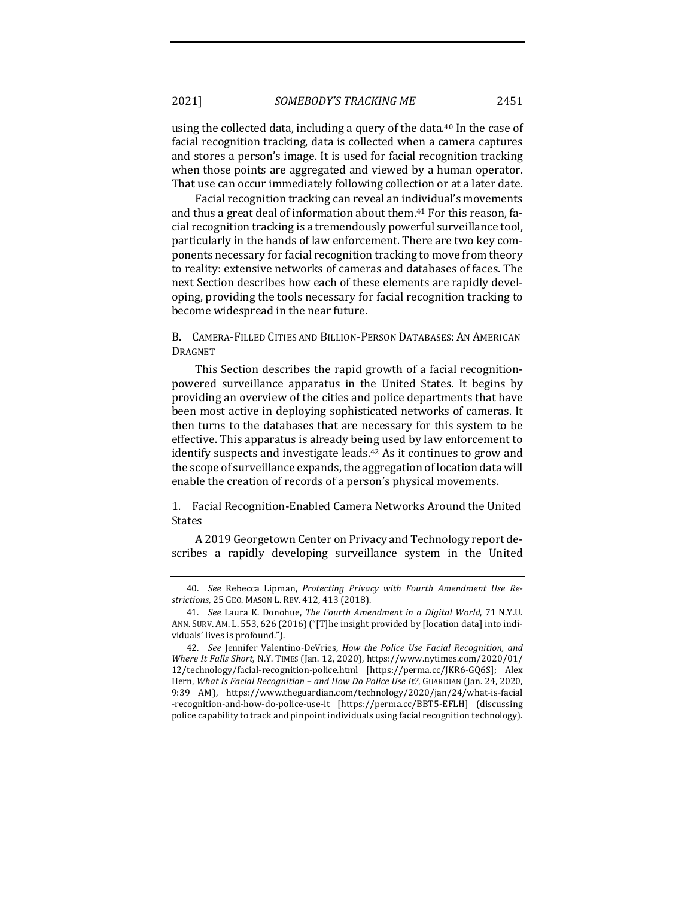using the collected data, including a query of the data.[40] In the case of facial recognition tracking, data is collected when a camera captures and stores a person's image. It is used for facial recognition tracking when those points are aggregated and viewed by a human operator. That use can occur immediately following collection or at a later date.

Facial recognition tracking can reveal an individual's movements and thus a great deal of information about them.[41] For this reason, facial recognition tracking is a tremendously powerful surveillance tool, particularly in the hands of law enforcement. There are two key components necessary for facial recognition tracking to move from theory to reality: extensive networks of cameras and databases of faces. The next Section describes how each of these elements are rapidly developing, providing the tools necessary for facial recognition tracking to become widespread in the near future.

## B. Camera-Filled Cities and Billion-Person Databases: An American Dragnet

This Section describes the rapid growth of a facial recognition-powered surveillance apparatus in the United States. It begins by providing an overview of the cities and police departments that have been most active in deploying sophisticated networks of cameras. It then turns to the databases that are necessary for this system to be effective. This apparatus is already being used by law enforcement to identify suspects and investigate leads.[42] As it continues to grow and the scope of surveillance expands, the aggregation of location data will enable the creation of records of a person's physical movements.

### 1. Facial Recognition-Enabled Camera Networks Around the United States

A 2019 Georgetown Center on Privacy and Technology report describes a rapidly developing surveillance system in the United

---

40. *See* Rebecca Lipman, *Protecting Privacy with Fourth Amendment Use Restrictions*, 25 Geo. Mason L. Rev. 412, 413 (2018).

41. *See* Laura K. Donohue, *The Fourth Amendment in a Digital World*, 71 N.Y.U. Ann. Surv. Am. L. 553, 626 (2016) ("[T]he insight provided by [location data] into individuals' lives is profound.").

42. *See* Jennifer Valentino-DeVries, *How the Police Use Facial Recognition, and Where It Falls Short*, N.Y. Times (Jan. 12, 2020), https://www.nytimes.com/2020/01/12/technology/facial-recognition-police.html [https://perma.cc/JKR6-GQ6S]; Alex Hern, *What Is Facial Recognition – and How Do Police Use It?*, Guardian (Jan. 24, 2020, 9:39 AM), https://www.theguardian.com/technology/2020/jan/24/what-is-facial-recognition-and-how-do-police-use-it [https://perma.cc/BBT5-EFLH] (discussing police capability to track and pinpoint individuals using facial recognition technology).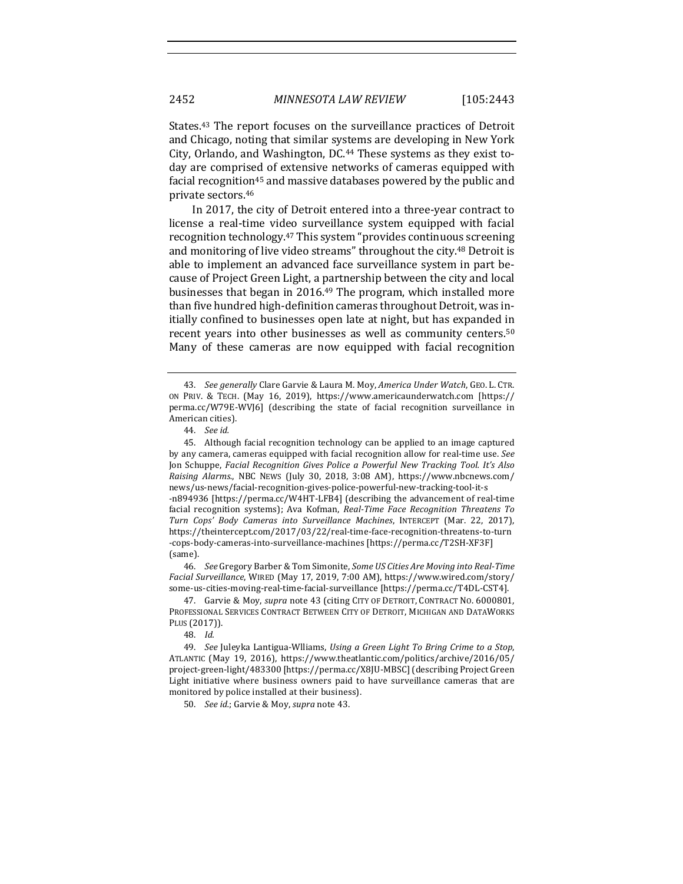States.[43] The report focuses on the surveillance practices of Detroit and Chicago, noting that similar systems are developing in New York City, Orlando, and Washington, DC.[44] These systems as they exist today are comprised of extensive networks of cameras equipped with facial recognition[45] and massive databases powered by the public and private sectors.[46]

In 2017, the city of Detroit entered into a three-year contract to license a real-time video surveillance system equipped with facial recognition technology.[47] This system "provides continuous screening and monitoring of live video streams" throughout the city.[48] Detroit is able to implement an advanced face surveillance system in part because of Project Green Light, a partnership between the city and local businesses that began in 2016.[49] The program, which installed more than five hundred high-definition cameras throughout Detroit, was initially confined to businesses open late at night, but has expanded in recent years into other businesses as well as community centers.[50] Many of these cameras are now equipped with facial recognition

---

43. *See generally* Clare Garvie & Laura M. Moy, *America Under Watch*, GEO. L. CTR. ON PRIV. & TECH. (May 16, 2019), https://www.americaunderwatch.com [https://perma.cc/W79E-WVJ6] (describing the state of facial recognition surveillance in American cities).

44. *See id.*

45. Although facial recognition technology can be applied to an image captured by any camera, cameras equipped with facial recognition allow for real-time use. *See* Jon Schuppe, *Facial Recognition Gives Police a Powerful New Tracking Tool. It's Also Raising Alarms.*, NBC NEWS (July 30, 2018, 3:08 AM), https://www.nbcnews.com/news/us-news/facial-recognition-gives-police-powerful-new-tracking-tool-it-s-n894936 [https://perma.cc/W4HT-LFB4] (describing the advancement of real-time facial recognition systems); Ava Kofman, *Real-Time Face Recognition Threatens To Turn Cops' Body Cameras into Surveillance Machines*, INTERCEPT (Mar. 22, 2017), https://theintercept.com/2017/03/22/real-time-face-recognition-threatens-to-turn-cops-body-cameras-into-surveillance-machines [https://perma.cc/T2SH-XF3F] (same).

46. *See* Gregory Barber & Tom Simonite, *Some US Cities Are Moving into Real-Time Facial Surveillance*, WIRED (May 17, 2019, 7:00 AM), https://www.wired.com/story/some-us-cities-moving-real-time-facial-surveillance [https://perma.cc/T4DL-CST4].

47. Garvie & Moy, *supra* note 43 (citing CITY OF DETROIT, CONTRACT NO. 6000801, PROFESSIONAL SERVICES CONTRACT BETWEEN CITY OF DETROIT, MICHIGAN AND DATAWORKS PLUS (2017)).

48. *Id.*

49. *See* Juleyka Lantigua-Wlliams, *Using a Green Light To Bring Crime to a Stop*, ATLANTIC (May 19, 2016), https://www.theatlantic.com/politics/archive/2016/05/project-green-light/483300 [https://perma.cc/X8JU-MBSC] (describing Project Green Light initiative where business owners paid to have surveillance cameras that are monitored by police installed at their business).

50. *See id.*; Garvie & Moy, *supra* note 43.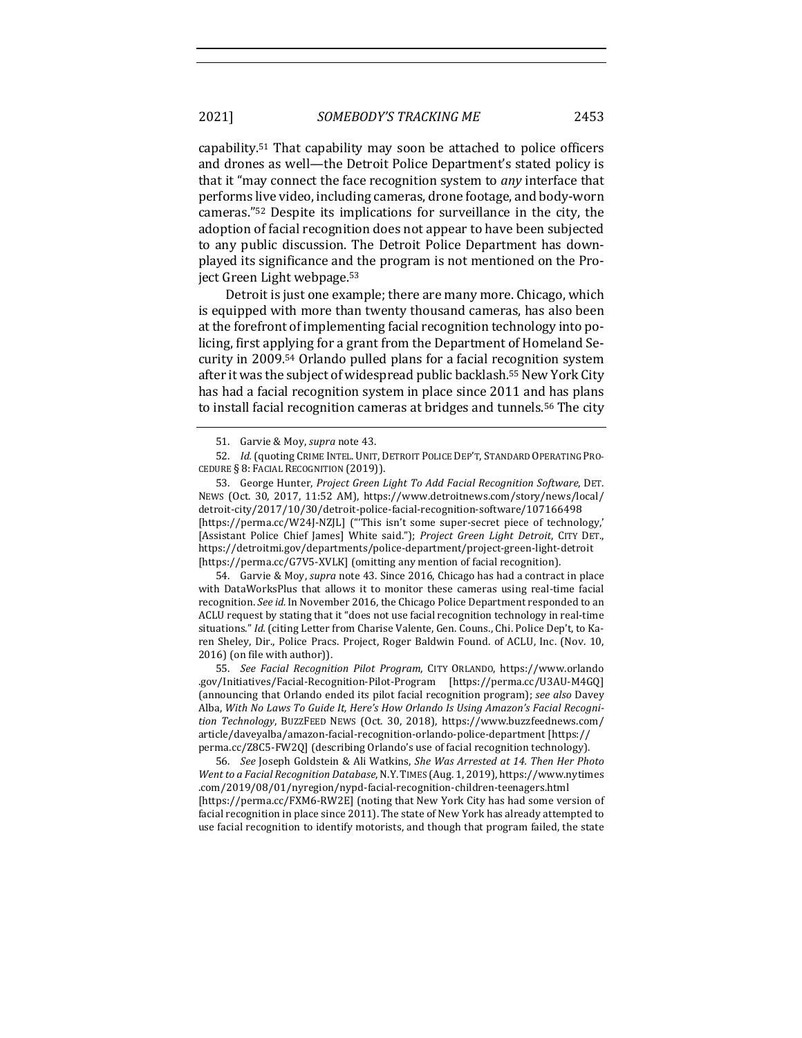capability.[51] That capability may soon be attached to police officers and drones as well—the Detroit Police Department's stated policy is that it "may connect the face recognition system to *any* interface that performs live video, including cameras, drone footage, and body-worn cameras."[52] Despite its implications for surveillance in the city, the adoption of facial recognition does not appear to have been subjected to any public discussion. The Detroit Police Department has downplayed its significance and the program is not mentioned on the Project Green Light webpage.[53]

Detroit is just one example; there are many more. Chicago, which is equipped with more than twenty thousand cameras, has also been at the forefront of implementing facial recognition technology into policing, first applying for a grant from the Department of Homeland Security in 2009.[54] Orlando pulled plans for a facial recognition system after it was the subject of widespread public backlash.[55] New York City has had a facial recognition system in place since 2011 and has plans to install facial recognition cameras at bridges and tunnels.[56] The city

---

51. Garvie & Moy, *supra* note 43.

52. *Id.* (quoting CRIME INTEL. UNIT, DETROIT POLICE DEP'T, STANDARD OPERATING PROCEDURE § 8: FACIAL RECOGNITION (2019)).

53. George Hunter, *Project Green Light To Add Facial Recognition Software*, DET. NEWS (Oct. 30, 2017, 11:52 AM), https://www.detroitnews.com/story/news/local/detroit-city/2017/10/30/detroit-police-facial-recognition-software/107166498 [https://perma.cc/W24J-NZJL] ("'This isn't some super-secret piece of technology,' [Assistant Police Chief James] White said."); *Project Green Light Detroit*, CITY DET., https://detroitmi.gov/departments/police-department/project-green-light-detroit [https://perma.cc/G7V5-XVLK] (omitting any mention of facial recognition).

54. Garvie & Moy, *supra* note 43. Since 2016, Chicago has had a contract in place with DataWorksPlus that allows it to monitor these cameras using real-time facial recognition. *See id.* In November 2016, the Chicago Police Department responded to an ACLU request by stating that it "does not use facial recognition technology in real-time situations." *Id.* (citing Letter from Charise Valente, Gen. Couns., Chi. Police Dep't, to Karen Sheley, Dir., Police Pracs. Project, Roger Baldwin Found. of ACLU, Inc. (Nov. 10, 2016) (on file with author)).

55. *See Facial Recognition Pilot Program*, CITY ORLANDO, https://www.orlando.gov/Initiatives/Facial-Recognition-Pilot-Program [https://perma.cc/U3AU-M4GQ] (announcing that Orlando ended its pilot facial recognition program); *see also* Davey Alba, *With No Laws To Guide It, Here's How Orlando Is Using Amazon's Facial Recognition Technology*, BUZZFEED NEWS (Oct. 30, 2018), https://www.buzzfeednews.com/article/daveyalba/amazon-facial-recognition-orlando-police-department [https://perma.cc/Z8C5-FW2Q] (describing Orlando's use of facial recognition technology).

56. *See* Joseph Goldstein & Ali Watkins, *She Was Arrested at 14. Then Her Photo Went to a Facial Recognition Database*, N.Y. TIMES (Aug. 1, 2019), https://www.nytimes.com/2019/08/01/nyregion/nypd-facial-recognition-children-teenagers.html [https://perma.cc/FXM6-RW2E] (noting that New York City has had some version of facial recognition in place since 2011). The state of New York has already attempted to use facial recognition to identify motorists, and though that program failed, the state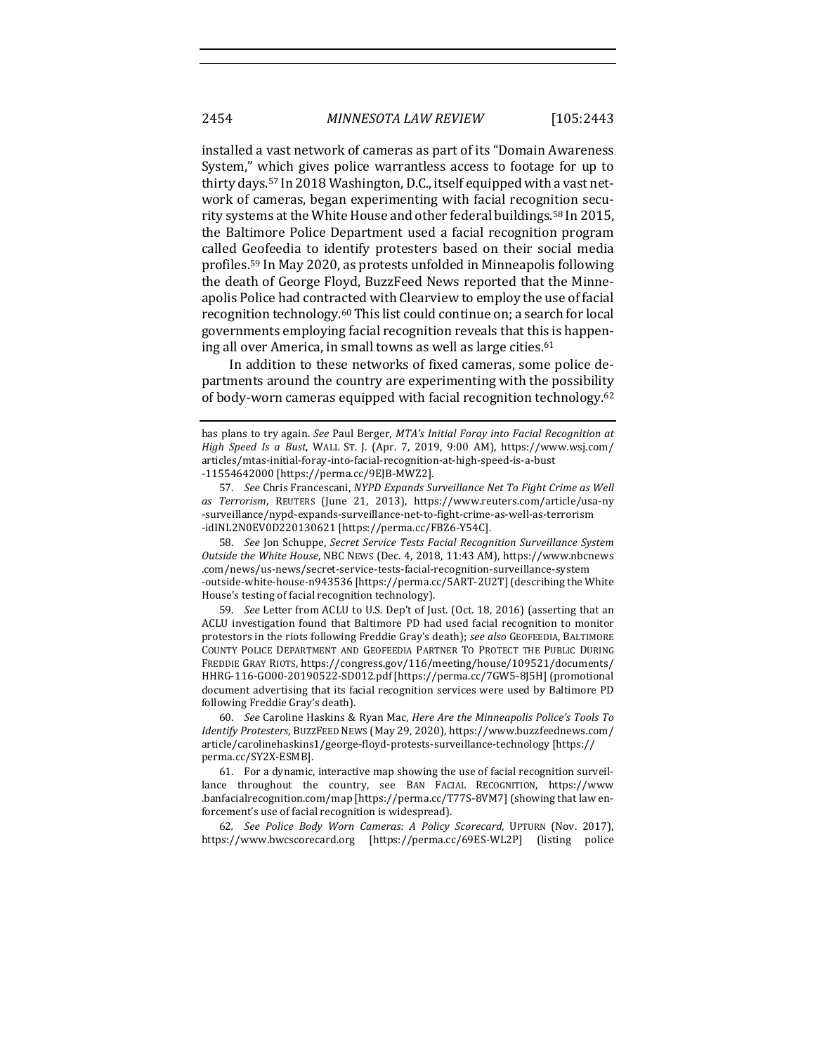installed a vast network of cameras as part of its "Domain Awareness System," which gives police warrantless access to footage for up to thirty days.[57] In 2018 Washington, D.C., itself equipped with a vast network of cameras, began experimenting with facial recognition security systems at the White House and other federal buildings.[58] In 2015, the Baltimore Police Department used a facial recognition program called Geofeedia to identify protesters based on their social media profiles.[59] In May 2020, as protests unfolded in Minneapolis following the death of George Floyd, BuzzFeed News reported that the Minneapolis Police had contracted with Clearview to employ the use of facial recognition technology.[60] This list could continue on; a search for local governments employing facial recognition reveals that this is happening all over America, in small towns as well as large cities.[61]

In addition to these networks of fixed cameras, some police departments around the country are experimenting with the possibility of body-worn cameras equipped with facial recognition technology.[62]

---

has plans to try again. *See* Paul Berger, *MTA's Initial Foray into Facial Recognition at High Speed Is a Bust*, WALL ST. J. (Apr. 7, 2019, 9:00 AM), https://www.wsj.com/articles/mtas-initial-foray-into-facial-recognition-at-high-speed-is-a-bust-11554642000 [https://perma.cc/9EJB-MWZ2].

57. *See* Chris Francescani, *NYPD Expands Surveillance Net To Fight Crime as Well as Terrorism*, REUTERS (June 21, 2013), https://www.reuters.com/article/usa-ny-surveillance/nypd-expands-surveillance-net-to-fight-crime-as-well-as-terrorism-idINL2N0EV0D220130621 [https://perma.cc/FBZ6-Y54C].

58. *See* Jon Schuppe, *Secret Service Tests Facial Recognition Surveillance System Outside the White House*, NBC NEWS (Dec. 4, 2018, 11:43 AM), https://www.nbcnews.com/news/us-news/secret-service-tests-facial-recognition-surveillance-system-outside-white-house-n943536 [https://perma.cc/5ART-2U2T] (describing the White House's testing of facial recognition technology).

59. *See* Letter from ACLU to U.S. Dep't of Just. (Oct. 18, 2016) (asserting that an ACLU investigation found that Baltimore PD had used facial recognition to monitor protestors in the riots following Freddie Gray's death); *see also* GEOFEEDIA, BALTIMORE COUNTY POLICE DEPARTMENT AND GEOFEEDIA PARTNER TO PROTECT THE PUBLIC DURING FREDDIE GRAY RIOTS, https://congress.gov/116/meeting/house/109521/documents/HHRG-116-GO00-20190522-SD012.pdf [https://perma.cc/7GW5-8J5H] (promotional document advertising that its facial recognition services were used by Baltimore PD following Freddie Gray's death).

60. *See* Caroline Haskins & Ryan Mac, *Here Are the Minneapolis Police's Tools To Identify Protesters*, BUZZFEED NEWS (May 29, 2020), https://www.buzzfeednews.com/article/carolinehaskins1/george-floyd-protests-surveillance-technology [https://perma.cc/SY2X-ESMB].

61. For a dynamic, interactive map showing the use of facial recognition surveillance throughout the country, see BAN FACIAL RECOGNITION, https://www.banfacialrecognition.com/map [https://perma.cc/T77S-8VM7] (showing that law enforcement's use of facial recognition is widespread).

62. *See Police Body Worn Cameras: A Policy Scorecard*, UPTURN (Nov. 2017), https://www.bwcscorecard.org [https://perma.cc/69ES-WL2P] (listing police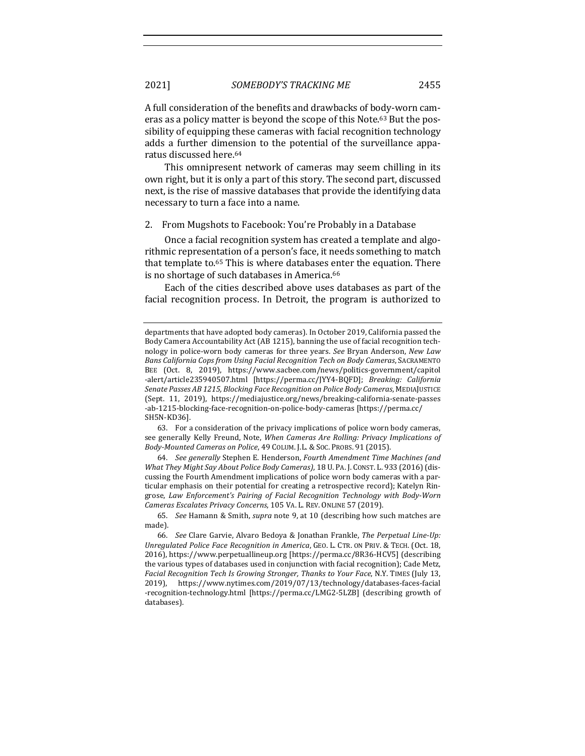A full consideration of the benefits and drawbacks of body-worn cameras as a policy matter is beyond the scope of this Note.[63] But the possibility of equipping these cameras with facial recognition technology adds a further dimension to the potential of the surveillance apparatus discussed here.[64]

This omnipresent network of cameras may seem chilling in its own right, but it is only a part of this story. The second part, discussed next, is the rise of massive databases that provide the identifying data necessary to turn a face into a name.

### 2. From Mugshots to Facebook: You're Probably in a Database

Once a facial recognition system has created a template and algorithmic representation of a person's face, it needs something to match that template to.[65] This is where databases enter the equation. There is no shortage of such databases in America.[66]

Each of the cities described above uses databases as part of the facial recognition process. In Detroit, the program is authorized to

---

departments that have adopted body cameras). In October 2019, California passed the Body Camera Accountability Act (AB 1215), banning the use of facial recognition technology in police-worn body cameras for three years. *See* Bryan Anderson, *New Law Bans California Cops from Using Facial Recognition Tech on Body Cameras*, SACRAMENTO BEE (Oct. 8, 2019), https://www.sacbee.com/news/politics-government/capitol-alert/article235940507.html [https://perma.cc/JYY4-BQFD]; *Breaking: California Senate Passes AB 1215, Blocking Face Recognition on Police Body Cameras*, MEDIAJUSTICE (Sept. 11, 2019), https://mediajustice.org/news/breaking-california-senate-passes-ab-1215-blocking-face-recognition-on-police-body-cameras [https://perma.cc/SH5N-KD36].

63. For a consideration of the privacy implications of police worn body cameras, see generally Kelly Freund, Note, *When Cameras Are Rolling: Privacy Implications of Body-Mounted Cameras on Police*, 49 COLUM. J.L. & SOC. PROBS. 91 (2015).

64. *See generally* Stephen E. Henderson, *Fourth Amendment Time Machines (and What They Might Say About Police Body Cameras)*, 18 U. PA. J. CONST. L. 933 (2016) (discussing the Fourth Amendment implications of police worn body cameras with a particular emphasis on their potential for creating a retrospective record); Katelyn Ringrose, *Law Enforcement's Pairing of Facial Recognition Technology with Body-Worn Cameras Escalates Privacy Concerns*, 105 VA. L. REV. ONLINE 57 (2019).

65. *See* Hamann & Smith, *supra* note 9, at 10 (describing how such matches are made).

66. *See* Clare Garvie, Alvaro Bedoya & Jonathan Frankle, *The Perpetual Line-Up: Unregulated Police Face Recognition in America*, GEO. L. CTR. ON PRIV. & TECH. (Oct. 18, 2016), https://www.perpetuallineup.org [https://perma.cc/8R36-HCV5] (describing the various types of databases used in conjunction with facial recognition); Cade Metz, *Facial Recognition Tech Is Growing Stronger, Thanks to Your Face*, N.Y. TIMES (July 13, 2019), https://www.nytimes.com/2019/07/13/technology/databases-faces-facial-recognition-technology.html [https://perma.cc/LMG2-5LZB] (describing growth of databases).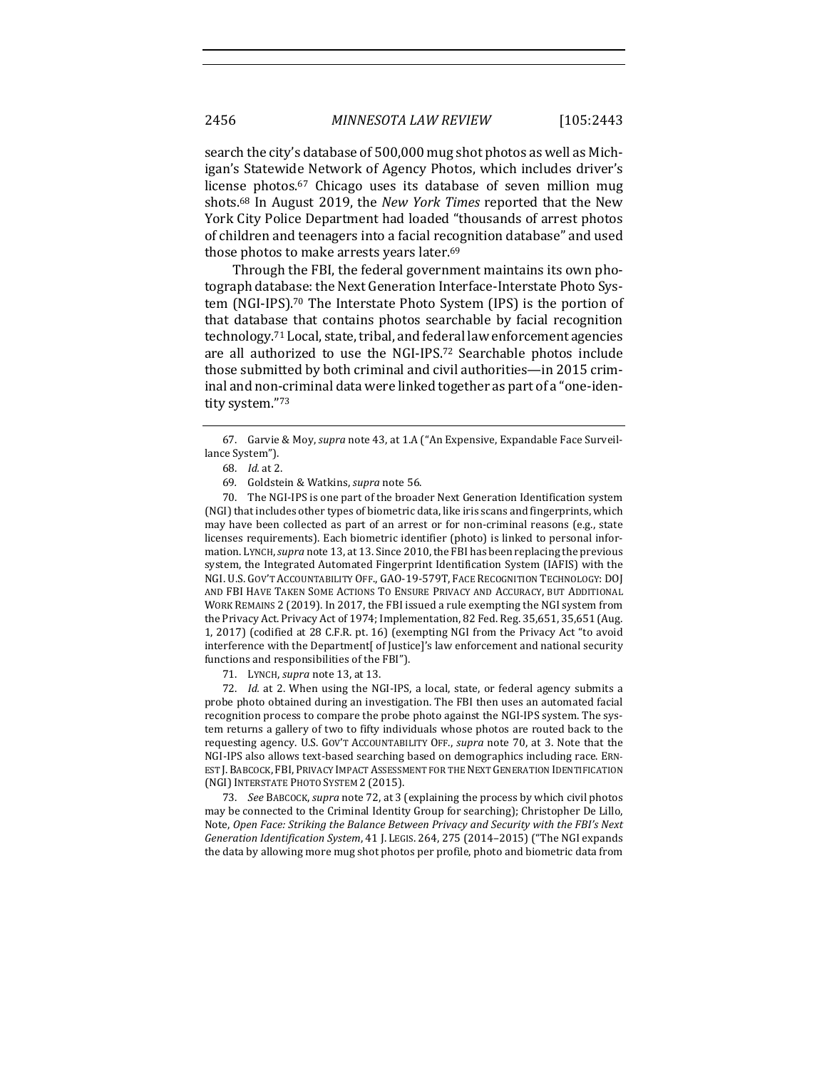search the city's database of 500,000 mug shot photos as well as Michigan's Statewide Network of Agency Photos, which includes driver's license photos.[67] Chicago uses its database of seven million mug shots.[68] In August 2019, the *New York Times* reported that the New York City Police Department had loaded "thousands of arrest photos of children and teenagers into a facial recognition database" and used those photos to make arrests years later.[69]

Through the FBI, the federal government maintains its own photograph database: the Next Generation Interface-Interstate Photo System (NGI-IPS).[70] The Interstate Photo System (IPS) is the portion of that database that contains photos searchable by facial recognition technology.[71] Local, state, tribal, and federal law enforcement agencies are all authorized to use the NGI-IPS.[72] Searchable photos include those submitted by both criminal and civil authorities—in 2015 criminal and non-criminal data were linked together as part of a "one-identity system."[73]

---

67. Garvie & Moy, *supra* note 43, at 1.A ("An Expensive, Expandable Face Surveillance System").

68. *Id.* at 2.

69. Goldstein & Watkins, *supra* note 56.

70. The NGI-IPS is one part of the broader Next Generation Identification system (NGI) that includes other types of biometric data, like iris scans and fingerprints, which may have been collected as part of an arrest or for non-criminal reasons (e.g., state licenses requirements). Each biometric identifier (photo) is linked to personal information. LYNCH, *supra* note 13, at 13. Since 2010, the FBI has been replacing the previous system, the Integrated Automated Fingerprint Identification System (IAFIS) with the NGI. U.S. GOV'T ACCOUNTABILITY OFF., GAO-19-579T, FACE RECOGNITION TECHNOLOGY: DOJ AND FBI HAVE TAKEN SOME ACTIONS TO ENSURE PRIVACY AND ACCURACY, BUT ADDITIONAL WORK REMAINS 2 (2019). In 2017, the FBI issued a rule exempting the NGI system from the Privacy Act. Privacy Act of 1974; Implementation, 82 Fed. Reg. 35,651, 35,651 (Aug. 1, 2017) (codified at 28 C.F.R. pt. 16) (exempting NGI from the Privacy Act "to avoid interference with the Department[ of Justice]'s law enforcement and national security functions and responsibilities of the FBI").

71. LYNCH, *supra* note 13, at 13.

72. *Id.* at 2. When using the NGI-IPS, a local, state, or federal agency submits a probe photo obtained during an investigation. The FBI then uses an automated facial recognition process to compare the probe photo against the NGI-IPS system. The system returns a gallery of two to fifty individuals whose photos are routed back to the requesting agency. U.S. GOV'T ACCOUNTABILITY OFF., *supra* note 70, at 3. Note that the NGI-IPS also allows text-based searching based on demographics including race. ERNEST J. BABCOCK, FBI, PRIVACY IMPACT ASSESSMENT FOR THE NEXT GENERATION IDENTIFICATION (NGI) INTERSTATE PHOTO SYSTEM 2 (2015).

73. *See* BABCOCK, *supra* note 72, at 3 (explaining the process by which civil photos may be connected to the Criminal Identity Group for searching); Christopher De Lillo, Note, *Open Face: Striking the Balance Between Privacy and Security with the FBI's Next Generation Identification System*, 41 J. LEGIS. 264, 275 (2014–2015) ("The NGI expands the data by allowing more mug shot photos per profile, photo and biometric data from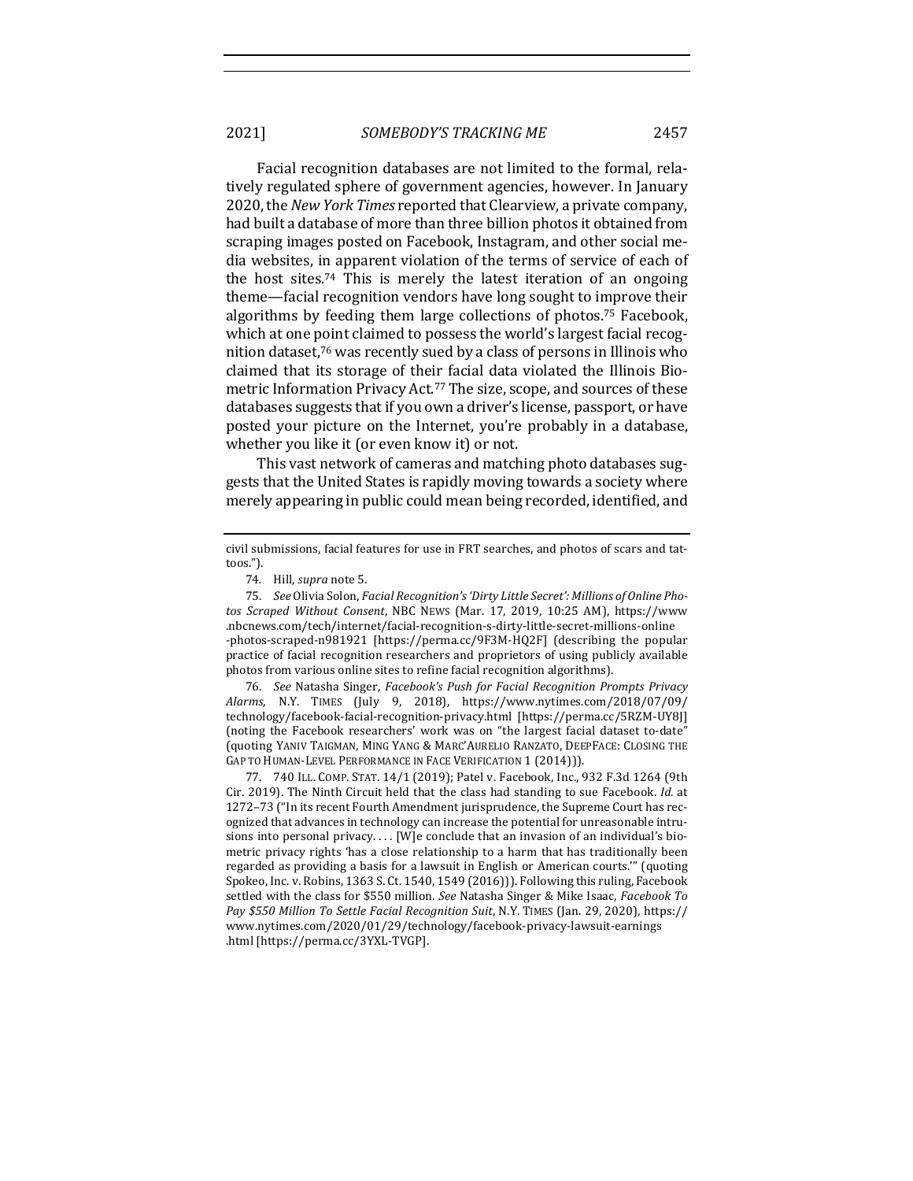Facial recognition databases are not limited to the formal, relatively regulated sphere of government agencies, however. In January 2020, the *New York Times* reported that Clearview, a private company, had built a database of more than three billion photos it obtained from scraping images posted on Facebook, Instagram, and other social media websites, in apparent violation of the terms of service of each of the host sites.[74] This is merely the latest iteration of an ongoing theme—facial recognition vendors have long sought to improve their algorithms by feeding them large collections of photos.[75] Facebook, which at one point claimed to possess the world's largest facial recognition dataset,[76] was recently sued by a class of persons in Illinois who claimed that its storage of their facial data violated the Illinois Biometric Information Privacy Act.[77] The size, scope, and sources of these databases suggests that if you own a driver's license, passport, or have posted your picture on the Internet, you're probably in a database, whether you like it (or even know it) or not.

This vast network of cameras and matching photo databases suggests that the United States is rapidly moving towards a society where merely appearing in public could mean being recorded, identified, and

---

civil submissions, facial features for use in FRT searches, and photos of scars and tattoos.").

74. Hill, *supra* note 5.

75. *See* Olivia Solon, *Facial Recognition's 'Dirty Little Secret': Millions of Online Photos Scraped Without Consent*, NBC NEWS (Mar. 17, 2019, 10:25 AM), https://www.nbcnews.com/tech/internet/facial-recognition-s-dirty-little-secret-millions-online-photos-scraped-n981921 [https://perma.cc/9F3M-HQ2F] (describing the popular practice of facial recognition researchers and proprietors of using publicly available photos from various online sites to refine facial recognition algorithms).

76. *See* Natasha Singer, *Facebook's Push for Facial Recognition Prompts Privacy Alarms*, N.Y. TIMES (July 9, 2018), https://www.nytimes.com/2018/07/09/technology/facebook-facial-recognition-privacy.html [https://perma.cc/5RZM-UY8J] (noting the Facebook researchers' work was on "the largest facial dataset to-date" (quoting YANIV TAIGMAN, MING YANG & MARC'AURELIO RANZATO, DEEPFACE: CLOSING THE GAP TO HUMAN-LEVEL PERFORMANCE IN FACE VERIFICATION 1 (2014))).

77. 740 ILL. COMP. STAT. 14/1 (2019); Patel v. Facebook, Inc., 932 F.3d 1264 (9th Cir. 2019). The Ninth Circuit held that the class had standing to sue Facebook. *Id.* at 1272–73 ("In its recent Fourth Amendment jurisprudence, the Supreme Court has recognized that advances in technology can increase the potential for unreasonable intrusions into personal privacy. . . . [W]e conclude that an invasion of an individual's biometric privacy rights 'has a close relationship to a harm that has traditionally been regarded as providing a basis for a lawsuit in English or American courts.'" (quoting Spokeo, Inc. v. Robins, 1363 S. Ct. 1540, 1549 (2016))). Following this ruling, Facebook settled with the class for $550 million. *See* Natasha Singer & Mike Isaac, *Facebook To Pay $550 Million To Settle Facial Recognition Suit*, N.Y. TIMES (Jan. 29, 2020), https://www.nytimes.com/2020/01/29/technology/facebook-privacy-lawsuit-earnings.html [https://perma.cc/3YXL-TVGP].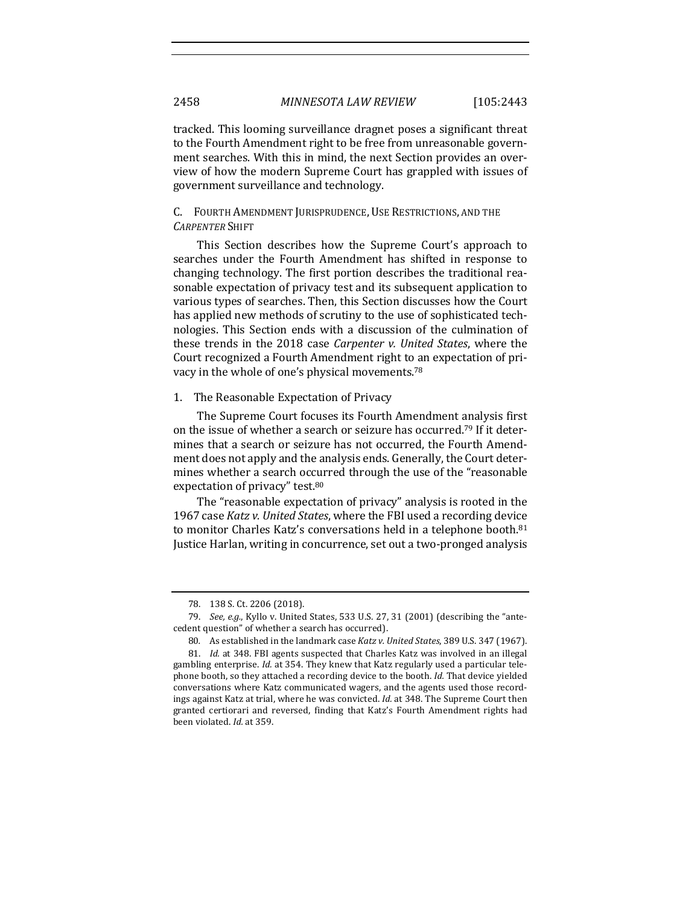tracked. This looming surveillance dragnet poses a significant threat to the Fourth Amendment right to be free from unreasonable government searches. With this in mind, the next Section provides an overview of how the modern Supreme Court has grappled with issues of government surveillance and technology.

### C. Fourth Amendment Jurisprudence, Use Restrictions, and the *Carpenter* Shift

This Section describes how the Supreme Court's approach to searches under the Fourth Amendment has shifted in response to changing technology. The first portion describes the traditional reasonable expectation of privacy test and its subsequent application to various types of searches. Then, this Section discusses how the Court has applied new methods of scrutiny to the use of sophisticated technologies. This Section ends with a discussion of the culmination of these trends in the 2018 case *Carpenter v. United States*, where the Court recognized a Fourth Amendment right to an expectation of privacy in the whole of one's physical movements.[78]

#### 1. The Reasonable Expectation of Privacy

The Supreme Court focuses its Fourth Amendment analysis first on the issue of whether a search or seizure has occurred.[79] If it determines that a search or seizure has not occurred, the Fourth Amendment does not apply and the analysis ends. Generally, the Court determines whether a search occurred through the use of the "reasonable expectation of privacy" test.[80]

The "reasonable expectation of privacy" analysis is rooted in the 1967 case *Katz v. United States*, where the FBI used a recording device to monitor Charles Katz's conversations held in a telephone booth.[81] Justice Harlan, writing in concurrence, set out a two-pronged analysis

---

78. 138 S. Ct. 2206 (2018).

79. *See, e.g.*, Kyllo v. United States, 533 U.S. 27, 31 (2001) (describing the "antecedent question" of whether a search has occurred).

80. As established in the landmark case *Katz v. United States*, 389 U.S. 347 (1967).

81. *Id.* at 348. FBI agents suspected that Charles Katz was involved in an illegal gambling enterprise. *Id.* at 354. They knew that Katz regularly used a particular telephone booth, so they attached a recording device to the booth. *Id.* That device yielded conversations where Katz communicated wagers, and the agents used those recordings against Katz at trial, where he was convicted. *Id.* at 348. The Supreme Court then granted certiorari and reversed, finding that Katz's Fourth Amendment rights had been violated. *Id.* at 359.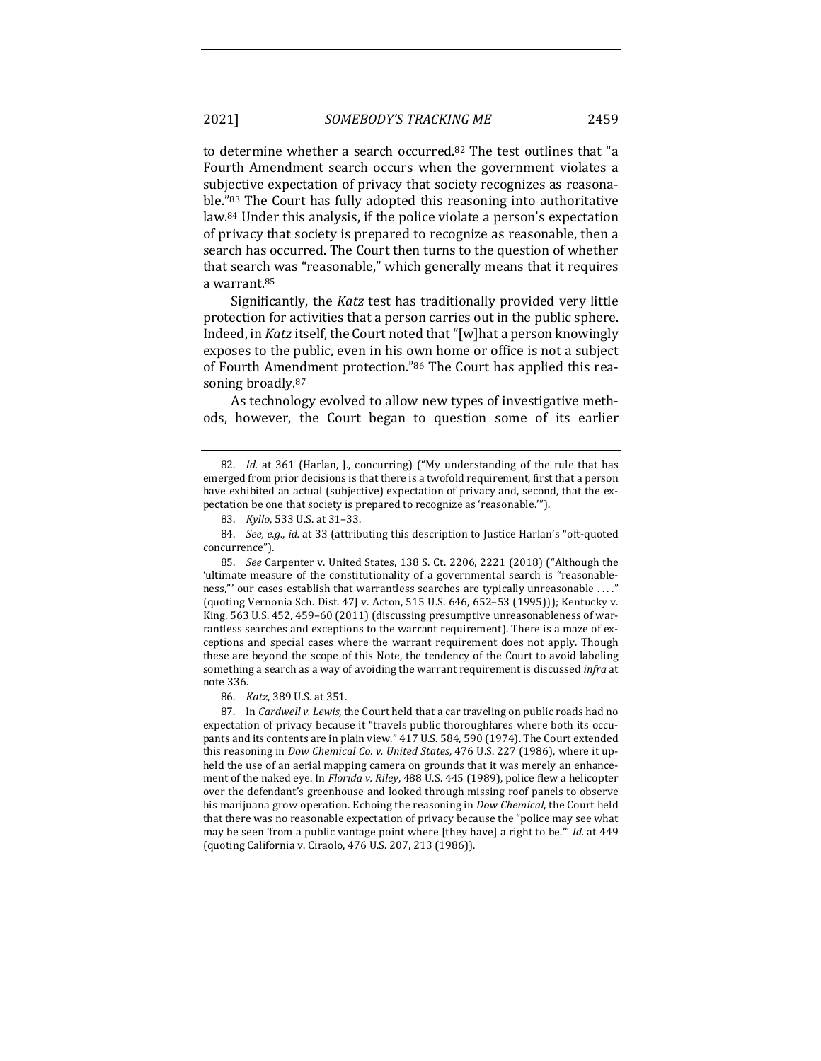to determine whether a search occurred.[82] The test outlines that "a Fourth Amendment search occurs when the government violates a subjective expectation of privacy that society recognizes as reasonable."[83] The Court has fully adopted this reasoning into authoritative law.[84] Under this analysis, if the police violate a person's expectation of privacy that society is prepared to recognize as reasonable, then a search has occurred. The Court then turns to the question of whether that search was "reasonable," which generally means that it requires a warrant.[85]

Significantly, the *Katz* test has traditionally provided very little protection for activities that a person carries out in the public sphere. Indeed, in *Katz* itself, the Court noted that "[w]hat a person knowingly exposes to the public, even in his own home or office is not a subject of Fourth Amendment protection."[86] The Court has applied this reasoning broadly.[87]

As technology evolved to allow new types of investigative methods, however, the Court began to question some of its earlier

---

82. *Id.* at 361 (Harlan, J., concurring) ("My understanding of the rule that has emerged from prior decisions is that there is a twofold requirement, first that a person have exhibited an actual (subjective) expectation of privacy and, second, that the expectation be one that society is prepared to recognize as 'reasonable.'").

83. *Kyllo*, 533 U.S. at 31–33.

84. *See, e.g.*, *id.* at 33 (attributing this description to Justice Harlan's "oft-quoted concurrence").

85. *See* Carpenter v. United States, 138 S. Ct. 2206, 2221 (2018) ("Although the 'ultimate measure of the constitutionality of a governmental search is "reasonableness,"' our cases establish that warrantless searches are typically unreasonable . . . ." (quoting Vernonia Sch. Dist. 47J v. Acton, 515 U.S. 646, 652–53 (1995))); Kentucky v. King, 563 U.S. 452, 459–60 (2011) (discussing presumptive unreasonableness of warrantless searches and exceptions to the warrant requirement). There is a maze of exceptions and special cases where the warrant requirement does not apply. Though these are beyond the scope of this Note, the tendency of the Court to avoid labeling something a search as a way of avoiding the warrant requirement is discussed *infra* at note 336.

86. *Katz*, 389 U.S. at 351.

87. In *Cardwell v. Lewis*, the Court held that a car traveling on public roads had no expectation of privacy because it "travels public thoroughfares where both its occupants and its contents are in plain view." 417 U.S. 584, 590 (1974). The Court extended this reasoning in *Dow Chemical Co. v. United States*, 476 U.S. 227 (1986), where it upheld the use of an aerial mapping camera on grounds that it was merely an enhancement of the naked eye. In *Florida v. Riley*, 488 U.S. 445 (1989), police flew a helicopter over the defendant's greenhouse and looked through missing roof panels to observe his marijuana grow operation. Echoing the reasoning in *Dow Chemical*, the Court held that there was no reasonable expectation of privacy because the "police may see what may be seen 'from a public vantage point where [they have] a right to be.'" *Id.* at 449 (quoting California v. Ciraolo, 476 U.S. 207, 213 (1986)).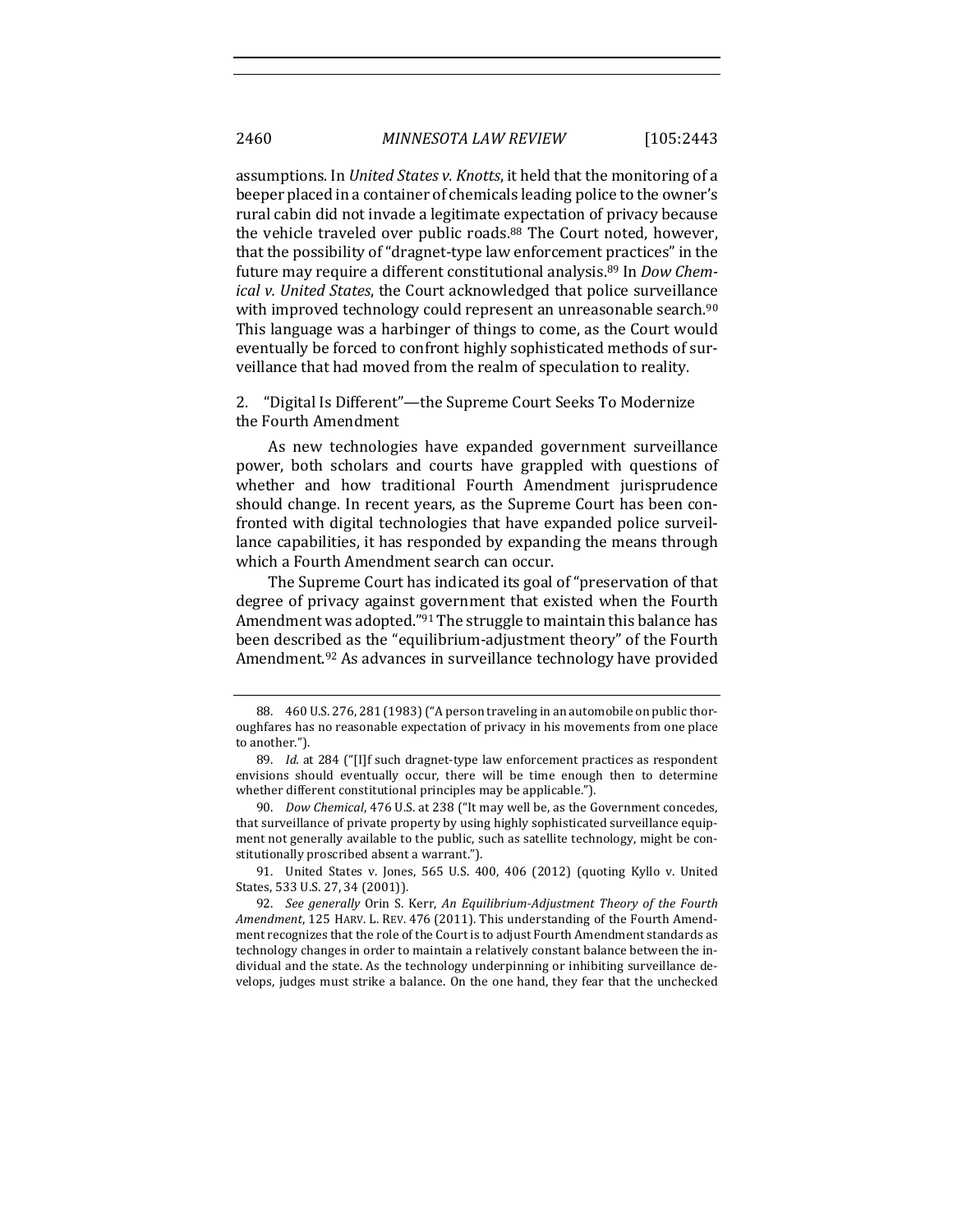assumptions. In *United States v. Knotts*, it held that the monitoring of a beeper placed in a container of chemicals leading police to the owner's rural cabin did not invade a legitimate expectation of privacy because the vehicle traveled over public roads.[88] The Court noted, however, that the possibility of "dragnet-type law enforcement practices" in the future may require a different constitutional analysis.[89] In *Dow Chemical v. United States*, the Court acknowledged that police surveillance with improved technology could represent an unreasonable search.[90] This language was a harbinger of things to come, as the Court would eventually be forced to confront highly sophisticated methods of surveillance that had moved from the realm of speculation to reality.

### 2. "Digital Is Different"—the Supreme Court Seeks To Modernize the Fourth Amendment

As new technologies have expanded government surveillance power, both scholars and courts have grappled with questions of whether and how traditional Fourth Amendment jurisprudence should change. In recent years, as the Supreme Court has been confronted with digital technologies that have expanded police surveillance capabilities, it has responded by expanding the means through which a Fourth Amendment search can occur.

The Supreme Court has indicated its goal of "preservation of that degree of privacy against government that existed when the Fourth Amendment was adopted."[91] The struggle to maintain this balance has been described as the "equilibrium-adjustment theory" of the Fourth Amendment.[92] As advances in surveillance technology have provided

---

88. 460 U.S. 276, 281 (1983) ("A person traveling in an automobile on public thoroughfares has no reasonable expectation of privacy in his movements from one place to another.").

89. *Id.* at 284 ("[I]f such dragnet-type law enforcement practices as respondent envisions should eventually occur, there will be time enough then to determine whether different constitutional principles may be applicable.").

90. *Dow Chemical*, 476 U.S. at 238 ("It may well be, as the Government concedes, that surveillance of private property by using highly sophisticated surveillance equipment not generally available to the public, such as satellite technology, might be constitutionally proscribed absent a warrant.").

91. United States v. Jones, 565 U.S. 400, 406 (2012) (quoting Kyllo v. United States, 533 U.S. 27, 34 (2001)).

92. *See generally* Orin S. Kerr, *An Equilibrium-Adjustment Theory of the Fourth Amendment*, 125 HARV. L. REV. 476 (2011). This understanding of the Fourth Amendment recognizes that the role of the Court is to adjust Fourth Amendment standards as technology changes in order to maintain a relatively constant balance between the individual and the state. As the technology underpinning or inhibiting surveillance develops, judges must strike a balance. On the one hand, they fear that the unchecked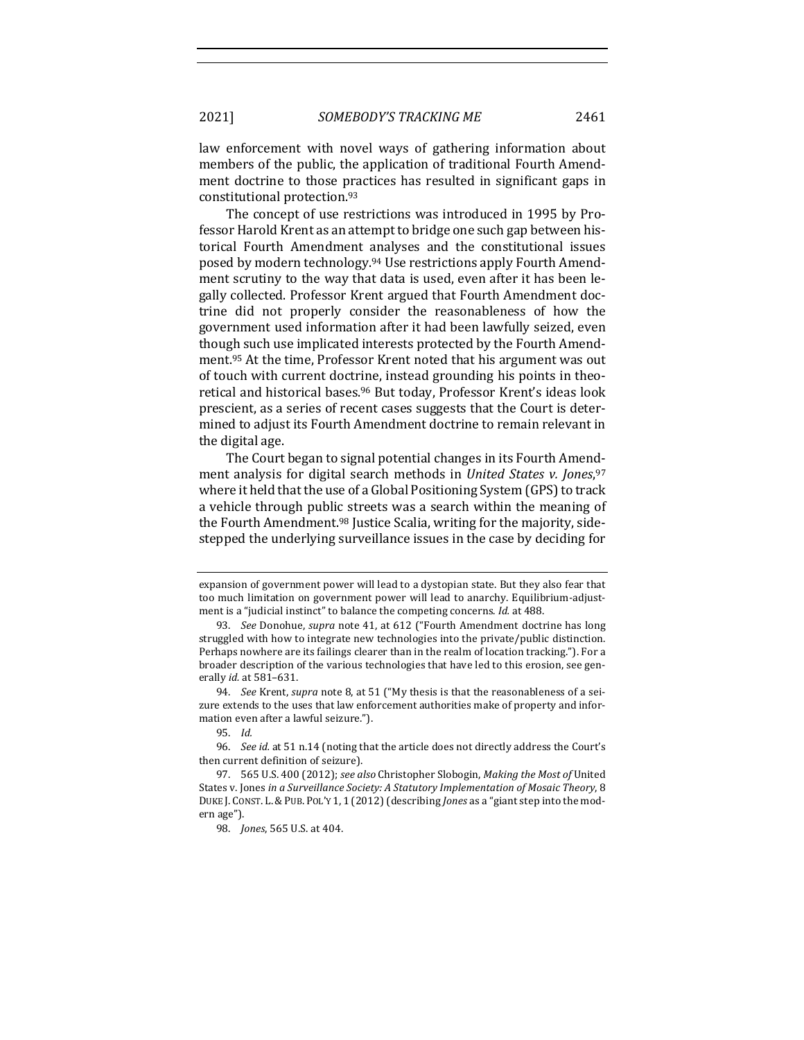law enforcement with novel ways of gathering information about members of the public, the application of traditional Fourth Amendment doctrine to those practices has resulted in significant gaps in constitutional protection.[93]

The concept of use restrictions was introduced in 1995 by Professor Harold Krent as an attempt to bridge one such gap between historical Fourth Amendment analyses and the constitutional issues posed by modern technology.[94] Use restrictions apply Fourth Amendment scrutiny to the way that data is used, even after it has been legally collected. Professor Krent argued that Fourth Amendment doctrine did not properly consider the reasonableness of how the government used information after it had been lawfully seized, even though such use implicated interests protected by the Fourth Amendment.[95] At the time, Professor Krent noted that his argument was out of touch with current doctrine, instead grounding his points in theoretical and historical bases.[96] But today, Professor Krent's ideas look prescient, as a series of recent cases suggests that the Court is determined to adjust its Fourth Amendment doctrine to remain relevant in the digital age.

The Court began to signal potential changes in its Fourth Amendment analysis for digital search methods in *United States v. Jones*,[97] where it held that the use of a Global Positioning System (GPS) to track a vehicle through public streets was a search within the meaning of the Fourth Amendment.[98] Justice Scalia, writing for the majority, sidestepped the underlying surveillance issues in the case by deciding for

---

expansion of government power will lead to a dystopian state. But they also fear that too much limitation on government power will lead to anarchy. Equilibrium-adjustment is a "judicial instinct" to balance the competing concerns. *Id.* at 488.

93. *See* Donohue, *supra* note 41, at 612 ("Fourth Amendment doctrine has long struggled with how to integrate new technologies into the private/public distinction. Perhaps nowhere are its failings clearer than in the realm of location tracking."). For a broader description of the various technologies that have led to this erosion, see generally *id.* at 581–631.

94. *See* Krent, *supra* note 8, at 51 ("My thesis is that the reasonableness of a seizure extends to the uses that law enforcement authorities make of property and information even after a lawful seizure.").

95. *Id.*

96. *See id.* at 51 n.14 (noting that the article does not directly address the Court's then current definition of seizure).

97. 565 U.S. 400 (2012); *see also* Christopher Slobogin, *Making the Most of* United States v. Jones *in a Surveillance Society: A Statutory Implementation of Mosaic Theory*, 8 DUKE J. CONST. L. & PUB. POL'Y 1, 1 (2012) (describing *Jones* as a "giant step into the modern age").

98. *Jones*, 565 U.S. at 404.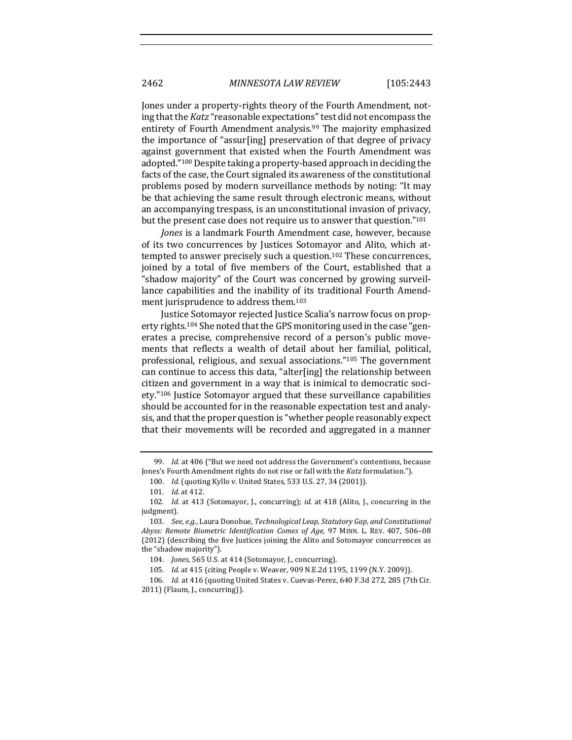Jones under a property-rights theory of the Fourth Amendment, noting that the *Katz* "reasonable expectations" test did not encompass the entirety of Fourth Amendment analysis.[99] The majority emphasized the importance of "assur[ing] preservation of that degree of privacy against government that existed when the Fourth Amendment was adopted."[100] Despite taking a property-based approach in deciding the facts of the case, the Court signaled its awareness of the constitutional problems posed by modern surveillance methods by noting: "It may be that achieving the same result through electronic means, without an accompanying trespass, is an unconstitutional invasion of privacy, but the present case does not require us to answer that question."[101]

*Jones* is a landmark Fourth Amendment case, however, because of its two concurrences by Justices Sotomayor and Alito, which attempted to answer precisely such a question.[102] These concurrences, joined by a total of five members of the Court, established that a "shadow majority" of the Court was concerned by growing surveillance capabilities and the inability of its traditional Fourth Amendment jurisprudence to address them.[103]

Justice Sotomayor rejected Justice Scalia's narrow focus on property rights.[104] She noted that the GPS monitoring used in the case "generates a precise, comprehensive record of a person's public movements that reflects a wealth of detail about her familial, political, professional, religious, and sexual associations."[105] The government can continue to access this data, "alter[ing] the relationship between citizen and government in a way that is inimical to democratic society."[106] Justice Sotomayor argued that these surveillance capabilities should be accounted for in the reasonable expectation test and analysis, and that the proper question is "whether people reasonably expect that their movements will be recorded and aggregated in a manner

---

99. *Id.* at 406 ("But we need not address the Government's contentions, because Jones's Fourth Amendment rights do not rise or fall with the *Katz* formulation.").

100. *Id.* (quoting Kyllo v. United States, 533 U.S. 27, 34 (2001)).

101. *Id.* at 412.

102. *Id.* at 413 (Sotomayor, J., concurring); *id.* at 418 (Alito, J., concurring in the judgment).

103. *See, e.g.*, Laura Donohue, *Technological Leap, Statutory Gap, and Constitutional Abyss: Remote Biometric Identification Comes of Age*, 97 MINN. L. REV. 407, 506–08 (2012) (describing the five Justices joining the Alito and Sotomayor concurrences as the "shadow majority").

104. *Jones*, 565 U.S. at 414 (Sotomayor, J., concurring).

105. *Id.* at 415 (citing People v. Weaver, 909 N.E.2d 1195, 1199 (N.Y. 2009)).

106. *Id.* at 416 (quoting United States v. Cuevas-Perez, 640 F.3d 272, 285 (7th Cir. 2011) (Flaum, J., concurring)).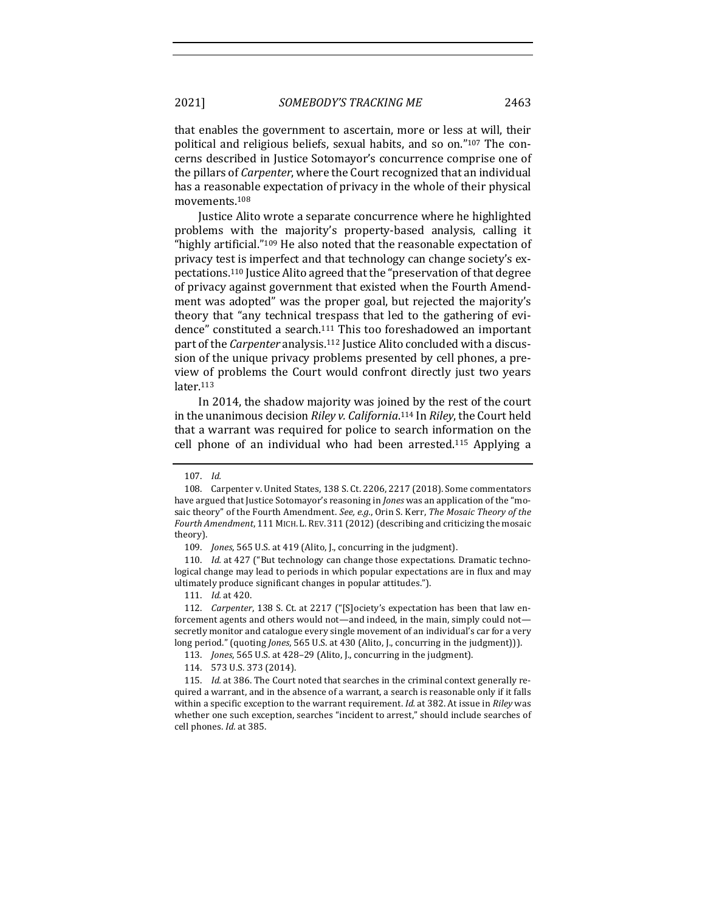that enables the government to ascertain, more or less at will, their political and religious beliefs, sexual habits, and so on."[107] The concerns described in Justice Sotomayor's concurrence comprise one of the pillars of *Carpenter*, where the Court recognized that an individual has a reasonable expectation of privacy in the whole of their physical movements.[108]

Justice Alito wrote a separate concurrence where he highlighted problems with the majority's property-based analysis, calling it "highly artificial."[109] He also noted that the reasonable expectation of privacy test is imperfect and that technology can change society's expectations.[110] Justice Alito agreed that the "preservation of that degree of privacy against government that existed when the Fourth Amendment was adopted" was the proper goal, but rejected the majority's theory that "any technical trespass that led to the gathering of evidence" constituted a search.[111] This too foreshadowed an important part of the *Carpenter* analysis.[112] Justice Alito concluded with a discussion of the unique privacy problems presented by cell phones, a preview of problems the Court would confront directly just two years later.[113]

In 2014, the shadow majority was joined by the rest of the court in the unanimous decision *Riley v. California*.[114] In *Riley*, the Court held that a warrant was required for police to search information on the cell phone of an individual who had been arrested.[115] Applying a

---

107. *Id.*

108. Carpenter v. United States, 138 S. Ct. 2206, 2217 (2018). Some commentators have argued that Justice Sotomayor's reasoning in *Jones* was an application of the "mosaic theory" of the Fourth Amendment. *See, e.g.*, Orin S. Kerr, *The Mosaic Theory of the Fourth Amendment*, 111 MICH. L. REV. 311 (2012) (describing and criticizing the mosaic theory).

109. *Jones*, 565 U.S. at 419 (Alito, J., concurring in the judgment).

110. *Id.* at 427 ("But technology can change those expectations. Dramatic technological change may lead to periods in which popular expectations are in flux and may ultimately produce significant changes in popular attitudes.").

111. *Id.* at 420.

112. *Carpenter*, 138 S. Ct. at 2217 ("[S]ociety's expectation has been that law enforcement agents and others would not—and indeed, in the main, simply could not—secretly monitor and catalogue every single movement of an individual's car for a very long period." (quoting *Jones*, 565 U.S. at 430 (Alito, J., concurring in the judgment))).

113. *Jones*, 565 U.S. at 428–29 (Alito, J., concurring in the judgment).

114. 573 U.S. 373 (2014).

115. *Id.* at 386. The Court noted that searches in the criminal context generally required a warrant, and in the absence of a warrant, a search is reasonable only if it falls within a specific exception to the warrant requirement. *Id.* at 382. At issue in *Riley* was whether one such exception, searches "incident to arrest," should include searches of cell phones. *Id.* at 385.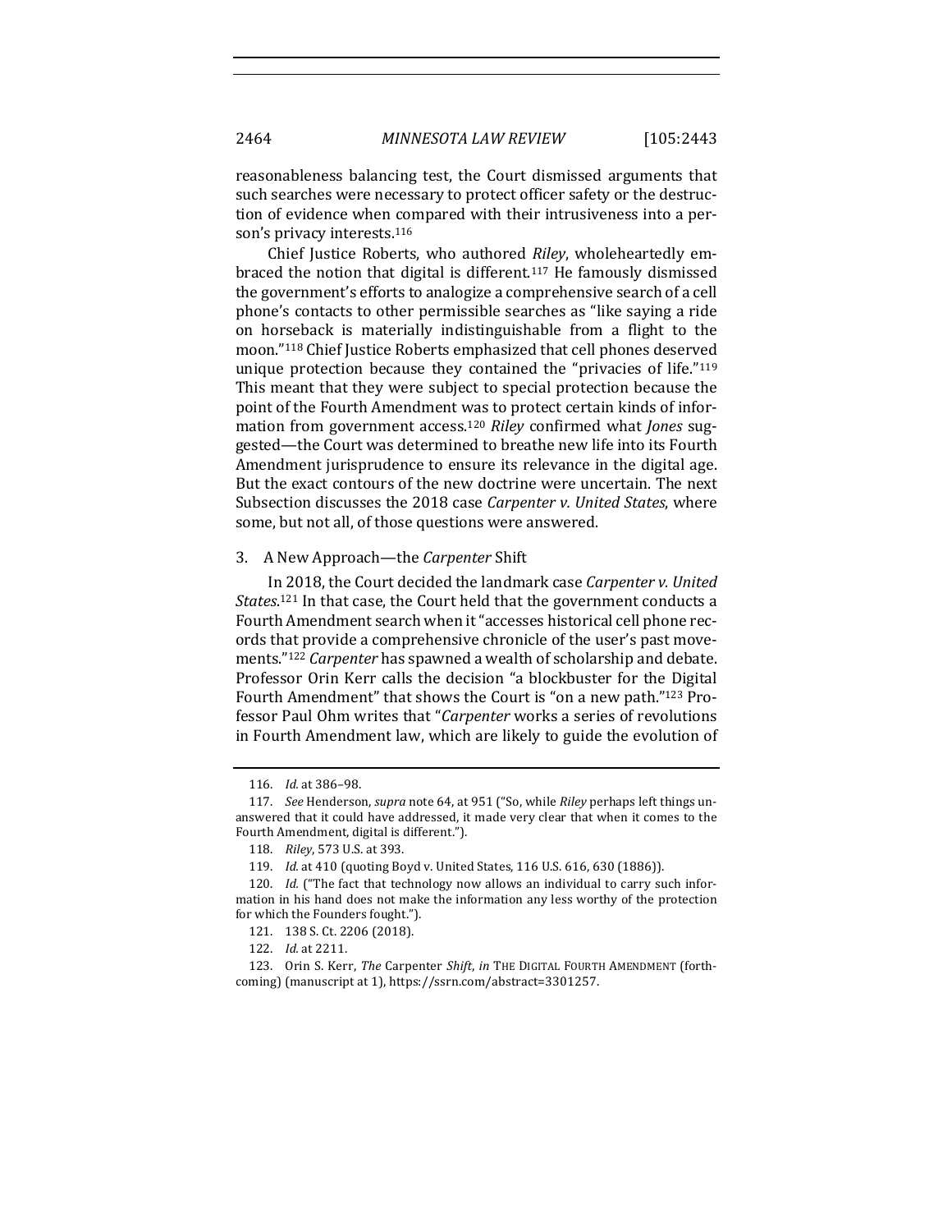reasonableness balancing test, the Court dismissed arguments that such searches were necessary to protect officer safety or the destruction of evidence when compared with their intrusiveness into a person's privacy interests.[116]

Chief Justice Roberts, who authored *Riley*, wholeheartedly embraced the notion that digital is different.[117] He famously dismissed the government's efforts to analogize a comprehensive search of a cell phone's contacts to other permissible searches as "like saying a ride on horseback is materially indistinguishable from a flight to the moon."[118] Chief Justice Roberts emphasized that cell phones deserved unique protection because they contained the "privacies of life."[119] This meant that they were subject to special protection because the point of the Fourth Amendment was to protect certain kinds of information from government access.[120] *Riley* confirmed what *Jones* suggested—the Court was determined to breathe new life into its Fourth Amendment jurisprudence to ensure its relevance in the digital age. But the exact contours of the new doctrine were uncertain. The next Subsection discusses the 2018 case *Carpenter v. United States*, where some, but not all, of those questions were answered.

### 3. A New Approach—the *Carpenter* Shift

In 2018, the Court decided the landmark case *Carpenter v. United States*.[121] In that case, the Court held that the government conducts a Fourth Amendment search when it "accesses historical cell phone records that provide a comprehensive chronicle of the user's past movements."[122] *Carpenter* has spawned a wealth of scholarship and debate. Professor Orin Kerr calls the decision "a blockbuster for the Digital Fourth Amendment" that shows the Court is "on a new path."[123] Professor Paul Ohm writes that "*Carpenter* works a series of revolutions in Fourth Amendment law, which are likely to guide the evolution of

116. *Id.* at 386–98.

117. *See* Henderson, *supra* note 64, at 951 ("So, while *Riley* perhaps left things unanswered that it could have addressed, it made very clear that when it comes to the Fourth Amendment, digital is different.").

118. *Riley*, 573 U.S. at 393.

119. *Id.* at 410 (quoting Boyd v. United States, 116 U.S. 616, 630 (1886)).

120. *Id.* ("The fact that technology now allows an individual to carry such information in his hand does not make the information any less worthy of the protection for which the Founders fought.").

121. 138 S. Ct. 2206 (2018).

122. *Id.* at 2211.

123. Orin S. Kerr, *The* Carpenter *Shift*, *in* THE DIGITAL FOURTH AMENDMENT (forthcoming) (manuscript at 1), https://ssrn.com/abstract=3301257.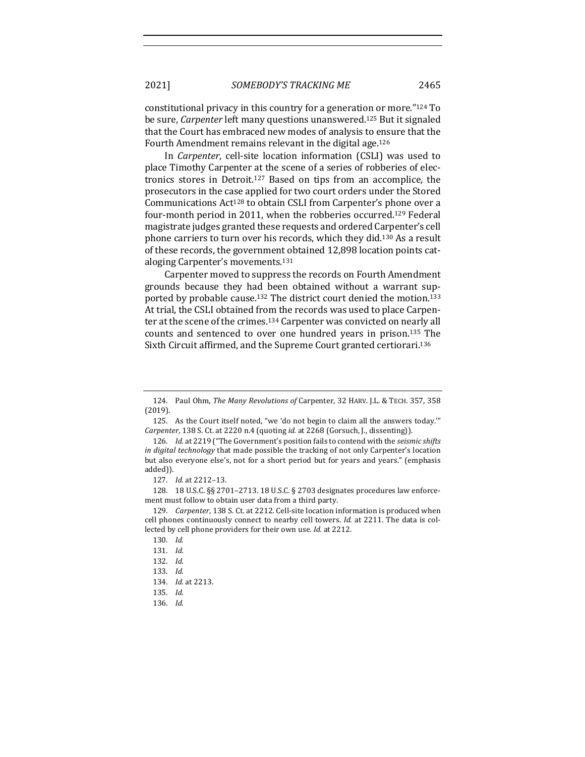constitutional privacy in this country for a generation or more."[124] To be sure, *Carpenter* left many questions unanswered.[125] But it signaled that the Court has embraced new modes of analysis to ensure that the Fourth Amendment remains relevant in the digital age.[126]

In *Carpenter*, cell-site location information (CSLI) was used to place Timothy Carpenter at the scene of a series of robberies of electronics stores in Detroit.[127] Based on tips from an accomplice, the prosecutors in the case applied for two court orders under the Stored Communications Act[128] to obtain CSLI from Carpenter's phone over a four-month period in 2011, when the robberies occurred.[129] Federal magistrate judges granted these requests and ordered Carpenter's cell phone carriers to turn over his records, which they did.[130] As a result of these records, the government obtained 12,898 location points cataloging Carpenter's movements.[131]

Carpenter moved to suppress the records on Fourth Amendment grounds because they had been obtained without a warrant supported by probable cause.[132] The district court denied the motion.[133] At trial, the CSLI obtained from the records was used to place Carpenter at the scene of the crimes.[134] Carpenter was convicted on nearly all counts and sentenced to over one hundred years in prison.[135] The Sixth Circuit affirmed, and the Supreme Court granted certiorari.[136]

---

124. Paul Ohm, *The Many Revolutions of* Carpenter, 32 HARV. J.L. & TECH. 357, 358 (2019).

125. As the Court itself noted, "we 'do not begin to claim all the answers today.'" *Carpenter*, 138 S. Ct. at 2220 n.4 (quoting *id.* at 2268 (Gorsuch, J., dissenting)).

126. *Id.* at 2219 ("The Government's position fails to contend with the *seismic shifts in digital technology* that made possible the tracking of not only Carpenter's location but also everyone else's, not for a short period but for years and years." (emphasis added)).

127. *Id.* at 2212–13.

128. 18 U.S.C. §§ 2701–2713. 18 U.S.C. § 2703 designates procedures law enforcement must follow to obtain user data from a third party.

129. *Carpenter*, 138 S. Ct. at 2212. Cell-site location information is produced when cell phones continuously connect to nearby cell towers. *Id.* at 2211. The data is collected by cell phone providers for their own use. *Id.* at 2212.

130. *Id.*

131. *Id.*

132. *Id.*

133. *Id.*

134. *Id.* at 2213.

135. *Id.*

136. *Id.*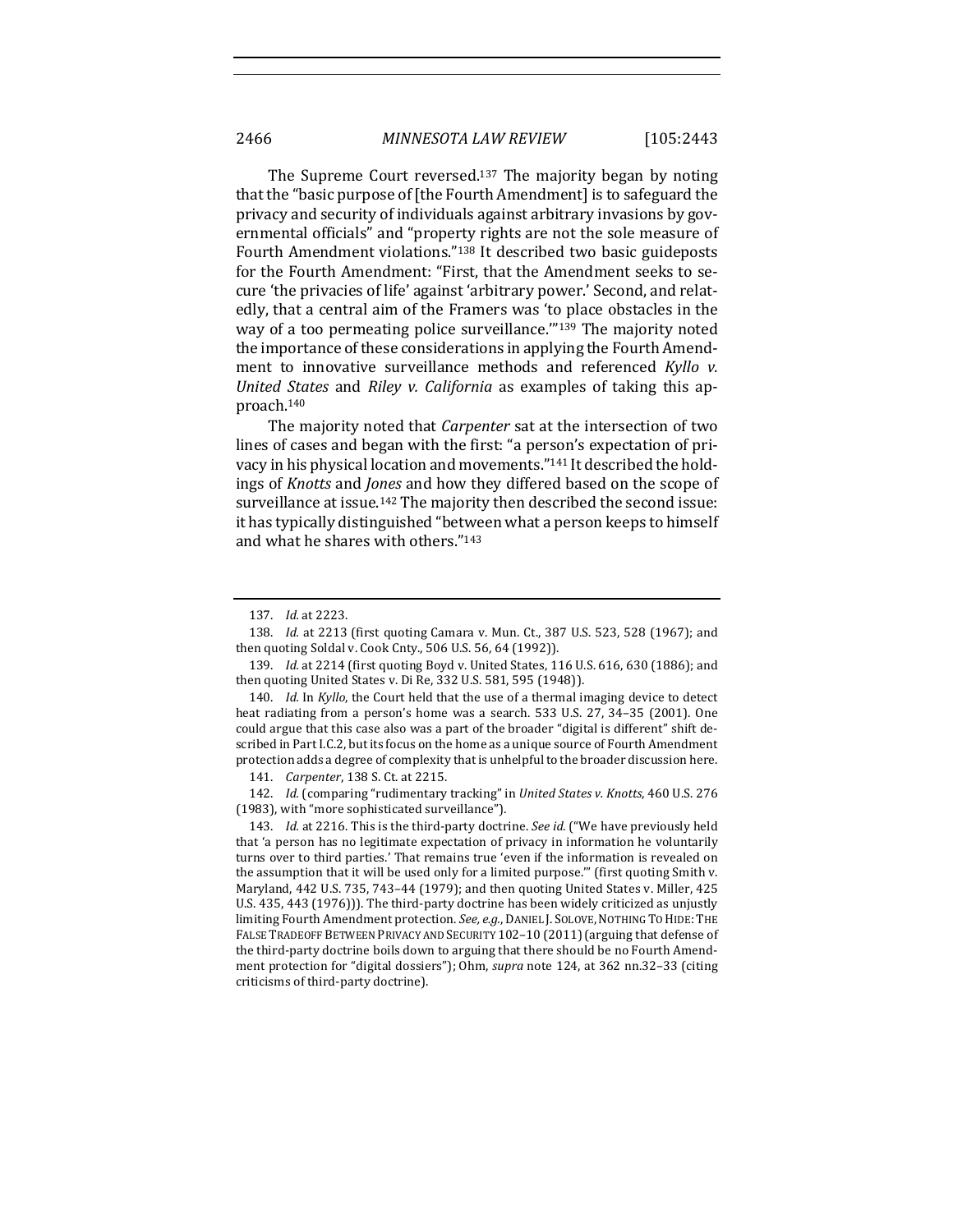The Supreme Court reversed.[137] The majority began by noting that the "basic purpose of [the Fourth Amendment] is to safeguard the privacy and security of individuals against arbitrary invasions by governmental officials" and "property rights are not the sole measure of Fourth Amendment violations."[138] It described two basic guideposts for the Fourth Amendment: "First, that the Amendment seeks to secure 'the privacies of life' against 'arbitrary power.' Second, and relatedly, that a central aim of the Framers was 'to place obstacles in the way of a too permeating police surveillance.'"[139] The majority noted the importance of these considerations in applying the Fourth Amendment to innovative surveillance methods and referenced *Kyllo v. United States* and *Riley v. California* as examples of taking this approach.[140]

The majority noted that *Carpenter* sat at the intersection of two lines of cases and began with the first: "a person's expectation of privacy in his physical location and movements."[141] It described the holdings of *Knotts* and *Jones* and how they differed based on the scope of surveillance at issue.[142] The majority then described the second issue: it has typically distinguished "between what a person keeps to himself and what he shares with others."[143]

---

137. *Id.* at 2223.

138. *Id.* at 2213 (first quoting Camara v. Mun. Ct., 387 U.S. 523, 528 (1967); and then quoting Soldal v. Cook Cnty., 506 U.S. 56, 64 (1992)).

139. *Id.* at 2214 (first quoting Boyd v. United States, 116 U.S. 616, 630 (1886); and then quoting United States v. Di Re, 332 U.S. 581, 595 (1948)).

140. *Id.* In *Kyllo*, the Court held that the use of a thermal imaging device to detect heat radiating from a person's home was a search. 533 U.S. 27, 34–35 (2001). One could argue that this case also was a part of the broader "digital is different" shift described in Part I.C.2, but its focus on the home as a unique source of Fourth Amendment protection adds a degree of complexity that is unhelpful to the broader discussion here.

141. *Carpenter*, 138 S. Ct. at 2215.

142. *Id.* (comparing "rudimentary tracking" in *United States v. Knotts*, 460 U.S. 276 (1983), with "more sophisticated surveillance").

143. *Id.* at 2216. This is the third-party doctrine. *See id.* ("We have previously held that 'a person has no legitimate expectation of privacy in information he voluntarily turns over to third parties.' That remains true 'even if the information is revealed on the assumption that it will be used only for a limited purpose.'" (first quoting Smith v. Maryland, 442 U.S. 735, 743–44 (1979); and then quoting United States v. Miller, 425 U.S. 435, 443 (1976))). The third-party doctrine has been widely criticized as unjustly limiting Fourth Amendment protection. *See, e.g.*, DANIEL J. SOLOVE, NOTHING TO HIDE: THE FALSE TRADEOFF BETWEEN PRIVACY AND SECURITY 102–10 (2011) (arguing that defense of the third-party doctrine boils down to arguing that there should be no Fourth Amendment protection for "digital dossiers"); Ohm, *supra* note 124, at 362 nn.32–33 (citing criticisms of third-party doctrine).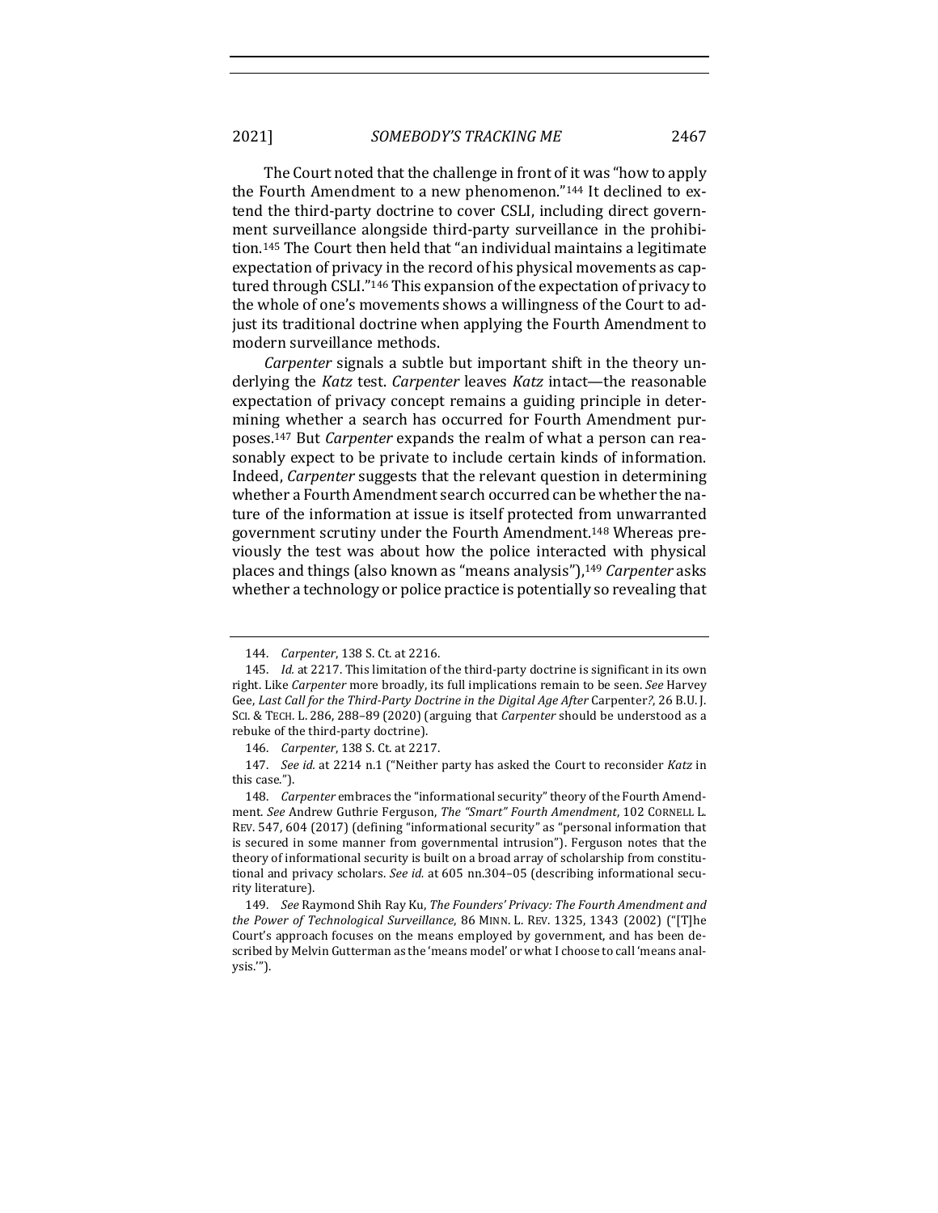The Court noted that the challenge in front of it was "how to apply the Fourth Amendment to a new phenomenon."[144] It declined to extend the third-party doctrine to cover CSLI, including direct government surveillance alongside third-party surveillance in the prohibition.[145] The Court then held that "an individual maintains a legitimate expectation of privacy in the record of his physical movements as captured through CSLI."[146] This expansion of the expectation of privacy to the whole of one's movements shows a willingness of the Court to adjust its traditional doctrine when applying the Fourth Amendment to modern surveillance methods.

*Carpenter* signals a subtle but important shift in the theory underlying the *Katz* test. *Carpenter* leaves *Katz* intact—the reasonable expectation of privacy concept remains a guiding principle in determining whether a search has occurred for Fourth Amendment purposes.[147] But *Carpenter* expands the realm of what a person can reasonably expect to be private to include certain kinds of information. Indeed, *Carpenter* suggests that the relevant question in determining whether a Fourth Amendment search occurred can be whether the nature of the information at issue is itself protected from unwarranted government scrutiny under the Fourth Amendment.[148] Whereas previously the test was about how the police interacted with physical places and things (also known as "means analysis"),[149] *Carpenter* asks whether a technology or police practice is potentially so revealing that

---

144. *Carpenter*, 138 S. Ct. at 2216.

145. *Id.* at 2217. This limitation of the third-party doctrine is significant in its own right. Like *Carpenter* more broadly, its full implications remain to be seen. *See* Harvey Gee, *Last Call for the Third-Party Doctrine in the Digital Age After* Carpenter*?*, 26 B.U. J. SCI. & TECH. L. 286, 288–89 (2020) (arguing that *Carpenter* should be understood as a rebuke of the third-party doctrine).

146. *Carpenter*, 138 S. Ct. at 2217.

147. *See id.* at 2214 n.1 ("Neither party has asked the Court to reconsider *Katz* in this case.").

148. *Carpenter* embraces the "informational security" theory of the Fourth Amendment. *See* Andrew Guthrie Ferguson, *The "Smart" Fourth Amendment*, 102 CORNELL L. REV. 547, 604 (2017) (defining "informational security" as "personal information that is secured in some manner from governmental intrusion"). Ferguson notes that the theory of informational security is built on a broad array of scholarship from constitutional and privacy scholars. *See id.* at 605 nn.304–05 (describing informational security literature).

149. *See* Raymond Shih Ray Ku, *The Founders' Privacy: The Fourth Amendment and the Power of Technological Surveillance*, 86 MINN. L. REV. 1325, 1343 (2002) ("[T]he Court's approach focuses on the means employed by government, and has been described by Melvin Gutterman as the 'means model' or what I choose to call 'means analysis.'").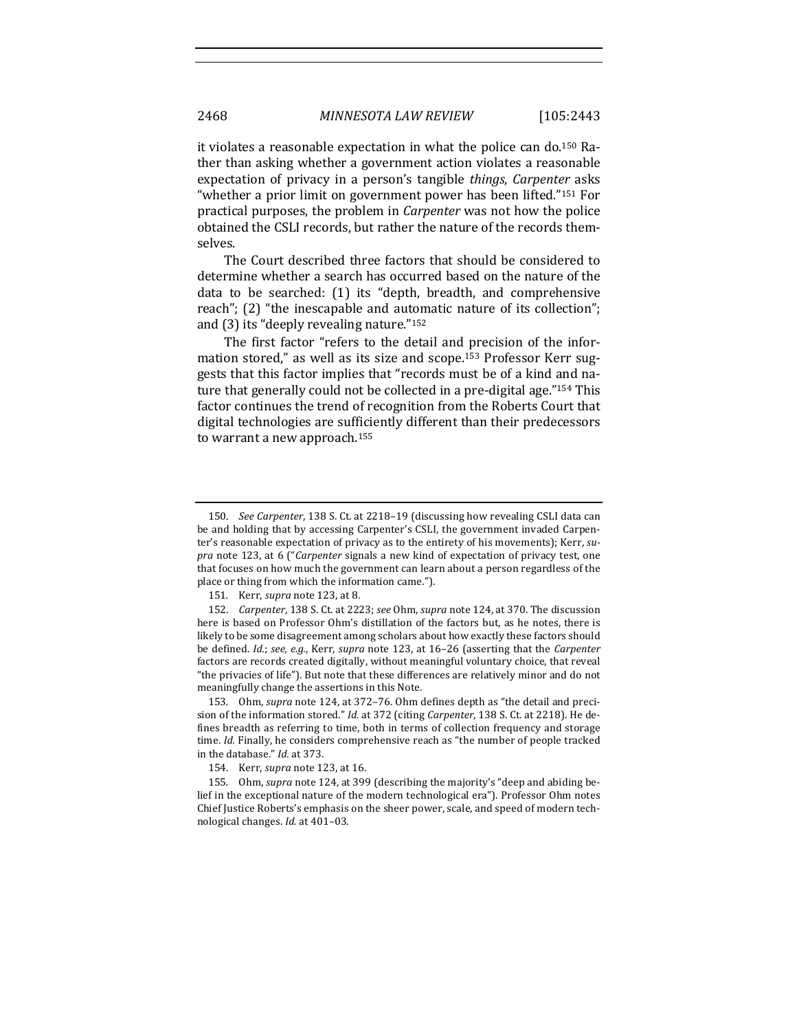it violates a reasonable expectation in what the police can do.[150] Rather than asking whether a government action violates a reasonable expectation of privacy in a person's tangible *things*, *Carpenter* asks "whether a prior limit on government power has been lifted."[151] For practical purposes, the problem in *Carpenter* was not how the police obtained the CSLI records, but rather the nature of the records themselves.

The Court described three factors that should be considered to determine whether a search has occurred based on the nature of the data to be searched: (1) its "depth, breadth, and comprehensive reach"; (2) "the inescapable and automatic nature of its collection"; and (3) its "deeply revealing nature."[152]

The first factor "refers to the detail and precision of the information stored," as well as its size and scope.[153] Professor Kerr suggests that this factor implies that "records must be of a kind and nature that generally could not be collected in a pre-digital age."[154] This factor continues the trend of recognition from the Roberts Court that digital technologies are sufficiently different than their predecessors to warrant a new approach.[155]

---

150. *See Carpenter*, 138 S. Ct. at 2218–19 (discussing how revealing CSLI data can be and holding that by accessing Carpenter's CSLI, the government invaded Carpenter's reasonable expectation of privacy as to the entirety of his movements); Kerr, *supra* note 123, at 6 ("*Carpenter* signals a new kind of expectation of privacy test, one that focuses on how much the government can learn about a person regardless of the place or thing from which the information came.").

151. Kerr, *supra* note 123, at 8.

152. *Carpenter*, 138 S. Ct. at 2223; *see* Ohm, *supra* note 124, at 370. The discussion here is based on Professor Ohm's distillation of the factors but, as he notes, there is likely to be some disagreement among scholars about how exactly these factors should be defined. *Id.*; *see, e.g.*, Kerr, *supra* note 123, at 16–26 (asserting that the *Carpenter* factors are records created digitally, without meaningful voluntary choice, that reveal "the privacies of life"). But note that these differences are relatively minor and do not meaningfully change the assertions in this Note.

153. Ohm, *supra* note 124, at 372–76. Ohm defines depth as "the detail and precision of the information stored." *Id.* at 372 (citing *Carpenter*, 138 S. Ct. at 2218). He defines breadth as referring to time, both in terms of collection frequency and storage time. *Id.* Finally, he considers comprehensive reach as "the number of people tracked in the database." *Id.* at 373.

154. Kerr, *supra* note 123, at 16.

155. Ohm, *supra* note 124, at 399 (describing the majority's "deep and abiding belief in the exceptional nature of the modern technological era"). Professor Ohm notes Chief Justice Roberts's emphasis on the sheer power, scale, and speed of modern technological changes. *Id.* at 401–03.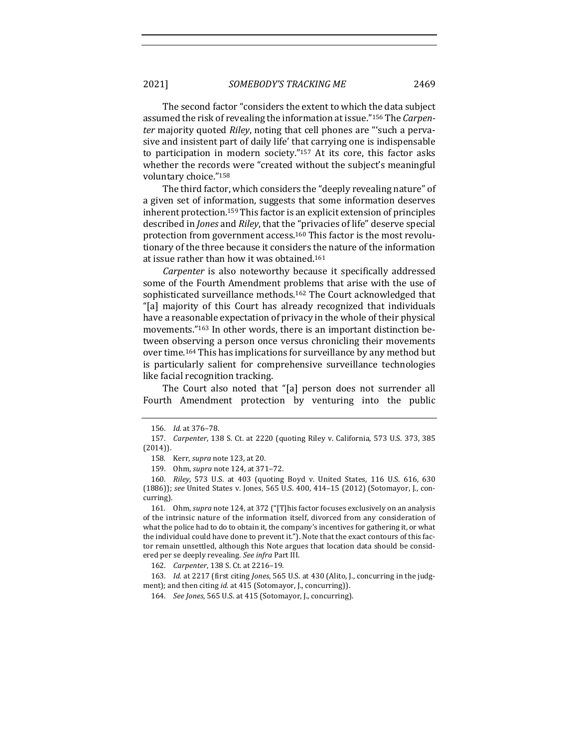The second factor "considers the extent to which the data subject assumed the risk of revealing the information at issue."[156] The *Carpenter* majority quoted *Riley*, noting that cell phones are "'such a pervasive and insistent part of daily life' that carrying one is indispensable to participation in modern society."[157] At its core, this factor asks whether the records were "created without the subject's meaningful voluntary choice."[158]

The third factor, which considers the "deeply revealing nature" of a given set of information, suggests that some information deserves inherent protection.[159] This factor is an explicit extension of principles described in *Jones* and *Riley*, that the "privacies of life" deserve special protection from government access.[160] This factor is the most revolutionary of the three because it considers the nature of the information at issue rather than how it was obtained.[161]

*Carpenter* is also noteworthy because it specifically addressed some of the Fourth Amendment problems that arise with the use of sophisticated surveillance methods.[162] The Court acknowledged that "[a] majority of this Court has already recognized that individuals have a reasonable expectation of privacy in the whole of their physical movements."[163] In other words, there is an important distinction between observing a person once versus chronicling their movements over time.[164] This has implications for surveillance by any method but is particularly salient for comprehensive surveillance technologies like facial recognition tracking.

The Court also noted that "[a] person does not surrender all Fourth Amendment protection by venturing into the public

---

156. *Id.* at 376–78.

157. *Carpenter*, 138 S. Ct. at 2220 (quoting Riley v. California, 573 U.S. 373, 385 (2014)).

158. Kerr, *supra* note 123, at 20.

159. Ohm, *supra* note 124, at 371–72.

160. *Riley*, 573 U.S. at 403 (quoting Boyd v. United States, 116 U.S. 616, 630 (1886)); *see* United States v. Jones, 565 U.S. 400, 414–15 (2012) (Sotomayor, J., concurring).

161. Ohm, *supra* note 124, at 372 ("[T]his factor focuses exclusively on an analysis of the intrinsic nature of the information itself, divorced from any consideration of what the police had to do to obtain it, the company's incentives for gathering it, or what the individual could have done to prevent it."). Note that the exact contours of this factor remain unsettled, although this Note argues that location data should be considered per se deeply revealing. *See infra* Part III.

162. *Carpenter*, 138 S. Ct. at 2216–19.

163. *Id.* at 2217 (first citing *Jones*, 565 U.S. at 430 (Alito, J., concurring in the judgment); and then citing *id.* at 415 (Sotomayor, J., concurring)).

164. *See Jones*, 565 U.S. at 415 (Sotomayor, J., concurring).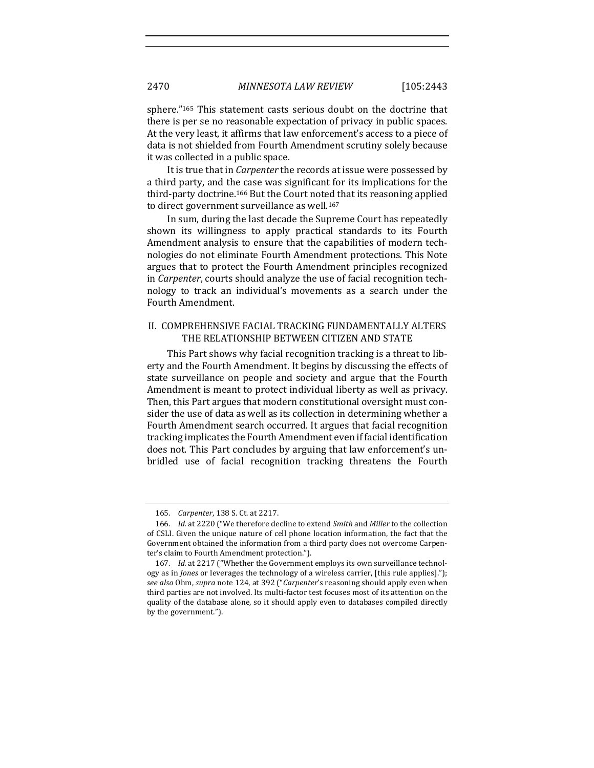sphere."[165] This statement casts serious doubt on the doctrine that there is per se no reasonable expectation of privacy in public spaces. At the very least, it affirms that law enforcement's access to a piece of data is not shielded from Fourth Amendment scrutiny solely because it was collected in a public space.

It is true that in *Carpenter* the records at issue were possessed by a third party, and the case was significant for its implications for the third-party doctrine.[166] But the Court noted that its reasoning applied to direct government surveillance as well.[167]

In sum, during the last decade the Supreme Court has repeatedly shown its willingness to apply practical standards to its Fourth Amendment analysis to ensure that the capabilities of modern technologies do not eliminate Fourth Amendment protections. This Note argues that to protect the Fourth Amendment principles recognized in *Carpenter*, courts should analyze the use of facial recognition technology to track an individual's movements as a search under the Fourth Amendment.

## II. COMPREHENSIVE FACIAL TRACKING FUNDAMENTALLY ALTERS THE RELATIONSHIP BETWEEN CITIZEN AND STATE

This Part shows why facial recognition tracking is a threat to liberty and the Fourth Amendment. It begins by discussing the effects of state surveillance on people and society and argue that the Fourth Amendment is meant to protect individual liberty as well as privacy. Then, this Part argues that modern constitutional oversight must consider the use of data as well as its collection in determining whether a Fourth Amendment search occurred. It argues that facial recognition tracking implicates the Fourth Amendment even if facial identification does not. This Part concludes by arguing that law enforcement's unbridled use of facial recognition tracking threatens the Fourth

---

165. *Carpenter*, 138 S. Ct. at 2217.

166. *Id.* at 2220 ("We therefore decline to extend *Smith* and *Miller* to the collection of CSLI. Given the unique nature of cell phone location information, the fact that the Government obtained the information from a third party does not overcome Carpenter's claim to Fourth Amendment protection.").

167. *Id.* at 2217 ("Whether the Government employs its own surveillance technology as in *Jones* or leverages the technology of a wireless carrier, [this rule applies]."); *see also* Ohm, *supra* note 124, at 392 ("*Carpenter*'s reasoning should apply even when third parties are not involved. Its multi-factor test focuses most of its attention on the quality of the database alone, so it should apply even to databases compiled directly by the government.").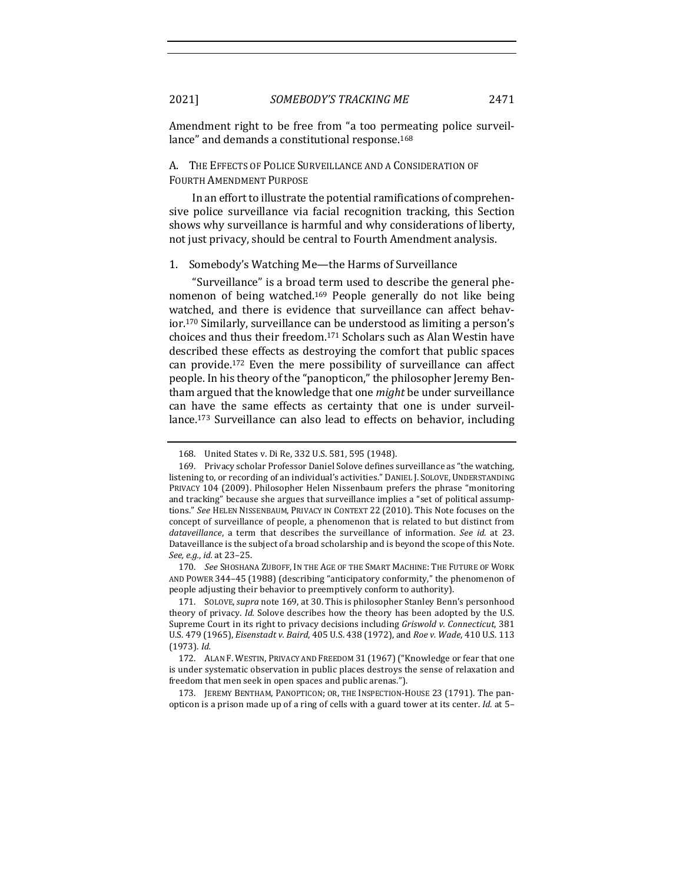Amendment right to be free from "a too permeating police surveillance" and demands a constitutional response.[168]

### A. The Effects of Police Surveillance and a Consideration of Fourth Amendment Purpose

In an effort to illustrate the potential ramifications of comprehensive police surveillance via facial recognition tracking, this Section shows why surveillance is harmful and why considerations of liberty, not just privacy, should be central to Fourth Amendment analysis.

#### 1. Somebody's Watching Me—the Harms of Surveillance

"Surveillance" is a broad term used to describe the general phenomenon of being watched.[169] People generally do not like being watched, and there is evidence that surveillance can affect behavior.[170] Similarly, surveillance can be understood as limiting a person's choices and thus their freedom.[171] Scholars such as Alan Westin have described these effects as destroying the comfort that public spaces can provide.[172] Even the mere possibility of surveillance can affect people. In his theory of the "panopticon," the philosopher Jeremy Bentham argued that the knowledge that one *might* be under surveillance can have the same effects as certainty that one is under surveillance.[173] Surveillance can also lead to effects on behavior, including

---

168. United States v. Di Re, 332 U.S. 581, 595 (1948).

169. Privacy scholar Professor Daniel Solove defines surveillance as "the watching, listening to, or recording of an individual's activities." DANIEL J. SOLOVE, UNDERSTANDING PRIVACY 104 (2009). Philosopher Helen Nissenbaum prefers the phrase "monitoring and tracking" because she argues that surveillance implies a "set of political assumptions." *See* HELEN NISSENBAUM, PRIVACY IN CONTEXT 22 (2010). This Note focuses on the concept of surveillance of people, a phenomenon that is related to but distinct from *dataveillance*, a term that describes the surveillance of information. *See id.* at 23. Dataveillance is the subject of a broad scholarship and is beyond the scope of this Note. *See, e.g.*, *id.* at 23–25.

170. *See* SHOSHANA ZUBOFF, IN THE AGE OF THE SMART MACHINE: THE FUTURE OF WORK AND POWER 344–45 (1988) (describing "anticipatory conformity," the phenomenon of people adjusting their behavior to preemptively conform to authority).

171. SOLOVE, *supra* note 169, at 30. This is philosopher Stanley Benn's personhood theory of privacy. *Id.* Solove describes how the theory has been adopted by the U.S. Supreme Court in its right to privacy decisions including *Griswold v. Connecticut*, 381 U.S. 479 (1965), *Eisenstadt v. Baird*, 405 U.S. 438 (1972), and *Roe v. Wade*, 410 U.S. 113 (1973). *Id.*

172. ALAN F. WESTIN, PRIVACY AND FREEDOM 31 (1967) ("Knowledge or fear that one is under systematic observation in public places destroys the sense of relaxation and freedom that men seek in open spaces and public arenas.").

173. JEREMY BENTHAM, PANOPTICON; OR, THE INSPECTION-HOUSE 23 (1791). The panopticon is a prison made up of a ring of cells with a guard tower at its center. *Id.* at 5–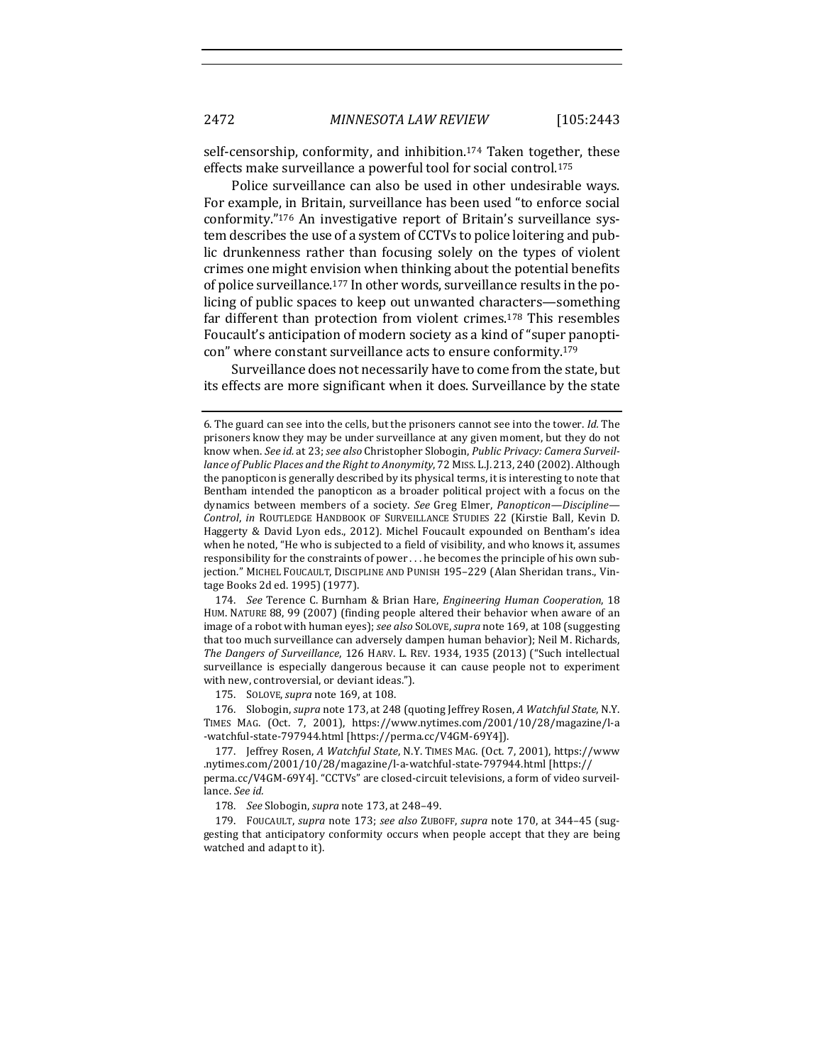self-censorship, conformity, and inhibition.[174] Taken together, these effects make surveillance a powerful tool for social control.[175]

Police surveillance can also be used in other undesirable ways. For example, in Britain, surveillance has been used "to enforce social conformity."[176] An investigative report of Britain's surveillance system describes the use of a system of CCTVs to police loitering and public drunkenness rather than focusing solely on the types of violent crimes one might envision when thinking about the potential benefits of police surveillance.[177] In other words, surveillance results in the policing of public spaces to keep out unwanted characters—something far different than protection from violent crimes.[178] This resembles Foucault's anticipation of modern society as a kind of "super panopticon" where constant surveillance acts to ensure conformity.[179]

Surveillance does not necessarily have to come from the state, but its effects are more significant when it does. Surveillance by the state

---

6. The guard can see into the cells, but the prisoners cannot see into the tower. *Id.* The prisoners know they may be under surveillance at any given moment, but they do not know when. *See id.* at 23; *see also* Christopher Slobogin, *Public Privacy: Camera Surveillance of Public Places and the Right to Anonymity*, 72 MISS. L.J. 213, 240 (2002). Although the panopticon is generally described by its physical terms, it is interesting to note that Bentham intended the panopticon as a broader political project with a focus on the dynamics between members of a society. *See* Greg Elmer, *Panopticon—Discipline—Control*, *in* ROUTLEDGE HANDBOOK OF SURVEILLANCE STUDIES 22 (Kirstie Ball, Kevin D. Haggerty & David Lyon eds., 2012). Michel Foucault expounded on Bentham's idea when he noted, "He who is subjected to a field of visibility, and who knows it, assumes responsibility for the constraints of power . . . he becomes the principle of his own subjection." MICHEL FOUCAULT, DISCIPLINE AND PUNISH 195–229 (Alan Sheridan trans., Vintage Books 2d ed. 1995) (1977).

174. *See* Terence C. Burnham & Brian Hare, *Engineering Human Cooperation*, 18 HUM. NATURE 88, 99 (2007) (finding people altered their behavior when aware of an image of a robot with human eyes); *see also* SOLOVE, *supra* note 169, at 108 (suggesting that too much surveillance can adversely dampen human behavior); Neil M. Richards, *The Dangers of Surveillance*, 126 HARV. L. REV. 1934, 1935 (2013) ("Such intellectual surveillance is especially dangerous because it can cause people not to experiment with new, controversial, or deviant ideas.").

175. SOLOVE, *supra* note 169, at 108.

176. Slobogin, *supra* note 173, at 248 (quoting Jeffrey Rosen, *A Watchful State*, N.Y. TIMES MAG. (Oct. 7, 2001), https://www.nytimes.com/2001/10/28/magazine/l-a-watchful-state-797944.html [https://perma.cc/V4GM-69Y4]).

177. Jeffrey Rosen, *A Watchful State*, N.Y. TIMES MAG. (Oct. 7, 2001), https://www.nytimes.com/2001/10/28/magazine/l-a-watchful-state-797944.html [https://perma.cc/V4GM-69Y4]. "CCTVs" are closed-circuit televisions, a form of video surveillance. *See id.*

178. *See* Slobogin, *supra* note 173, at 248–49.

179. FOUCAULT, *supra* note 173; *see also* ZUBOFF, *supra* note 170, at 344–45 (suggesting that anticipatory conformity occurs when people accept that they are being watched and adapt to it).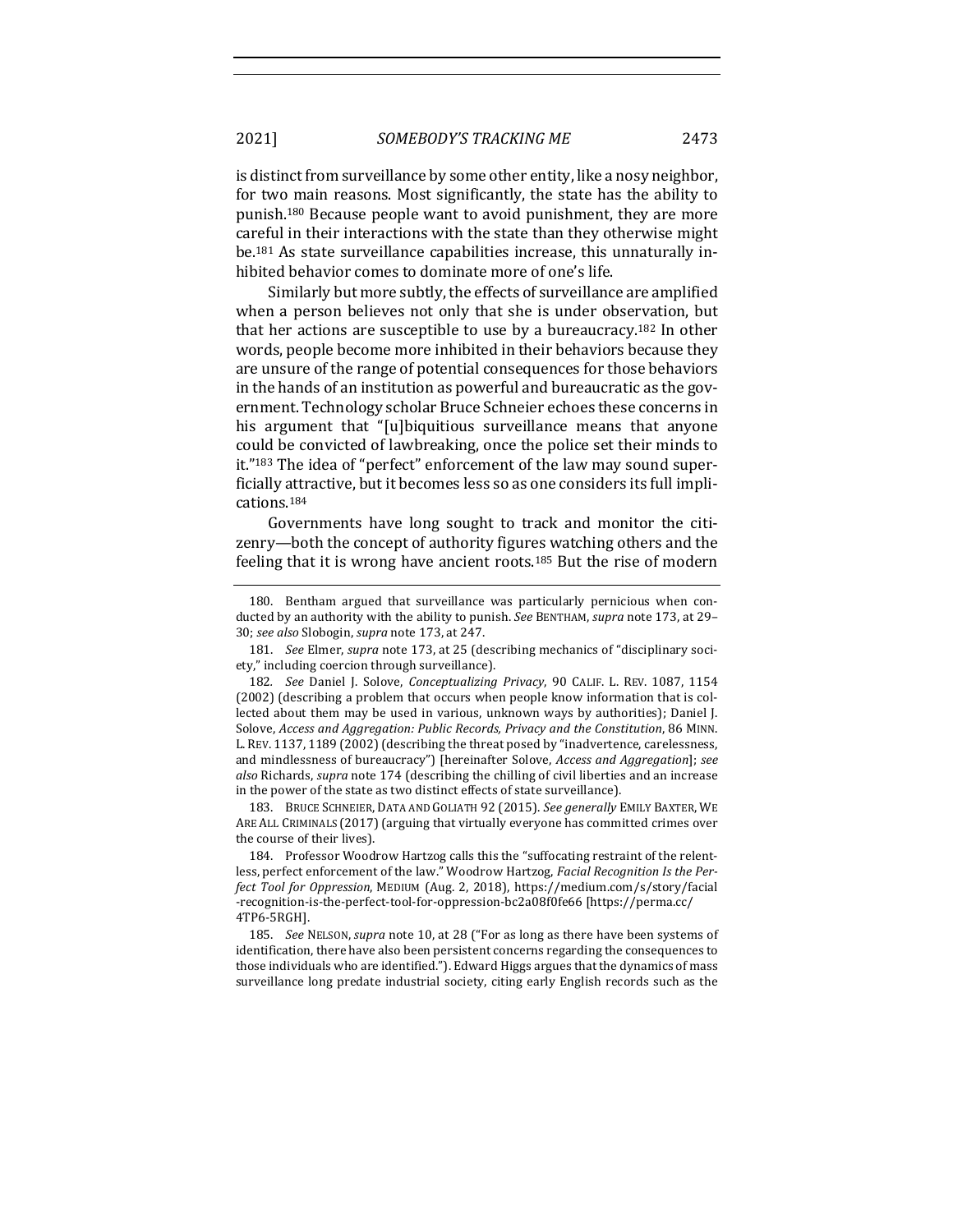is distinct from surveillance by some other entity, like a nosy neighbor, for two main reasons. Most significantly, the state has the ability to punish.[180] Because people want to avoid punishment, they are more careful in their interactions with the state than they otherwise might be.[181] As state surveillance capabilities increase, this unnaturally inhibited behavior comes to dominate more of one's life.

Similarly but more subtly, the effects of surveillance are amplified when a person believes not only that she is under observation, but that her actions are susceptible to use by a bureaucracy.[182] In other words, people become more inhibited in their behaviors because they are unsure of the range of potential consequences for those behaviors in the hands of an institution as powerful and bureaucratic as the government. Technology scholar Bruce Schneier echoes these concerns in his argument that "[u]biquitious surveillance means that anyone could be convicted of lawbreaking, once the police set their minds to it."[183] The idea of "perfect" enforcement of the law may sound superficially attractive, but it becomes less so as one considers its full implications.[184]

Governments have long sought to track and monitor the citizenry—both the concept of authority figures watching others and the feeling that it is wrong have ancient roots.[185] But the rise of modern

---

180. Bentham argued that surveillance was particularly pernicious when conducted by an authority with the ability to punish. *See* BENTHAM, *supra* note 173, at 29–30; *see also* Slobogin, *supra* note 173, at 247.

181. *See* Elmer, *supra* note 173, at 25 (describing mechanics of "disciplinary society," including coercion through surveillance).

182. *See* Daniel J. Solove, *Conceptualizing Privacy*, 90 CALIF. L. REV. 1087, 1154 (2002) (describing a problem that occurs when people know information that is collected about them may be used in various, unknown ways by authorities); Daniel J. Solove, *Access and Aggregation: Public Records, Privacy and the Constitution*, 86 MINN. L. REV. 1137, 1189 (2002) (describing the threat posed by "inadvertence, carelessness, and mindlessness of bureaucracy") [hereinafter Solove, *Access and Aggregation*]; *see also* Richards, *supra* note 174 (describing the chilling of civil liberties and an increase in the power of the state as two distinct effects of state surveillance).

183. BRUCE SCHNEIER, DATA AND GOLIATH 92 (2015). *See generally* EMILY BAXTER, WE ARE ALL CRIMINALS (2017) (arguing that virtually everyone has committed crimes over the course of their lives).

184. Professor Woodrow Hartzog calls this the "suffocating restraint of the relentless, perfect enforcement of the law." Woodrow Hartzog, *Facial Recognition Is the Perfect Tool for Oppression*, MEDIUM (Aug. 2, 2018), https://medium.com/s/story/facial-recognition-is-the-perfect-tool-for-oppression-bc2a08f0fe66 [https://perma.cc/4TP6-5RGH].

185. *See* NELSON, *supra* note 10, at 28 ("For as long as there have been systems of identification, there have also been persistent concerns regarding the consequences to those individuals who are identified."). Edward Higgs argues that the dynamics of mass surveillance long predate industrial society, citing early English records such as the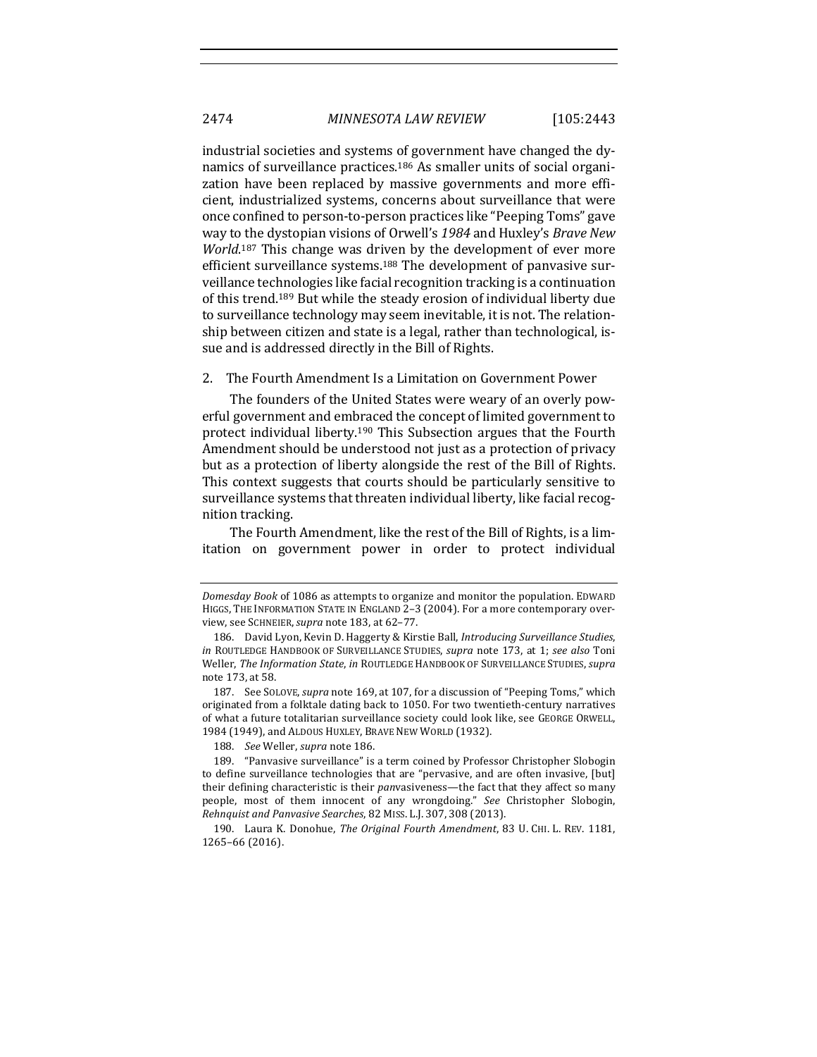industrial societies and systems of government have changed the dynamics of surveillance practices.[186] As smaller units of social organization have been replaced by massive governments and more efficient, industrialized systems, concerns about surveillance that were once confined to person-to-person practices like "Peeping Toms" gave way to the dystopian visions of Orwell's *1984* and Huxley's *Brave New World*.[187] This change was driven by the development of ever more efficient surveillance systems.[188] The development of panvasive surveillance technologies like facial recognition tracking is a continuation of this trend.[189] But while the steady erosion of individual liberty due to surveillance technology may seem inevitable, it is not. The relationship between citizen and state is a legal, rather than technological, issue and is addressed directly in the Bill of Rights.

### 2. The Fourth Amendment Is a Limitation on Government Power

The founders of the United States were weary of an overly powerful government and embraced the concept of limited government to protect individual liberty.[190] This Subsection argues that the Fourth Amendment should be understood not just as a protection of privacy but as a protection of liberty alongside the rest of the Bill of Rights. This context suggests that courts should be particularly sensitive to surveillance systems that threaten individual liberty, like facial recognition tracking.

The Fourth Amendment, like the rest of the Bill of Rights, is a limitation on government power in order to protect individual

---

*Domesday Book* of 1086 as attempts to organize and monitor the population. EDWARD HIGGS, THE INFORMATION STATE IN ENGLAND 2–3 (2004). For a more contemporary overview, see SCHNEIER, *supra* note 183, at 62–77.

186. David Lyon, Kevin D. Haggerty & Kirstie Ball, *Introducing Surveillance Studies*, *in* ROUTLEDGE HANDBOOK OF SURVEILLANCE STUDIES, *supra* note 173, at 1; *see also* Toni Weller, *The Information State*, *in* ROUTLEDGE HANDBOOK OF SURVEILLANCE STUDIES, *supra* note 173, at 58.

187. See SOLOVE, *supra* note 169, at 107, for a discussion of "Peeping Toms," which originated from a folktale dating back to 1050. For two twentieth-century narratives of what a future totalitarian surveillance society could look like, see GEORGE ORWELL, 1984 (1949), and ALDOUS HUXLEY, BRAVE NEW WORLD (1932).

188. *See* Weller, *supra* note 186.

189. "Panvasive surveillance" is a term coined by Professor Christopher Slobogin to define surveillance technologies that are "pervasive, and are often invasive, [but] their defining characteristic is their *pan*vasiveness—the fact that they affect so many people, most of them innocent of any wrongdoing." *See* Christopher Slobogin, *Rehnquist and Panvasive Searches*, 82 MISS. L.J. 307, 308 (2013).

190. Laura K. Donohue, *The Original Fourth Amendment*, 83 U. CHI. L. REV. 1181, 1265–66 (2016).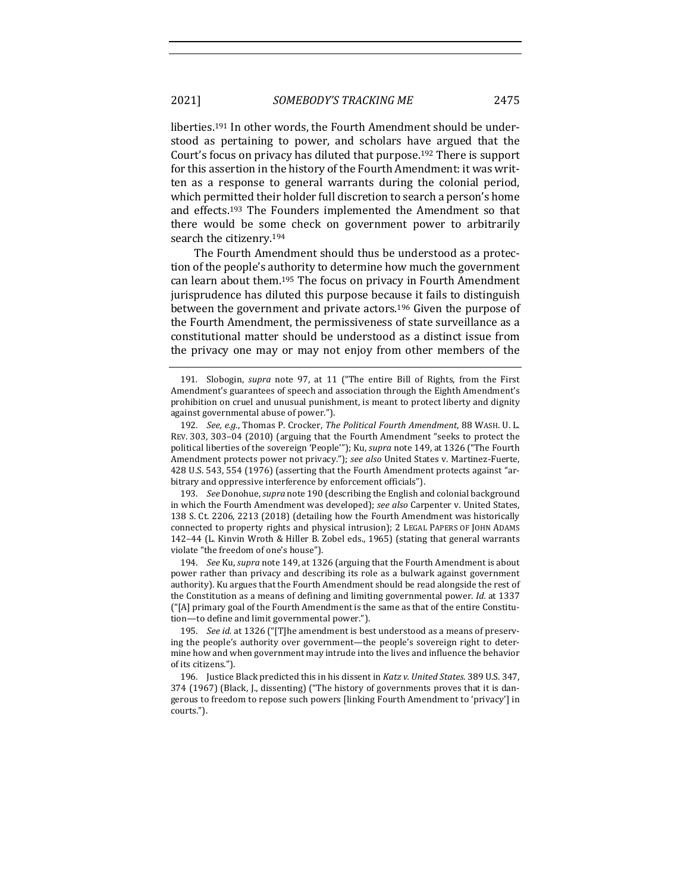liberties.[191] In other words, the Fourth Amendment should be understood as pertaining to power, and scholars have argued that the Court's focus on privacy has diluted that purpose.[192] There is support for this assertion in the history of the Fourth Amendment: it was written as a response to general warrants during the colonial period, which permitted their holder full discretion to search a person's home and effects.[193] The Founders implemented the Amendment so that there would be some check on government power to arbitrarily search the citizenry.[194]

The Fourth Amendment should thus be understood as a protection of the people's authority to determine how much the government can learn about them.[195] The focus on privacy in Fourth Amendment jurisprudence has diluted this purpose because it fails to distinguish between the government and private actors.[196] Given the purpose of the Fourth Amendment, the permissiveness of state surveillance as a constitutional matter should be understood as a distinct issue from the privacy one may or may not enjoy from other members of the

---

191. Slobogin, *supra* note 97, at 11 ("The entire Bill of Rights, from the First Amendment's guarantees of speech and association through the Eighth Amendment's prohibition on cruel and unusual punishment, is meant to protect liberty and dignity against governmental abuse of power.").

192. *See, e.g.*, Thomas P. Crocker, *The Political Fourth Amendment*, 88 WASH. U. L. REV. 303, 303–04 (2010) (arguing that the Fourth Amendment "seeks to protect the political liberties of the sovereign 'People'"); Ku, *supra* note 149, at 1326 ("The Fourth Amendment protects power not privacy."); *see also* United States v. Martinez-Fuerte, 428 U.S. 543, 554 (1976) (asserting that the Fourth Amendment protects against "arbitrary and oppressive interference by enforcement officials").

193. *See* Donohue, *supra* note 190 (describing the English and colonial background in which the Fourth Amendment was developed); *see also* Carpenter v. United States, 138 S. Ct. 2206, 2213 (2018) (detailing how the Fourth Amendment was historically connected to property rights and physical intrusion); 2 LEGAL PAPERS OF JOHN ADAMS 142–44 (L. Kinvin Wroth & Hiller B. Zobel eds., 1965) (stating that general warrants violate "the freedom of one's house").

194. *See* Ku, *supra* note 149, at 1326 (arguing that the Fourth Amendment is about power rather than privacy and describing its role as a bulwark against government authority). Ku argues that the Fourth Amendment should be read alongside the rest of the Constitution as a means of defining and limiting governmental power. *Id.* at 1337 ("[A] primary goal of the Fourth Amendment is the same as that of the entire Constitution—to define and limit governmental power.").

195. *See id.* at 1326 ("[T]he amendment is best understood as a means of preserving the people's authority over government—the people's sovereign right to determine how and when government may intrude into the lives and influence the behavior of its citizens.").

196. Justice Black predicted this in his dissent in *Katz v. United States*. 389 U.S. 347, 374 (1967) (Black, J., dissenting) ("The history of governments proves that it is dangerous to freedom to repose such powers [linking Fourth Amendment to 'privacy'] in courts.").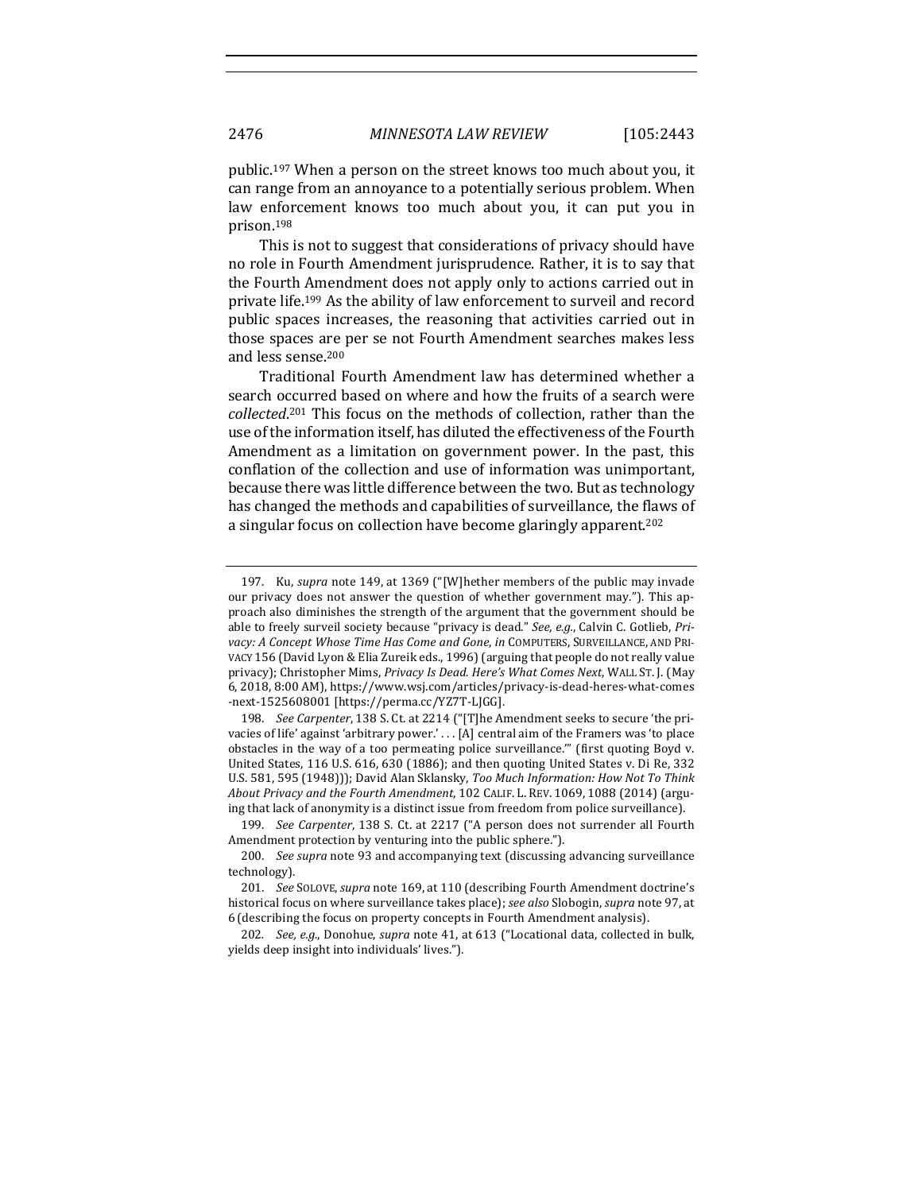public.[197] When a person on the street knows too much about you, it can range from an annoyance to a potentially serious problem. When law enforcement knows too much about you, it can put you in prison.[198]

This is not to suggest that considerations of privacy should have no role in Fourth Amendment jurisprudence. Rather, it is to say that the Fourth Amendment does not apply only to actions carried out in private life.[199] As the ability of law enforcement to surveil and record public spaces increases, the reasoning that activities carried out in those spaces are per se not Fourth Amendment searches makes less and less sense.[200]

Traditional Fourth Amendment law has determined whether a search occurred based on where and how the fruits of a search were *collected*.[201] This focus on the methods of collection, rather than the use of the information itself, has diluted the effectiveness of the Fourth Amendment as a limitation on government power. In the past, this conflation of the collection and use of information was unimportant, because there was little difference between the two. But as technology has changed the methods and capabilities of surveillance, the flaws of a singular focus on collection have become glaringly apparent.[202]

---

197. Ku, *supra* note 149, at 1369 ("[W]hether members of the public may invade our privacy does not answer the question of whether government may."). This approach also diminishes the strength of the argument that the government should be able to freely surveil society because "privacy is dead." *See, e.g.*, Calvin C. Gotlieb, *Privacy: A Concept Whose Time Has Come and Gone*, *in* COMPUTERS, SURVEILLANCE, AND PRIVACY 156 (David Lyon & Elia Zureik eds., 1996) (arguing that people do not really value privacy); Christopher Mims, *Privacy Is Dead. Here's What Comes Next*, WALL ST. J. (May 6, 2018, 8:00 AM), https://www.wsj.com/articles/privacy-is-dead-heres-what-comes-next-1525608001 [https://perma.cc/YZ7T-LJGG].

198. *See Carpenter*, 138 S. Ct. at 2214 ("[T]he Amendment seeks to secure 'the privacies of life' against 'arbitrary power.' . . . [A] central aim of the Framers was 'to place obstacles in the way of a too permeating police surveillance.'" (first quoting Boyd v. United States, 116 U.S. 616, 630 (1886); and then quoting United States v. Di Re, 332 U.S. 581, 595 (1948))); David Alan Sklansky, *Too Much Information: How Not To Think About Privacy and the Fourth Amendment*, 102 CALIF. L. REV. 1069, 1088 (2014) (arguing that lack of anonymity is a distinct issue from freedom from police surveillance).

199. *See Carpenter*, 138 S. Ct. at 2217 ("A person does not surrender all Fourth Amendment protection by venturing into the public sphere.").

200. *See supra* note 93 and accompanying text (discussing advancing surveillance technology).

201. *See* SOLOVE, *supra* note 169, at 110 (describing Fourth Amendment doctrine's historical focus on where surveillance takes place); *see also* Slobogin, *supra* note 97, at 6 (describing the focus on property concepts in Fourth Amendment analysis).

202. *See, e.g.*, Donohue, *supra* note 41, at 613 ("Locational data, collected in bulk, yields deep insight into individuals' lives.").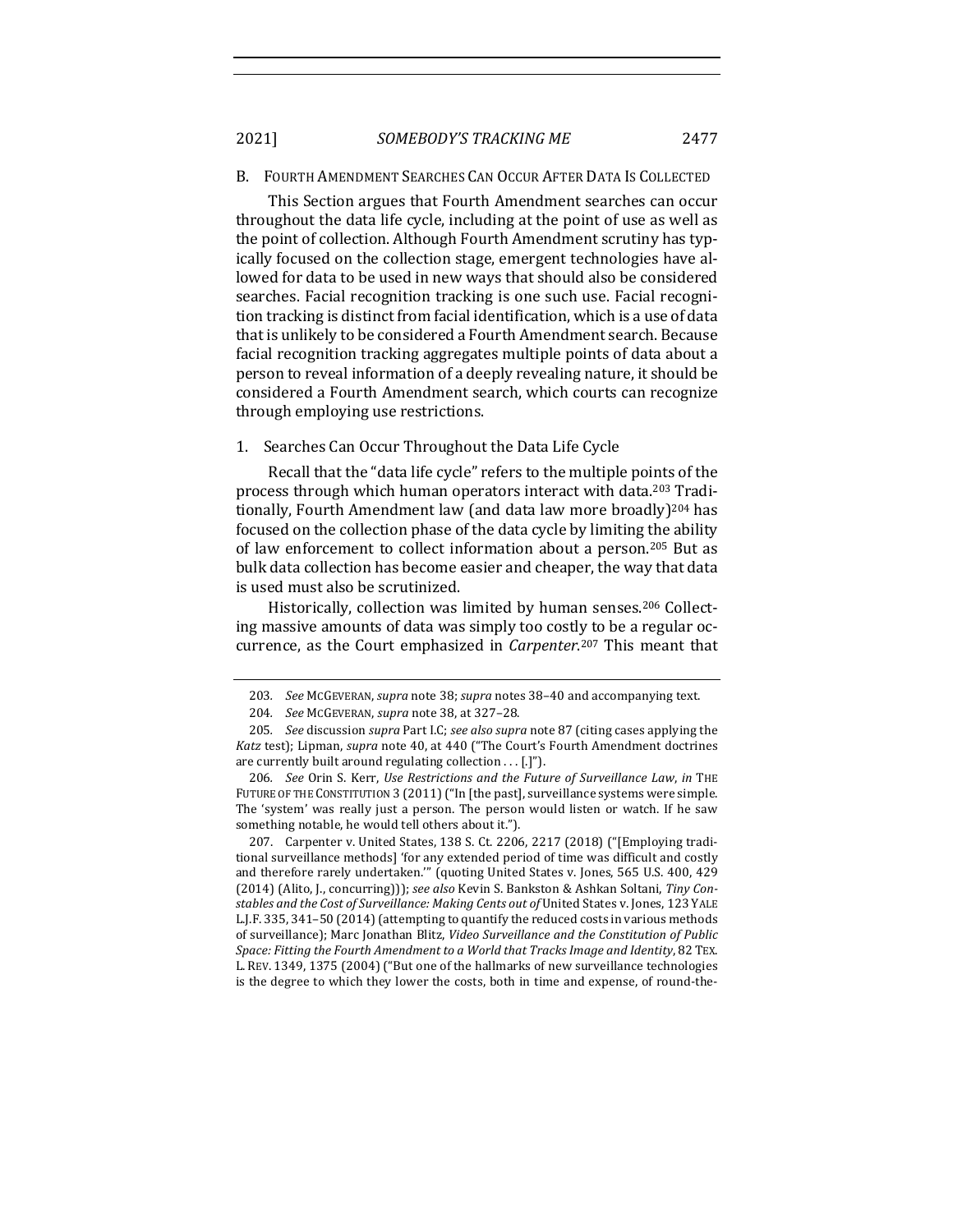## B. Fourth Amendment Searches Can Occur After Data Is Collected

This Section argues that Fourth Amendment searches can occur throughout the data life cycle, including at the point of use as well as the point of collection. Although Fourth Amendment scrutiny has typically focused on the collection stage, emergent technologies have allowed for data to be used in new ways that should also be considered searches. Facial recognition tracking is one such use. Facial recognition tracking is distinct from facial identification, which is a use of data that is unlikely to be considered a Fourth Amendment search. Because facial recognition tracking aggregates multiple points of data about a person to reveal information of a deeply revealing nature, it should be considered a Fourth Amendment search, which courts can recognize through employing use restrictions.

### 1. Searches Can Occur Throughout the Data Life Cycle

Recall that the "data life cycle" refers to the multiple points of the process through which human operators interact with data.[203] Traditionally, Fourth Amendment law (and data law more broadly)[204] has focused on the collection phase of the data cycle by limiting the ability of law enforcement to collect information about a person.[205] But as bulk data collection has become easier and cheaper, the way that data is used must also be scrutinized.

Historically, collection was limited by human senses.[206] Collecting massive amounts of data was simply too costly to be a regular occurrence, as the Court emphasized in *Carpenter*.[207] This meant that

---

203. *See* McGeveran, *supra* note 38; *supra* notes 38–40 and accompanying text.

204. *See* McGeveran, *supra* note 38, at 327–28.

205. *See* discussion *supra* Part I.C; *see also supra* note 87 (citing cases applying the *Katz* test); Lipman, *supra* note 40, at 440 ("The Court's Fourth Amendment doctrines are currently built around regulating collection . . . [.]").

206. *See* Orin S. Kerr, *Use Restrictions and the Future of Surveillance Law*, *in* The Future of the Constitution 3 (2011) ("In [the past], surveillance systems were simple. The 'system' was really just a person. The person would listen or watch. If he saw something notable, he would tell others about it.").

207. Carpenter v. United States, 138 S. Ct. 2206, 2217 (2018) ("[Employing traditional surveillance methods] 'for any extended period of time was difficult and costly and therefore rarely undertaken.'" (quoting United States v. Jones, 565 U.S. 400, 429 (2014) (Alito, J., concurring))); *see also* Kevin S. Bankston & Ashkan Soltani, *Tiny Constables and the Cost of Surveillance: Making Cents out of* United States v. Jones, 123 Yale L.J.F. 335, 341–50 (2014) (attempting to quantify the reduced costs in various methods of surveillance); Marc Jonathan Blitz, *Video Surveillance and the Constitution of Public Space: Fitting the Fourth Amendment to a World that Tracks Image and Identity*, 82 Tex. L. Rev. 1349, 1375 (2004) ("But one of the hallmarks of new surveillance technologies is the degree to which they lower the costs, both in time and expense, of round-the-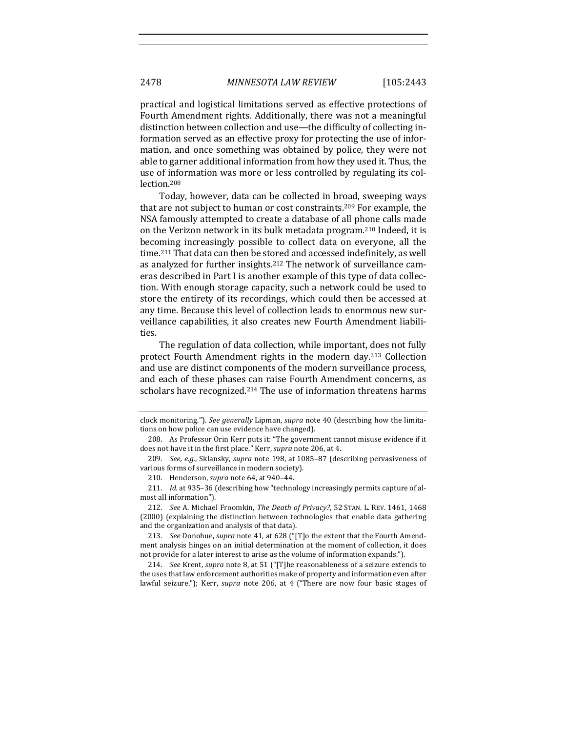practical and logistical limitations served as effective protections of Fourth Amendment rights. Additionally, there was not a meaningful distinction between collection and use—the difficulty of collecting information served as an effective proxy for protecting the use of information, and once something was obtained by police, they were not able to garner additional information from how they used it. Thus, the use of information was more or less controlled by regulating its collection.[208]

Today, however, data can be collected in broad, sweeping ways that are not subject to human or cost constraints.[209] For example, the NSA famously attempted to create a database of all phone calls made on the Verizon network in its bulk metadata program.[210] Indeed, it is becoming increasingly possible to collect data on everyone, all the time.[211] That data can then be stored and accessed indefinitely, as well as analyzed for further insights.[212] The network of surveillance cameras described in Part I is another example of this type of data collection. With enough storage capacity, such a network could be used to store the entirety of its recordings, which could then be accessed at any time. Because this level of collection leads to enormous new surveillance capabilities, it also creates new Fourth Amendment liabilities.

The regulation of data collection, while important, does not fully protect Fourth Amendment rights in the modern day.[213] Collection and use are distinct components of the modern surveillance process, and each of these phases can raise Fourth Amendment concerns, as scholars have recognized.[214] The use of information threatens harms

---

clock monitoring."). *See generally* Lipman, *supra* note 40 (describing how the limitations on how police can use evidence have changed).

208. As Professor Orin Kerr puts it: "The government cannot misuse evidence if it does not have it in the first place." Kerr, *supra* note 206, at 4.

209. *See, e.g.*, Sklansky, *supra* note 198, at 1085–87 (describing pervasiveness of various forms of surveillance in modern society).

210. Henderson, *supra* note 64, at 940–44.

211. *Id.* at 935–36 (describing how "technology increasingly permits capture of almost all information").

212. *See* A. Michael Froomkin, *The Death of Privacy?*, 52 STAN. L. REV. 1461, 1468 (2000) (explaining the distinction between technologies that enable data gathering and the organization and analysis of that data).

213. *See* Donohue, *supra* note 41, at 628 ("[T]o the extent that the Fourth Amendment analysis hinges on an initial determination at the moment of collection, it does not provide for a later interest to arise as the volume of information expands.").

214. *See* Krent, *supra* note 8, at 51 ("[T]he reasonableness of a seizure extends to the uses that law enforcement authorities make of property and information even after lawful seizure."); Kerr, *supra* note 206, at 4 ("There are now four basic stages of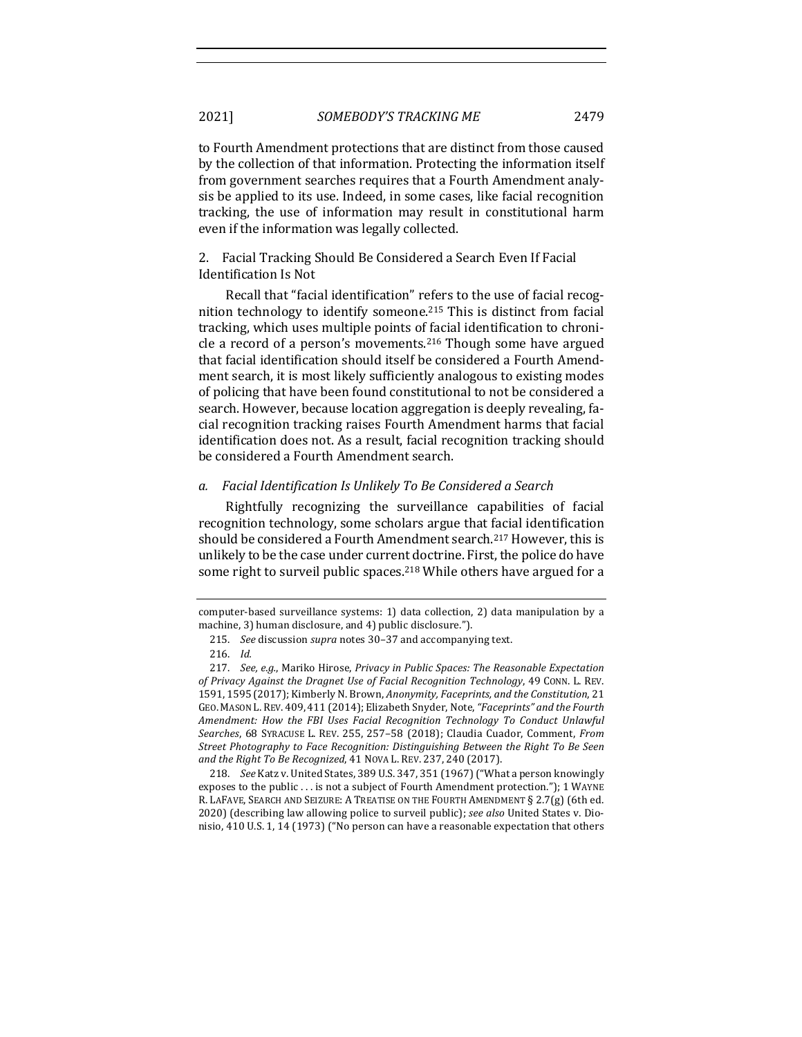to Fourth Amendment protections that are distinct from those caused by the collection of that information. Protecting the information itself from government searches requires that a Fourth Amendment analysis be applied to its use. Indeed, in some cases, like facial recognition tracking, the use of information may result in constitutional harm even if the information was legally collected.

### 2. Facial Tracking Should Be Considered a Search Even If Facial Identification Is Not

Recall that "facial identification" refers to the use of facial recognition technology to identify someone.[215] This is distinct from facial tracking, which uses multiple points of facial identification to chronicle a record of a person's movements.[216] Though some have argued that facial identification should itself be considered a Fourth Amendment search, it is most likely sufficiently analogous to existing modes of policing that have been found constitutional to not be considered a search. However, because location aggregation is deeply revealing, facial recognition tracking raises Fourth Amendment harms that facial identification does not. As a result, facial recognition tracking should be considered a Fourth Amendment search.

#### *a. Facial Identification Is Unlikely To Be Considered a Search*

Rightfully recognizing the surveillance capabilities of facial recognition technology, some scholars argue that facial identification should be considered a Fourth Amendment search.[217] However, this is unlikely to be the case under current doctrine. First, the police do have some right to surveil public spaces.[218] While others have argued for a

---

computer-based surveillance systems: 1) data collection, 2) data manipulation by a machine, 3) human disclosure, and 4) public disclosure.").

215. *See* discussion *supra* notes 30–37 and accompanying text.

216. *Id.*

217. *See, e.g.*, Mariko Hirose, *Privacy in Public Spaces: The Reasonable Expectation of Privacy Against the Dragnet Use of Facial Recognition Technology*, 49 CONN. L. REV. 1591, 1595 (2017); Kimberly N. Brown, *Anonymity, Faceprints, and the Constitution*, 21 GEO. MASON L. REV. 409, 411 (2014); Elizabeth Snyder, Note, *"Faceprints" and the Fourth Amendment: How the FBI Uses Facial Recognition Technology To Conduct Unlawful Searches*, 68 SYRACUSE L. REV. 255, 257–58 (2018); Claudia Cuador, Comment, *From Street Photography to Face Recognition: Distinguishing Between the Right To Be Seen and the Right To Be Recognized*, 41 NOVA L. REV. 237, 240 (2017).

218. *See* Katz v. United States, 389 U.S. 347, 351 (1967) ("What a person knowingly exposes to the public . . . is not a subject of Fourth Amendment protection."); 1 WAYNE R. LAFAVE, SEARCH AND SEIZURE: A TREATISE ON THE FOURTH AMENDMENT § 2.7(g) (6th ed. 2020) (describing law allowing police to surveil public); *see also* United States v. Dionisio, 410 U.S. 1, 14 (1973) ("No person can have a reasonable expectation that others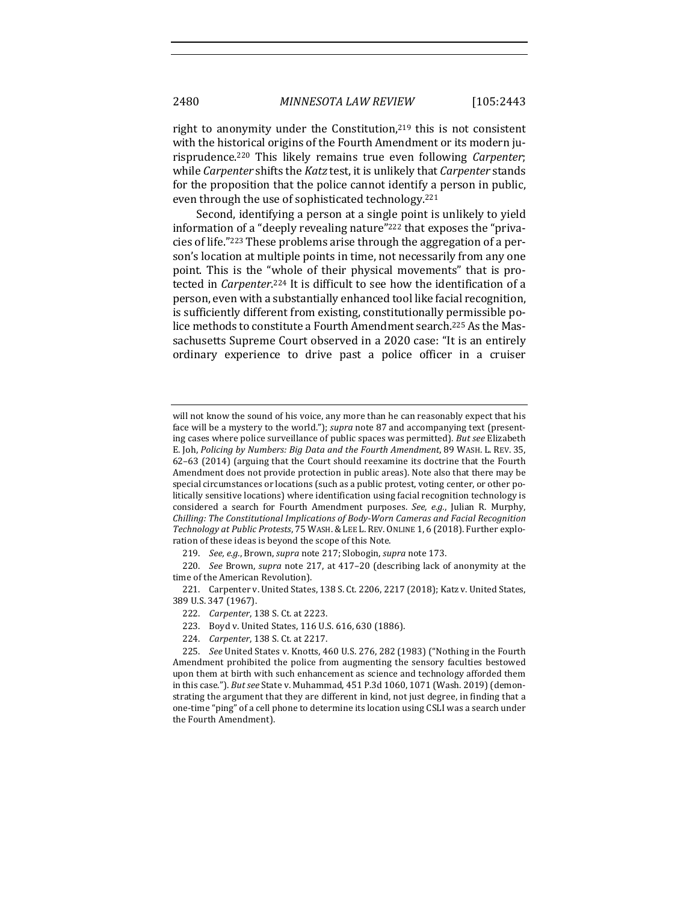right to anonymity under the Constitution,[219] this is not consistent with the historical origins of the Fourth Amendment or its modern jurisprudence.[220] This likely remains true even following *Carpenter*; while *Carpenter* shifts the *Katz* test, it is unlikely that *Carpenter* stands for the proposition that the police cannot identify a person in public, even through the use of sophisticated technology.[221]

Second, identifying a person at a single point is unlikely to yield information of a "deeply revealing nature"[222] that exposes the "privacies of life."[223] These problems arise through the aggregation of a person's location at multiple points in time, not necessarily from any one point. This is the "whole of their physical movements" that is protected in *Carpenter*.[224] It is difficult to see how the identification of a person, even with a substantially enhanced tool like facial recognition, is sufficiently different from existing, constitutionally permissible police methods to constitute a Fourth Amendment search.[225] As the Massachusetts Supreme Court observed in a 2020 case: "It is an entirely ordinary experience to drive past a police officer in a cruiser

---

will not know the sound of his voice, any more than he can reasonably expect that his face will be a mystery to the world."); *supra* note 87 and accompanying text (presenting cases where police surveillance of public spaces was permitted). *But see* Elizabeth E. Joh, *Policing by Numbers: Big Data and the Fourth Amendment*, 89 WASH. L. REV. 35, 62–63 (2014) (arguing that the Court should reexamine its doctrine that the Fourth Amendment does not provide protection in public areas). Note also that there may be special circumstances or locations (such as a public protest, voting center, or other politically sensitive locations) where identification using facial recognition technology is considered a search for Fourth Amendment purposes. *See, e.g.*, Julian R. Murphy, *Chilling: The Constitutional Implications of Body-Worn Cameras and Facial Recognition Technology at Public Protests*, 75 WASH. & LEE L. REV. ONLINE 1, 6 (2018). Further exploration of these ideas is beyond the scope of this Note.

219. *See, e.g.*, Brown, *supra* note 217; Slobogin, *supra* note 173.

220. *See* Brown, *supra* note 217, at 417–20 (describing lack of anonymity at the time of the American Revolution).

221. Carpenter v. United States, 138 S. Ct. 2206, 2217 (2018); Katz v. United States, 389 U.S. 347 (1967).

222. *Carpenter*, 138 S. Ct. at 2223.

223. Boyd v. United States, 116 U.S. 616, 630 (1886).

224. *Carpenter*, 138 S. Ct. at 2217.

225. *See* United States v. Knotts, 460 U.S. 276, 282 (1983) ("Nothing in the Fourth Amendment prohibited the police from augmenting the sensory faculties bestowed upon them at birth with such enhancement as science and technology afforded them in this case."). *But see* State v. Muhammad, 451 P.3d 1060, 1071 (Wash. 2019) (demonstrating the argument that they are different in kind, not just degree, in finding that a one-time "ping" of a cell phone to determine its location using CSLI was a search under the Fourth Amendment).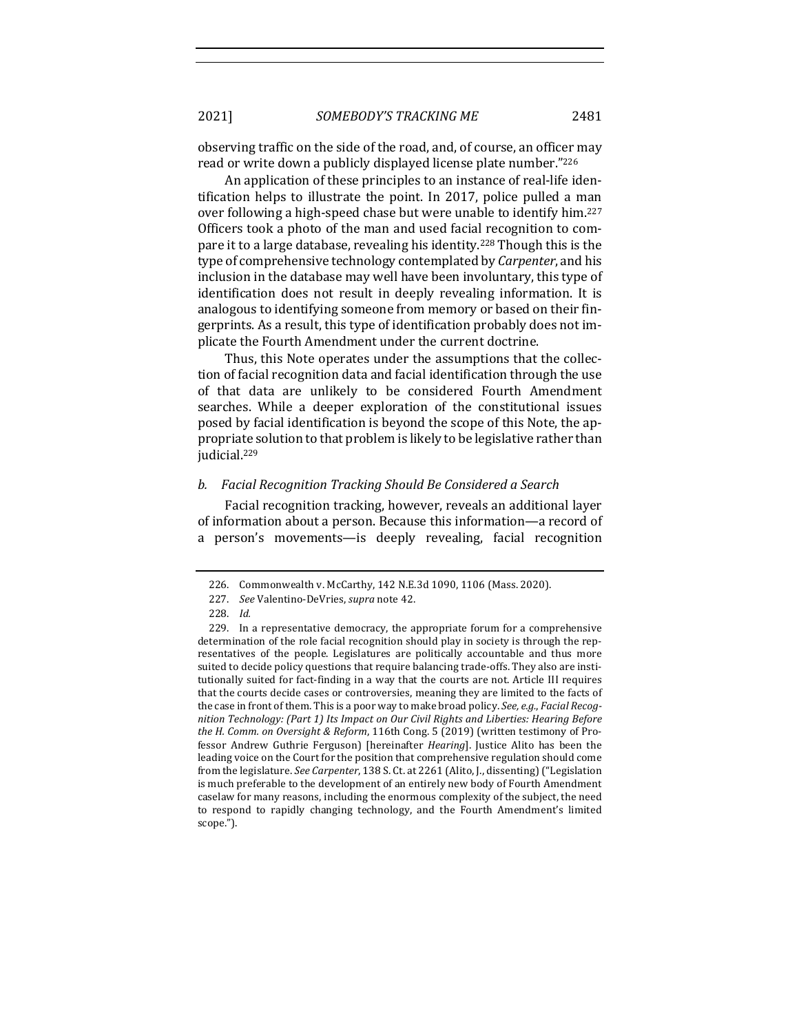observing traffic on the side of the road, and, of course, an officer may read or write down a publicly displayed license plate number."[226]

An application of these principles to an instance of real-life identification helps to illustrate the point. In 2017, police pulled a man over following a high-speed chase but were unable to identify him.[227] Officers took a photo of the man and used facial recognition to compare it to a large database, revealing his identity.[228] Though this is the type of comprehensive technology contemplated by *Carpenter*, and his inclusion in the database may well have been involuntary, this type of identification does not result in deeply revealing information. It is analogous to identifying someone from memory or based on their fingerprints. As a result, this type of identification probably does not implicate the Fourth Amendment under the current doctrine.

Thus, this Note operates under the assumptions that the collection of facial recognition data and facial identification through the use of that data are unlikely to be considered Fourth Amendment searches. While a deeper exploration of the constitutional issues posed by facial identification is beyond the scope of this Note, the appropriate solution to that problem is likely to be legislative rather than judicial.[229]

#### *b. Facial Recognition Tracking Should Be Considered a Search*

Facial recognition tracking, however, reveals an additional layer of information about a person. Because this information—a record of a person's movements—is deeply revealing, facial recognition

---

226. Commonwealth v. McCarthy, 142 N.E.3d 1090, 1106 (Mass. 2020).

227. *See* Valentino-DeVries, *supra* note 42.

228. *Id.*

229. In a representative democracy, the appropriate forum for a comprehensive determination of the role facial recognition should play in society is through the representatives of the people. Legislatures are politically accountable and thus more suited to decide policy questions that require balancing trade-offs. They also are institutionally suited for fact-finding in a way that the courts are not. Article III requires that the courts decide cases or controversies, meaning they are limited to the facts of the case in front of them. This is a poor way to make broad policy. *See, e.g.*, *Facial Recognition Technology: (Part 1) Its Impact on Our Civil Rights and Liberties: Hearing Before the H. Comm. on Oversight & Reform*, 116th Cong. 5 (2019) (written testimony of Professor Andrew Guthrie Ferguson) [hereinafter *Hearing*]. Justice Alito has been the leading voice on the Court for the position that comprehensive regulation should come from the legislature. *See Carpenter*, 138 S. Ct. at 2261 (Alito, J., dissenting) ("Legislation is much preferable to the development of an entirely new body of Fourth Amendment caselaw for many reasons, including the enormous complexity of the subject, the need to respond to rapidly changing technology, and the Fourth Amendment's limited scope.").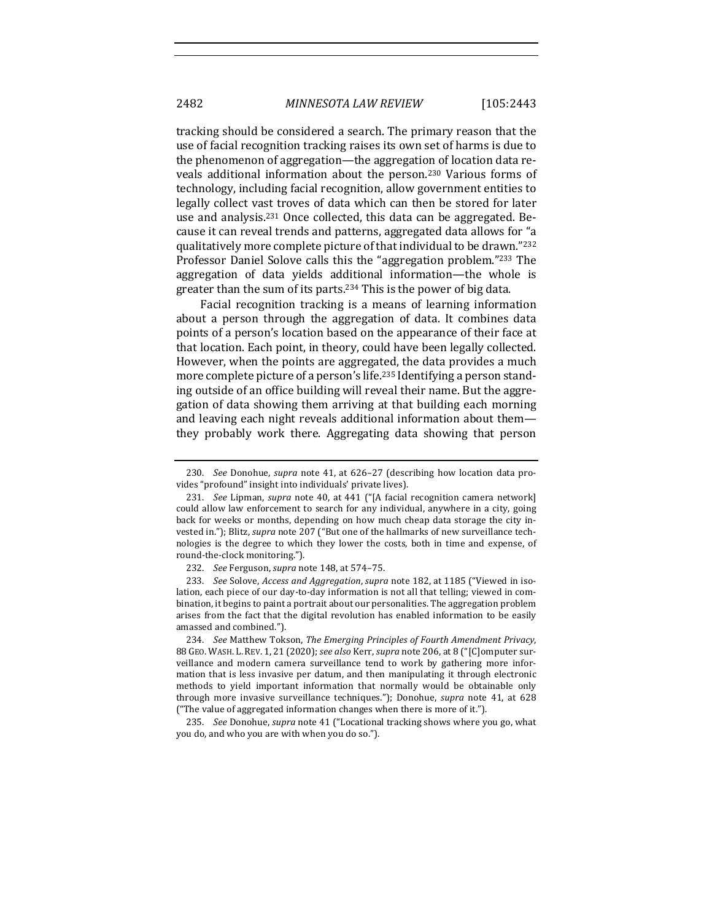tracking should be considered a search. The primary reason that the use of facial recognition tracking raises its own set of harms is due to the phenomenon of aggregation—the aggregation of location data reveals additional information about the person.[230] Various forms of technology, including facial recognition, allow government entities to legally collect vast troves of data which can then be stored for later use and analysis.[231] Once collected, this data can be aggregated. Because it can reveal trends and patterns, aggregated data allows for "a qualitatively more complete picture of that individual to be drawn."[232] Professor Daniel Solove calls this the "aggregation problem."[233] The aggregation of data yields additional information—the whole is greater than the sum of its parts.[234] This is the power of big data.

Facial recognition tracking is a means of learning information about a person through the aggregation of data. It combines data points of a person's location based on the appearance of their face at that location. Each point, in theory, could have been legally collected. However, when the points are aggregated, the data provides a much more complete picture of a person's life.[235] Identifying a person standing outside of an office building will reveal their name. But the aggregation of data showing them arriving at that building each morning and leaving each night reveals additional information about them—they probably work there. Aggregating data showing that person

---

230. *See* Donohue, *supra* note 41, at 626–27 (describing how location data provides "profound" insight into individuals' private lives).

231. *See* Lipman, *supra* note 40, at 441 ("[A facial recognition camera network] could allow law enforcement to search for any individual, anywhere in a city, going back for weeks or months, depending on how much cheap data storage the city invested in."); Blitz, *supra* note 207 ("But one of the hallmarks of new surveillance technologies is the degree to which they lower the costs, both in time and expense, of round-the-clock monitoring.").

232. *See* Ferguson, *supra* note 148, at 574–75.

233. *See* Solove, *Access and Aggregation*, *supra* note 182, at 1185 ("Viewed in isolation, each piece of our day-to-day information is not all that telling; viewed in combination, it begins to paint a portrait about our personalities. The aggregation problem arises from the fact that the digital revolution has enabled information to be easily amassed and combined.").

234. *See* Matthew Tokson, *The Emerging Principles of Fourth Amendment Privacy*, 88 GEO. WASH. L. REV. 1, 21 (2020); *see also* Kerr, *supra* note 206, at 8 ("[C]omputer surveillance and modern camera surveillance tend to work by gathering more information that is less invasive per datum, and then manipulating it through electronic methods to yield important information that normally would be obtainable only through more invasive surveillance techniques."); Donohue, *supra* note 41, at 628 ("The value of aggregated information changes when there is more of it.").

235. *See* Donohue, *supra* note 41 ("Locational tracking shows where you go, what you do, and who you are with when you do so.").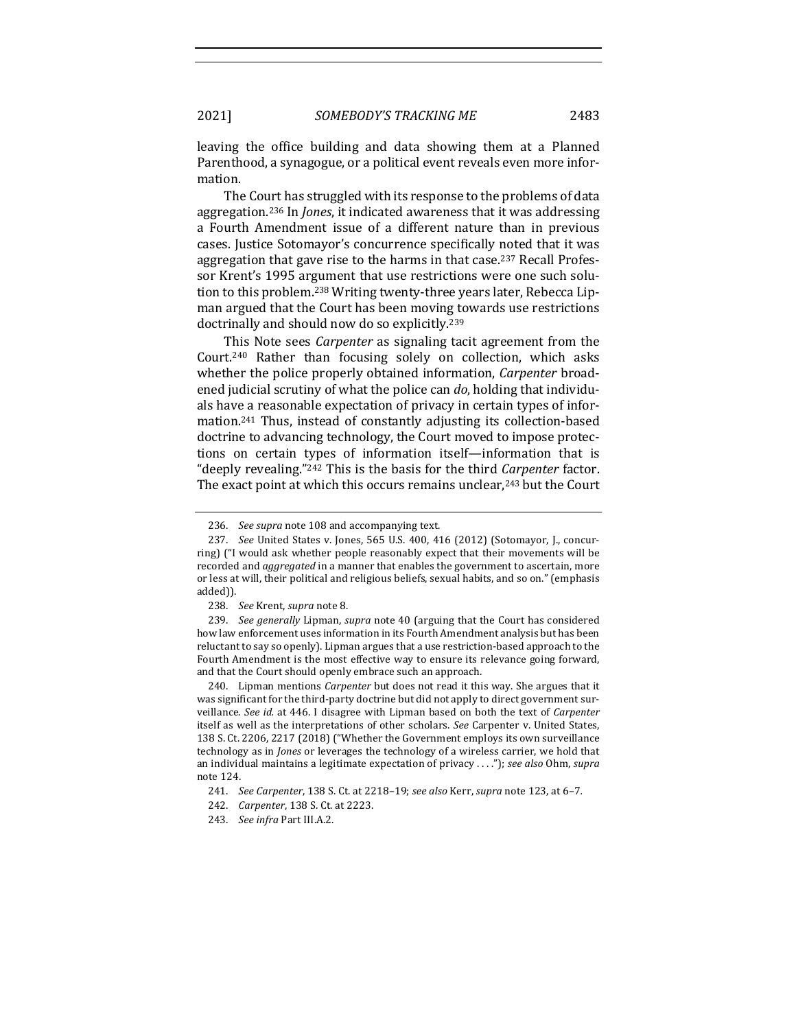leaving the office building and data showing them at a Planned Parenthood, a synagogue, or a political event reveals even more information.

The Court has struggled with its response to the problems of data aggregation.[236] In *Jones*, it indicated awareness that it was addressing a Fourth Amendment issue of a different nature than in previous cases. Justice Sotomayor's concurrence specifically noted that it was aggregation that gave rise to the harms in that case.[237] Recall Professor Krent's 1995 argument that use restrictions were one such solution to this problem.[238] Writing twenty-three years later, Rebecca Lipman argued that the Court has been moving towards use restrictions doctrinally and should now do so explicitly.[239]

This Note sees *Carpenter* as signaling tacit agreement from the Court.[240] Rather than focusing solely on collection, which asks whether the police properly obtained information, *Carpenter* broadened judicial scrutiny of what the police can *do*, holding that individuals have a reasonable expectation of privacy in certain types of information.[241] Thus, instead of constantly adjusting its collection-based doctrine to advancing technology, the Court moved to impose protections on certain types of information itself—information that is "deeply revealing."[242] This is the basis for the third *Carpenter* factor. The exact point at which this occurs remains unclear,[243] but the Court

236. *See supra* note 108 and accompanying text.

237. *See* United States v. Jones, 565 U.S. 400, 416 (2012) (Sotomayor, J., concurring) ("I would ask whether people reasonably expect that their movements will be recorded and *aggregated* in a manner that enables the government to ascertain, more or less at will, their political and religious beliefs, sexual habits, and so on." (emphasis added)).

238. *See* Krent, *supra* note 8.

239. *See generally* Lipman, *supra* note 40 (arguing that the Court has considered how law enforcement uses information in its Fourth Amendment analysis but has been reluctant to say so openly). Lipman argues that a use restriction-based approach to the Fourth Amendment is the most effective way to ensure its relevance going forward, and that the Court should openly embrace such an approach.

240. Lipman mentions *Carpenter* but does not read it this way. She argues that it was significant for the third-party doctrine but did not apply to direct government surveillance. *See id.* at 446. I disagree with Lipman based on both the text of *Carpenter* itself as well as the interpretations of other scholars. *See* Carpenter v. United States, 138 S. Ct. 2206, 2217 (2018) ("Whether the Government employs its own surveillance technology as in *Jones* or leverages the technology of a wireless carrier, we hold that an individual maintains a legitimate expectation of privacy . . . ."); *see also* Ohm, *supra* note 124.

241. *See Carpenter*, 138 S. Ct. at 2218–19; *see also* Kerr, *supra* note 123, at 6–7.

242. *Carpenter*, 138 S. Ct. at 2223.

243. *See infra* Part III.A.2.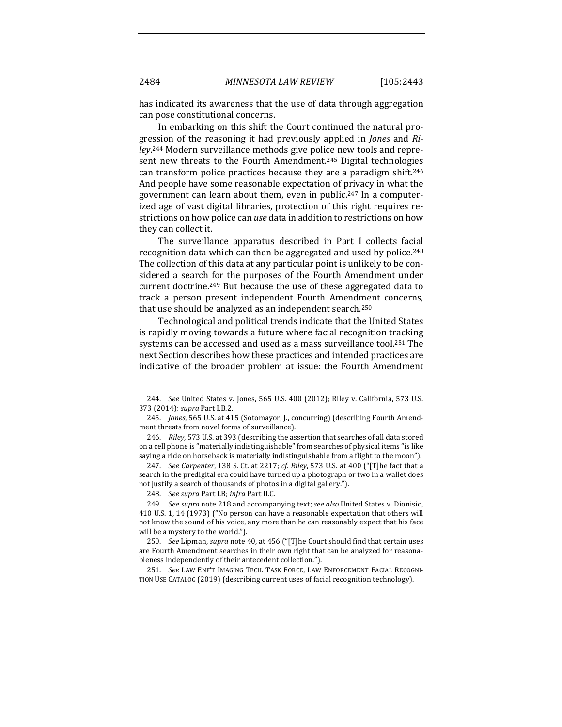has indicated its awareness that the use of data through aggregation can pose constitutional concerns.

In embarking on this shift the Court continued the natural progression of the reasoning it had previously applied in *Jones* and *Riley*.[244] Modern surveillance methods give police new tools and represent new threats to the Fourth Amendment.[245] Digital technologies can transform police practices because they are a paradigm shift.[246] And people have some reasonable expectation of privacy in what the government can learn about them, even in public.[247] In a computerized age of vast digital libraries, protection of this right requires restrictions on how police can *use* data in addition to restrictions on how they can collect it.

The surveillance apparatus described in Part I collects facial recognition data which can then be aggregated and used by police.[248] The collection of this data at any particular point is unlikely to be considered a search for the purposes of the Fourth Amendment under current doctrine.[249] But because the use of these aggregated data to track a person present independent Fourth Amendment concerns, that use should be analyzed as an independent search.[250]

Technological and political trends indicate that the United States is rapidly moving towards a future where facial recognition tracking systems can be accessed and used as a mass surveillance tool.[251] The next Section describes how these practices and intended practices are indicative of the broader problem at issue: the Fourth Amendment

---

244. *See* United States v. Jones, 565 U.S. 400 (2012); Riley v. California, 573 U.S. 373 (2014); *supra* Part I.B.2.

245. *Jones*, 565 U.S. at 415 (Sotomayor, J., concurring) (describing Fourth Amendment threats from novel forms of surveillance).

246. *Riley*, 573 U.S. at 393 (describing the assertion that searches of all data stored on a cell phone is "materially indistinguishable" from searches of physical items "is like saying a ride on horseback is materially indistinguishable from a flight to the moon").

247. *See Carpenter*, 138 S. Ct. at 2217; *cf. Riley*, 573 U.S. at 400 ("[T]he fact that a search in the predigital era could have turned up a photograph or two in a wallet does not justify a search of thousands of photos in a digital gallery.").

248. *See supra* Part I.B; *infra* Part II.C.

249. *See supra* note 218 and accompanying text; *see also* United States v. Dionisio, 410 U.S. 1, 14 (1973) ("No person can have a reasonable expectation that others will not know the sound of his voice, any more than he can reasonably expect that his face will be a mystery to the world.").

250. *See* Lipman, *supra* note 40, at 456 ("[T]he Court should find that certain uses are Fourth Amendment searches in their own right that can be analyzed for reasonableness independently of their antecedent collection.").

251. *See* LAW ENF'T IMAGING TECH. TASK FORCE, LAW ENFORCEMENT FACIAL RECOGNITION USE CATALOG (2019) (describing current uses of facial recognition technology).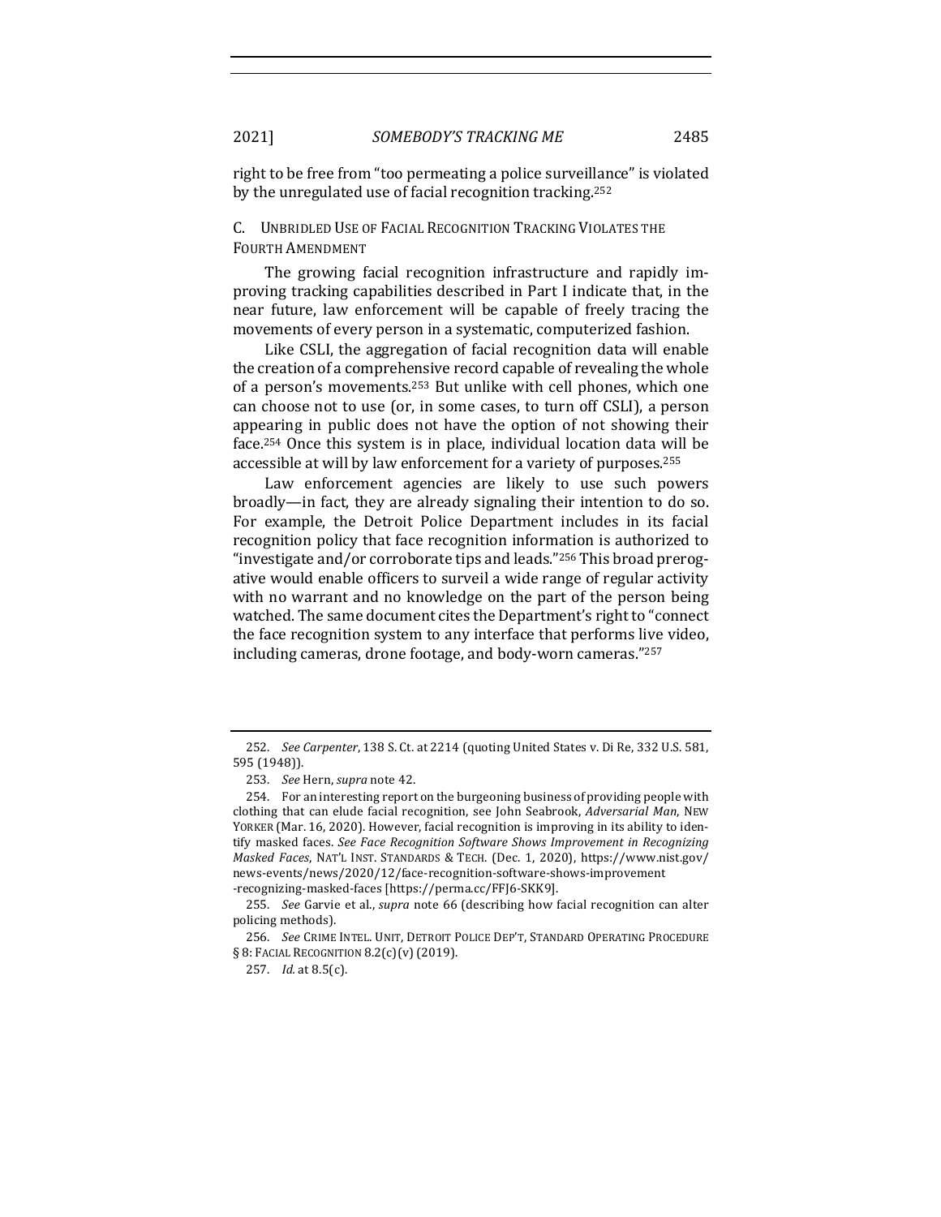right to be free from "too permeating a police surveillance" is violated by the unregulated use of facial recognition tracking.[252]

### C. Unbridled Use of Facial Recognition Tracking Violates the Fourth Amendment

The growing facial recognition infrastructure and rapidly improving tracking capabilities described in Part I indicate that, in the near future, law enforcement will be capable of freely tracing the movements of every person in a systematic, computerized fashion.

Like CSLI, the aggregation of facial recognition data will enable the creation of a comprehensive record capable of revealing the whole of a person's movements.[253] But unlike with cell phones, which one can choose not to use (or, in some cases, to turn off CSLI), a person appearing in public does not have the option of not showing their face.[254] Once this system is in place, individual location data will be accessible at will by law enforcement for a variety of purposes.[255]

Law enforcement agencies are likely to use such powers broadly—in fact, they are already signaling their intention to do so. For example, the Detroit Police Department includes in its facial recognition policy that face recognition information is authorized to "investigate and/or corroborate tips and leads."[256] This broad prerogative would enable officers to surveil a wide range of regular activity with no warrant and no knowledge on the part of the person being watched. The same document cites the Department's right to "connect the face recognition system to any interface that performs live video, including cameras, drone footage, and body-worn cameras."[257]

---

252. *See Carpenter*, 138 S. Ct. at 2214 (quoting United States v. Di Re, 332 U.S. 581, 595 (1948)).

253. *See* Hern, *supra* note 42.

254. For an interesting report on the burgeoning business of providing people with clothing that can elude facial recognition, see John Seabrook, *Adversarial Man*, NEW YORKER (Mar. 16, 2020). However, facial recognition is improving in its ability to identify masked faces. *See Face Recognition Software Shows Improvement in Recognizing Masked Faces*, NAT'L INST. STANDARDS & TECH. (Dec. 1, 2020), https://www.nist.gov/news-events/news/2020/12/face-recognition-software-shows-improvement-recognizing-masked-faces [https://perma.cc/FFJ6-SKK9].

255. *See* Garvie et al., *supra* note 66 (describing how facial recognition can alter policing methods).

256. *See* CRIME INTEL. UNIT, DETROIT POLICE DEP'T, STANDARD OPERATING PROCEDURE § 8: FACIAL RECOGNITION 8.2(c)(v) (2019).

257. *Id.* at 8.5(c).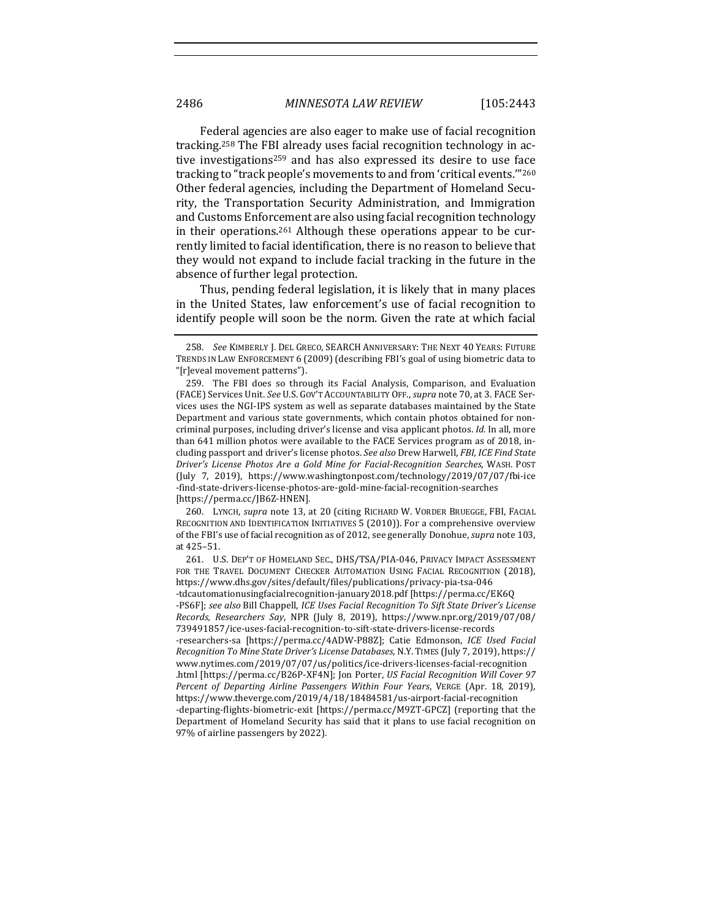Federal agencies are also eager to make use of facial recognition tracking.[258] The FBI already uses facial recognition technology in active investigations[259] and has also expressed its desire to use face tracking to "track people's movements to and from 'critical events.'"[260] Other federal agencies, including the Department of Homeland Security, the Transportation Security Administration, and Immigration and Customs Enforcement are also using facial recognition technology in their operations.[261] Although these operations appear to be currently limited to facial identification, there is no reason to believe that they would not expand to include facial tracking in the future in the absence of further legal protection.

Thus, pending federal legislation, it is likely that in many places in the United States, law enforcement's use of facial recognition to identify people will soon be the norm. Given the rate at which facial

---

258. *See* KIMBERLY J. DEL GRECO, SEARCH ANNIVERSARY: THE NEXT 40 YEARS: FUTURE TRENDS IN LAW ENFORCEMENT 6 (2009) (describing FBI's goal of using biometric data to "[r]eveal movement patterns").

259. The FBI does so through its Facial Analysis, Comparison, and Evaluation (FACE) Services Unit. *See* U.S. GOV'T ACCOUNTABILITY OFF., *supra* note 70, at 3. FACE Services uses the NGI-IPS system as well as separate databases maintained by the State Department and various state governments, which contain photos obtained for non-criminal purposes, including driver's license and visa applicant photos. *Id.* In all, more than 641 million photos were available to the FACE Services program as of 2018, including passport and driver's license photos. *See also* Drew Harwell, *FBI, ICE Find State Driver's License Photos Are a Gold Mine for Facial-Recognition Searches*, WASH. POST (July 7, 2019), https://www.washingtonpost.com/technology/2019/07/07/fbi-ice-find-state-drivers-license-photos-are-gold-mine-facial-recognition-searches [https://perma.cc/JB6Z-HNEN].

260. LYNCH, *supra* note 13, at 20 (citing RICHARD W. VORDER BRUEGGE, FBI, FACIAL RECOGNITION AND IDENTIFICATION INITIATIVES 5 (2010)). For a comprehensive overview of the FBI's use of facial recognition as of 2012, see generally Donohue, *supra* note 103, at 425–51.

261. U.S. DEP'T OF HOMELAND SEC., DHS/TSA/PIA-046, PRIVACY IMPACT ASSESSMENT FOR THE TRAVEL DOCUMENT CHECKER AUTOMATION USING FACIAL RECOGNITION (2018), https://www.dhs.gov/sites/default/files/publications/privacy-pia-tsa-046-tdcautomationusingfacialrecognition-january2018.pdf [https://perma.cc/EK6Q-PS6F]; *see also* Bill Chappell, *ICE Uses Facial Recognition To Sift State Driver's License Records, Researchers Say*, NPR (July 8, 2019), https://www.npr.org/2019/07/08/739491857/ice-uses-facial-recognition-to-sift-state-drivers-license-records-researchers-sa [https://perma.cc/4ADW-P88Z]; Catie Edmonson, *ICE Used Facial Recognition To Mine State Driver's License Databases*, N.Y. TIMES (July 7, 2019), https://www.nytimes.com/2019/07/07/us/politics/ice-drivers-licenses-facial-recognition.html [https://perma.cc/B26P-XF4N]; Jon Porter, *US Facial Recognition Will Cover 97 Percent of Departing Airline Passengers Within Four Years*, VERGE (Apr. 18, 2019), https://www.theverge.com/2019/4/18/18484581/us-airport-facial-recognition-departing-flights-biometric-exit [https://perma.cc/M9ZT-GPCZ] (reporting that the Department of Homeland Security has said that it plans to use facial recognition on 97% of airline passengers by 2022).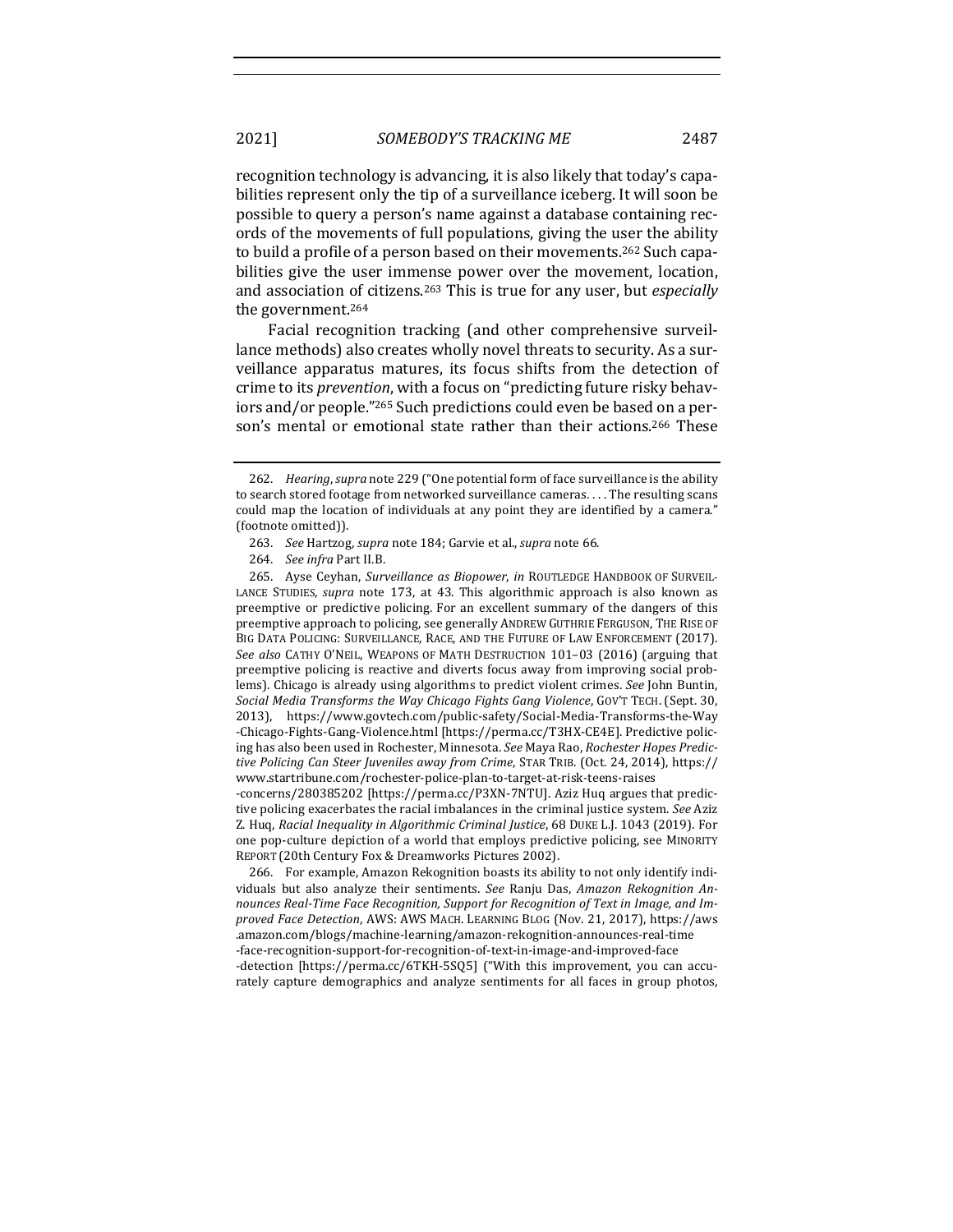recognition technology is advancing, it is also likely that today's capabilities represent only the tip of a surveillance iceberg. It will soon be possible to query a person's name against a database containing records of the movements of full populations, giving the user the ability to build a profile of a person based on their movements.[262] Such capabilities give the user immense power over the movement, location, and association of citizens.[263] This is true for any user, but *especially* the government.[264]

Facial recognition tracking (and other comprehensive surveillance methods) also creates wholly novel threats to security. As a surveillance apparatus matures, its focus shifts from the detection of crime to its *prevention*, with a focus on "predicting future risky behaviors and/or people."[265] Such predictions could even be based on a person's mental or emotional state rather than their actions.[266] These

---

262. *Hearing*, *supra* note 229 ("One potential form of face surveillance is the ability to search stored footage from networked surveillance cameras. . . . The resulting scans could map the location of individuals at any point they are identified by a camera." (footnote omitted)).

263. *See* Hartzog, *supra* note 184; Garvie et al., *supra* note 66.

264. *See infra* Part II.B.

265. Ayse Ceyhan, *Surveillance as Biopower*, *in* ROUTLEDGE HANDBOOK OF SURVEILLANCE STUDIES, *supra* note 173, at 43. This algorithmic approach is also known as preemptive or predictive policing. For an excellent summary of the dangers of this preemptive approach to policing, see generally ANDREW GUTHRIE FERGUSON, THE RISE OF BIG DATA POLICING: SURVEILLANCE, RACE, AND THE FUTURE OF LAW ENFORCEMENT (2017). *See also* CATHY O'NEIL, WEAPONS OF MATH DESTRUCTION 101–03 (2016) (arguing that preemptive policing is reactive and diverts focus away from improving social problems). Chicago is already using algorithms to predict violent crimes. *See* John Buntin, *Social Media Transforms the Way Chicago Fights Gang Violence*, GOV'T TECH. (Sept. 30, 2013), https://www.govtech.com/public-safety/Social-Media-Transforms-the-Way-Chicago-Fights-Gang-Violence.html [https://perma.cc/T3HX-CE4E]. Predictive policing has also been used in Rochester, Minnesota. *See* Maya Rao, *Rochester Hopes Predictive Policing Can Steer Juveniles away from Crime*, STAR TRIB. (Oct. 24, 2014), https://www.startribune.com/rochester-police-plan-to-target-at-risk-teens-raises-concerns/280385202 [https://perma.cc/P3XN-7NTU]. Aziz Huq argues that predictive policing exacerbates the racial imbalances in the criminal justice system. *See* Aziz Z. Huq, *Racial Inequality in Algorithmic Criminal Justice*, 68 DUKE L.J. 1043 (2019). For one pop-culture depiction of a world that employs predictive policing, see MINORITY REPORT (20th Century Fox & Dreamworks Pictures 2002).

266. For example, Amazon Rekognition boasts its ability to not only identify individuals but also analyze their sentiments. *See* Ranju Das, *Amazon Rekognition Announces Real-Time Face Recognition, Support for Recognition of Text in Image, and Improved Face Detection*, AWS: AWS MACH. LEARNING BLOG (Nov. 21, 2017), https://aws.amazon.com/blogs/machine-learning/amazon-rekognition-announces-real-time-face-recognition-support-for-recognition-of-text-in-image-and-improved-face-detection [https://perma.cc/6TKH-5SQ5] ("With this improvement, you can accurately capture demographics and analyze sentiments for all faces in group photos,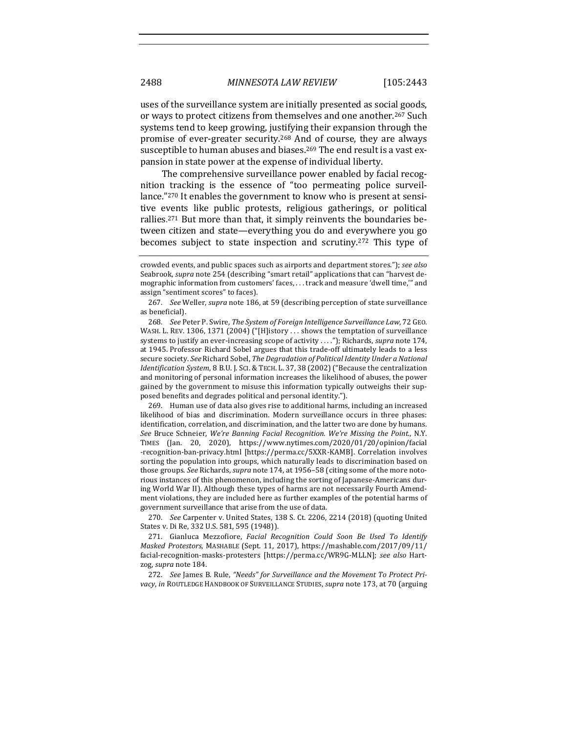uses of the surveillance system are initially presented as social goods, or ways to protect citizens from themselves and one another.[267] Such systems tend to keep growing, justifying their expansion through the promise of ever-greater security.[268] And of course, they are always susceptible to human abuses and biases.[269] The end result is a vast expansion in state power at the expense of individual liberty.

The comprehensive surveillance power enabled by facial recognition tracking is the essence of "too permeating police surveillance."[270] It enables the government to know who is present at sensitive events like public protests, religious gatherings, or political rallies.[271] But more than that, it simply reinvents the boundaries between citizen and state—everything you do and everywhere you go becomes subject to state inspection and scrutiny.[272] This type of

---

crowded events, and public spaces such as airports and department stores."); *see also* Seabrook, *supra* note 254 (describing "smart retail" applications that can "harvest demographic information from customers' faces, . . . track and measure 'dwell time,'" and assign "sentiment scores" to faces).

267. *See* Weller, *supra* note 186, at 59 (describing perception of state surveillance as beneficial).

268. *See* Peter P. Swire, *The System of Foreign Intelligence Surveillance Law*, 72 GEO. WASH. L. REV. 1306, 1371 (2004) ("[H]istory . . . shows the temptation of surveillance systems to justify an ever-increasing scope of activity . . . ."); Richards, *supra* note 174, at 1945. Professor Richard Sobel argues that this trade-off ultimately leads to a less secure society. *See* Richard Sobel, *The Degradation of Political Identity Under a National Identification System*, 8 B.U. J. SCI. & TECH. L. 37, 38 (2002) ("Because the centralization and monitoring of personal information increases the likelihood of abuses, the power gained by the government to misuse this information typically outweighs their supposed benefits and degrades political and personal identity.").

269. Human use of data also gives rise to additional harms, including an increased likelihood of bias and discrimination. Modern surveillance occurs in three phases: identification, correlation, and discrimination, and the latter two are done by humans. *See* Bruce Schneier, *We're Banning Facial Recognition. We're Missing the Point.*, N.Y. TIMES (Jan. 20, 2020), https://www.nytimes.com/2020/01/20/opinion/facial-recognition-ban-privacy.html [https://perma.cc/5XXR-KAMB]. Correlation involves sorting the population into groups, which naturally leads to discrimination based on those groups. *See* Richards, *supra* note 174, at 1956–58 (citing some of the more notorious instances of this phenomenon, including the sorting of Japanese-Americans during World War II). Although these types of harms are not necessarily Fourth Amendment violations, they are included here as further examples of the potential harms of government surveillance that arise from the use of data.

270. *See* Carpenter v. United States, 138 S. Ct. 2206, 2214 (2018) (quoting United States v. Di Re, 332 U.S. 581, 595 (1948)).

271. Gianluca Mezzofiore, *Facial Recognition Could Soon Be Used To Identify Masked Protestors*, MASHABLE (Sept. 11, 2017), https://mashable.com/2017/09/11/facial-recognition-masks-protesters [https://perma.cc/WR9G-MLLN]; *see also* Hartzog, *supra* note 184.

272. *See* James B. Rule, *"Needs" for Surveillance and the Movement To Protect Privacy*, *in* ROUTLEDGE HANDBOOK OF SURVEILLANCE STUDIES, *supra* note 173, at 70 (arguing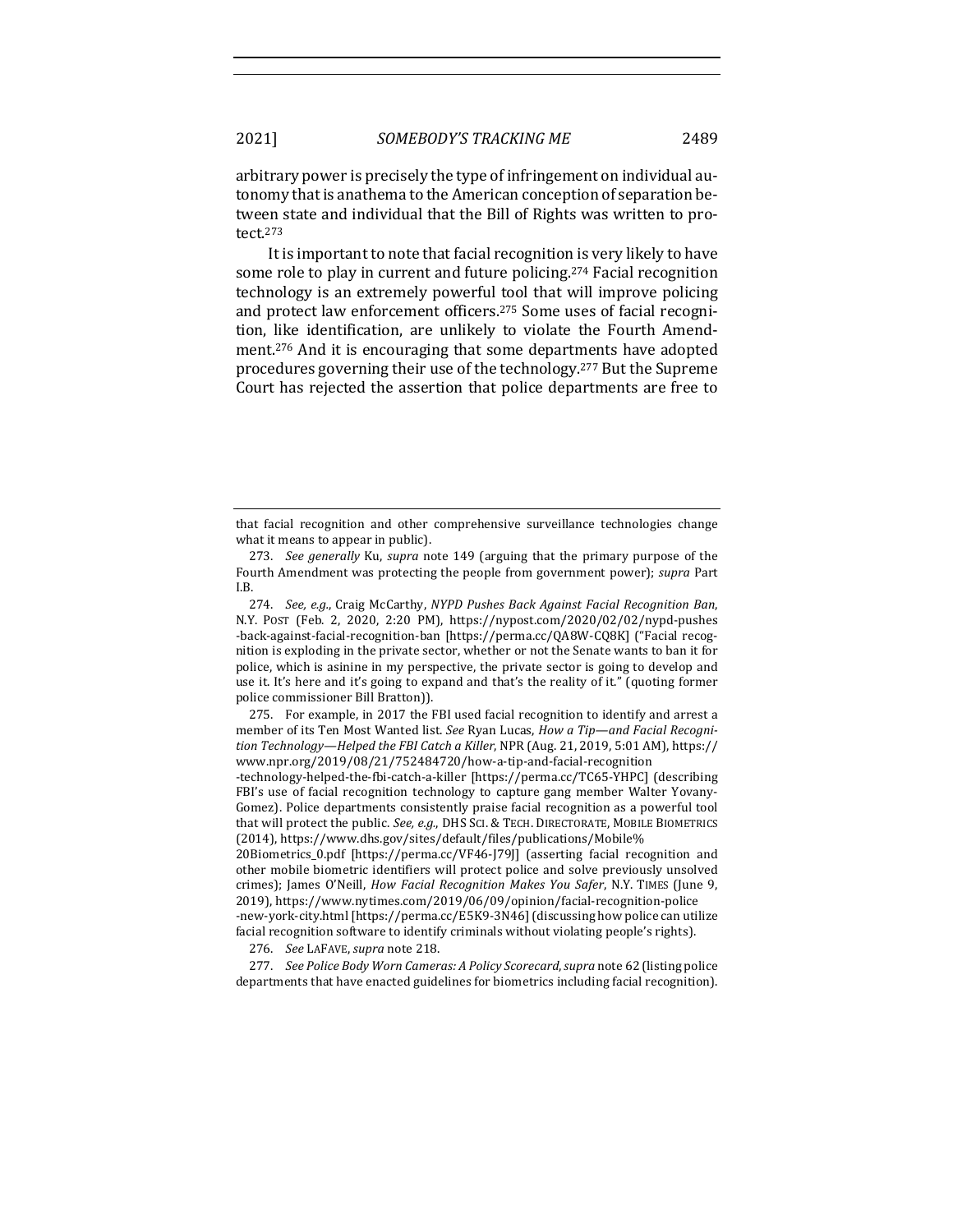arbitrary power is precisely the type of infringement on individual autonomy that is anathema to the American conception of separation between state and individual that the Bill of Rights was written to protect.[273]

It is important to note that facial recognition is very likely to have some role to play in current and future policing.[274] Facial recognition technology is an extremely powerful tool that will improve policing and protect law enforcement officers.[275] Some uses of facial recognition, like identification, are unlikely to violate the Fourth Amendment.[276] And it is encouraging that some departments have adopted procedures governing their use of the technology.[277] But the Supreme Court has rejected the assertion that police departments are free to

---

that facial recognition and other comprehensive surveillance technologies change what it means to appear in public).

273. *See generally* Ku, *supra* note 149 (arguing that the primary purpose of the Fourth Amendment was protecting the people from government power); *supra* Part I.B.

274. *See, e.g.*, Craig McCarthy, *NYPD Pushes Back Against Facial Recognition Ban*, N.Y. POST (Feb. 2, 2020, 2:20 PM), https://nypost.com/2020/02/02/nypd-pushes-back-against-facial-recognition-ban [https://perma.cc/QA8W-CQ8K] ("Facial recognition is exploding in the private sector, whether or not the Senate wants to ban it for police, which is asinine in my perspective, the private sector is going to develop and use it. It's here and it's going to expand and that's the reality of it." (quoting former police commissioner Bill Bratton)).

275. For example, in 2017 the FBI used facial recognition to identify and arrest a member of its Ten Most Wanted list. *See* Ryan Lucas, *How a Tip—and Facial Recognition Technology—Helped the FBI Catch a Killer*, NPR (Aug. 21, 2019, 5:01 AM), https://www.npr.org/2019/08/21/752484720/how-a-tip-and-facial-recognition-technology-helped-the-fbi-catch-a-killer [https://perma.cc/TC65-YHPC] (describing FBI's use of facial recognition technology to capture gang member Walter Yovany-Gomez). Police departments consistently praise facial recognition as a powerful tool that will protect the public. *See, e.g.*, DHS SCI. & TECH. DIRECTORATE, MOBILE BIOMETRICS (2014), https://www.dhs.gov/sites/default/files/publications/Mobile%20Biometrics_0.pdf [https://perma.cc/VF46-J79J] (asserting facial recognition and other mobile biometric identifiers will protect police and solve previously unsolved crimes); James O'Neill, *How Facial Recognition Makes You Safer*, N.Y. TIMES (June 9, 2019), https://www.nytimes.com/2019/06/09/opinion/facial-recognition-police-new-york-city.html [https://perma.cc/E5K9-3N46] (discussing how police can utilize facial recognition software to identify criminals without violating people's rights).

276. *See* LAFAVE, *supra* note 218.

277. *See Police Body Worn Cameras: A Policy Scorecard*, *supra* note 62 (listing police departments that have enacted guidelines for biometrics including facial recognition).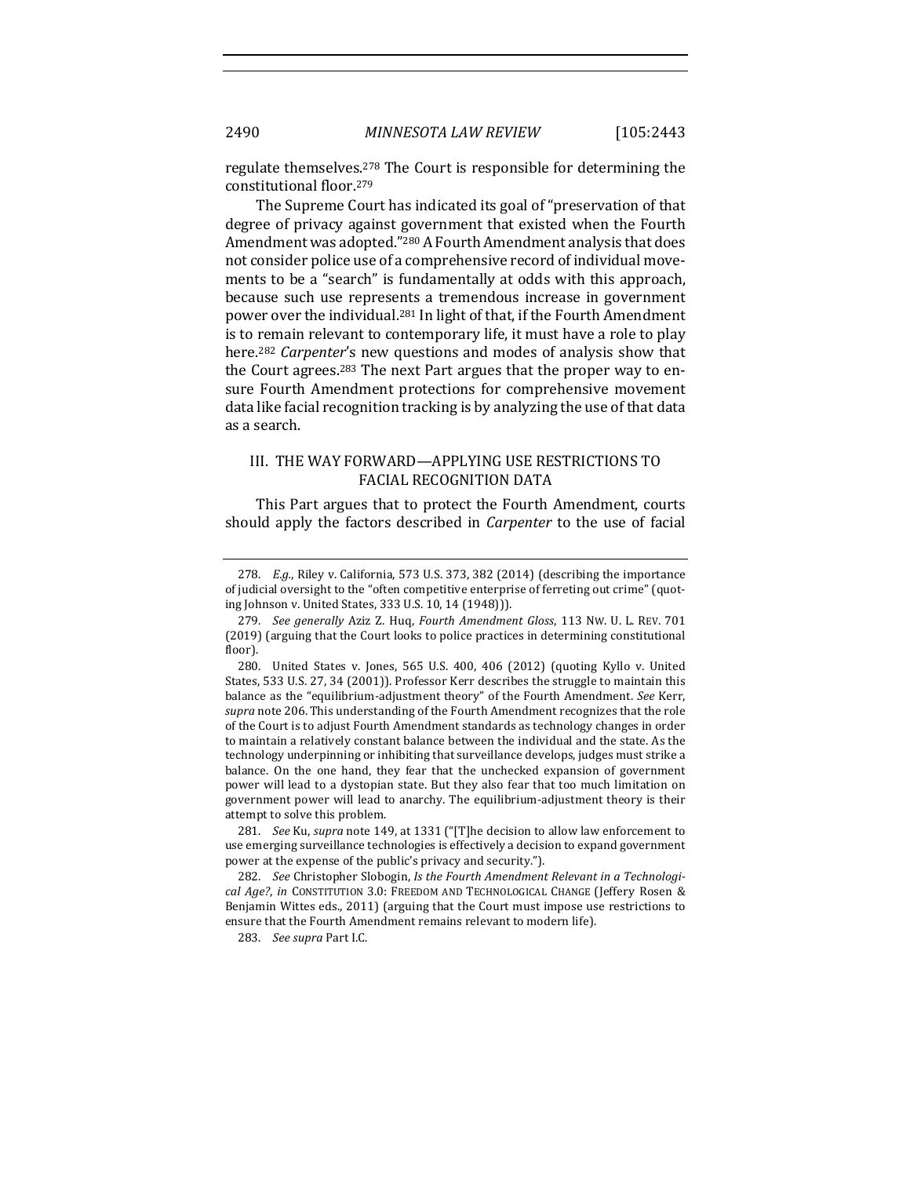regulate themselves.[278] The Court is responsible for determining the constitutional floor.[279]

The Supreme Court has indicated its goal of "preservation of that degree of privacy against government that existed when the Fourth Amendment was adopted."[280] A Fourth Amendment analysis that does not consider police use of a comprehensive record of individual movements to be a "search" is fundamentally at odds with this approach, because such use represents a tremendous increase in government power over the individual.[281] In light of that, if the Fourth Amendment is to remain relevant to contemporary life, it must have a role to play here.[282] *Carpenter*'s new questions and modes of analysis show that the Court agrees.[283] The next Part argues that the proper way to ensure Fourth Amendment protections for comprehensive movement data like facial recognition tracking is by analyzing the use of that data as a search.

## III. THE WAY FORWARD—APPLYING USE RESTRICTIONS TO FACIAL RECOGNITION DATA

This Part argues that to protect the Fourth Amendment, courts should apply the factors described in *Carpenter* to the use of facial

---

278. *E.g.*, Riley v. California, 573 U.S. 373, 382 (2014) (describing the importance of judicial oversight to the "often competitive enterprise of ferreting out crime" (quoting Johnson v. United States, 333 U.S. 10, 14 (1948))).

279. *See generally* Aziz Z. Huq, *Fourth Amendment Gloss*, 113 NW. U. L. REV. 701 (2019) (arguing that the Court looks to police practices in determining constitutional floor).

280. United States v. Jones, 565 U.S. 400, 406 (2012) (quoting Kyllo v. United States, 533 U.S. 27, 34 (2001)). Professor Kerr describes the struggle to maintain this balance as the "equilibrium-adjustment theory" of the Fourth Amendment. *See* Kerr, *supra* note 206. This understanding of the Fourth Amendment recognizes that the role of the Court is to adjust Fourth Amendment standards as technology changes in order to maintain a relatively constant balance between the individual and the state. As the technology underpinning or inhibiting that surveillance develops, judges must strike a balance. On the one hand, they fear that the unchecked expansion of government power will lead to a dystopian state. But they also fear that too much limitation on government power will lead to anarchy. The equilibrium-adjustment theory is their attempt to solve this problem.

281. *See* Ku, *supra* note 149, at 1331 ("[T]he decision to allow law enforcement to use emerging surveillance technologies is effectively a decision to expand government power at the expense of the public's privacy and security.").

282. *See* Christopher Slobogin, *Is the Fourth Amendment Relevant in a Technological Age?*, *in* CONSTITUTION 3.0: FREEDOM AND TECHNOLOGICAL CHANGE (Jeffery Rosen & Benjamin Wittes eds., 2011) (arguing that the Court must impose use restrictions to ensure that the Fourth Amendment remains relevant to modern life).

283. *See supra* Part I.C.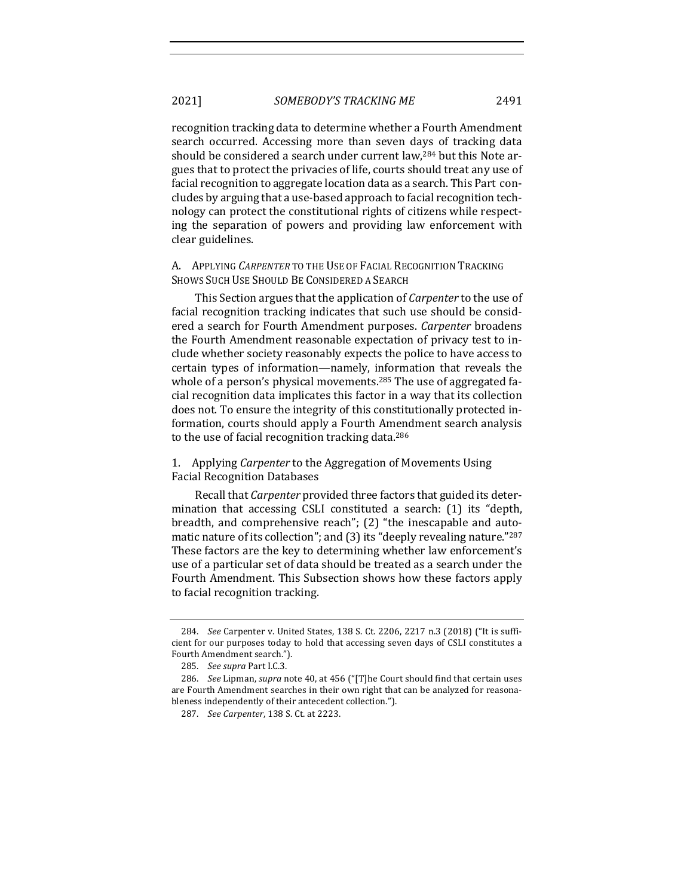recognition tracking data to determine whether a Fourth Amendment search occurred. Accessing more than seven days of tracking data should be considered a search under current law,[284] but this Note argues that to protect the privacies of life, courts should treat any use of facial recognition to aggregate location data as a search. This Part concludes by arguing that a use-based approach to facial recognition technology can protect the constitutional rights of citizens while respecting the separation of powers and providing law enforcement with clear guidelines.

### A. Applying *Carpenter* to the Use of Facial Recognition Tracking Shows Such Use Should Be Considered a Search

This Section argues that the application of *Carpenter* to the use of facial recognition tracking indicates that such use should be considered a search for Fourth Amendment purposes. *Carpenter* broadens the Fourth Amendment reasonable expectation of privacy test to include whether society reasonably expects the police to have access to certain types of information—namely, information that reveals the whole of a person's physical movements.[285] The use of aggregated facial recognition data implicates this factor in a way that its collection does not. To ensure the integrity of this constitutionally protected information, courts should apply a Fourth Amendment search analysis to the use of facial recognition tracking data.[286]

#### 1. Applying *Carpenter* to the Aggregation of Movements Using Facial Recognition Databases

Recall that *Carpenter* provided three factors that guided its determination that accessing CSLI constituted a search: (1) its "depth, breadth, and comprehensive reach"; (2) "the inescapable and automatic nature of its collection"; and (3) its "deeply revealing nature."[287] These factors are the key to determining whether law enforcement's use of a particular set of data should be treated as a search under the Fourth Amendment. This Subsection shows how these factors apply to facial recognition tracking.

---

284. *See* Carpenter v. United States, 138 S. Ct. 2206, 2217 n.3 (2018) ("It is sufficient for our purposes today to hold that accessing seven days of CSLI constitutes a Fourth Amendment search.").

285. *See supra* Part I.C.3.

286. *See* Lipman, *supra* note 40, at 456 ("[T]he Court should find that certain uses are Fourth Amendment searches in their own right that can be analyzed for reasonableness independently of their antecedent collection.").

287. *See Carpenter*, 138 S. Ct. at 2223.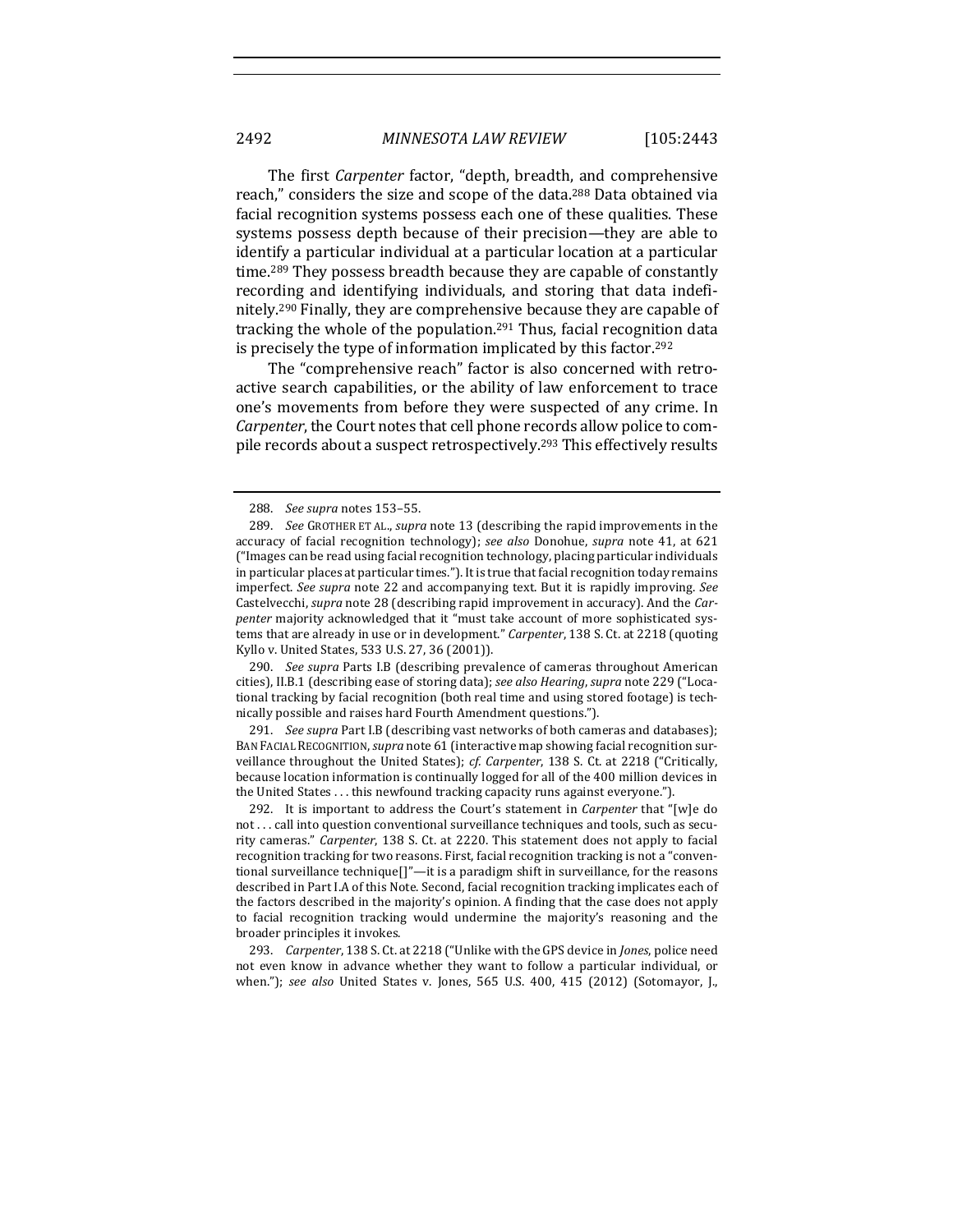The first *Carpenter* factor, "depth, breadth, and comprehensive reach," considers the size and scope of the data.[288] Data obtained via facial recognition systems possess each one of these qualities. These systems possess depth because of their precision—they are able to identify a particular individual at a particular location at a particular time.[289] They possess breadth because they are capable of constantly recording and identifying individuals, and storing that data indefinitely.[290] Finally, they are comprehensive because they are capable of tracking the whole of the population.[291] Thus, facial recognition data is precisely the type of information implicated by this factor.[292]

The "comprehensive reach" factor is also concerned with retroactive search capabilities, or the ability of law enforcement to trace one's movements from before they were suspected of any crime. In *Carpenter*, the Court notes that cell phone records allow police to compile records about a suspect retrospectively.[293] This effectively results

---

288. *See supra* notes 153–55.

289. *See* GROTHER ET AL., *supra* note 13 (describing the rapid improvements in the accuracy of facial recognition technology); *see also* Donohue, *supra* note 41, at 621 ("Images can be read using facial recognition technology, placing particular individuals in particular places at particular times."). It is true that facial recognition today remains imperfect. *See supra* note 22 and accompanying text. But it is rapidly improving. *See* Castelvecchi, *supra* note 28 (describing rapid improvement in accuracy). And the *Carpenter* majority acknowledged that it "must take account of more sophisticated systems that are already in use or in development." *Carpenter*, 138 S. Ct. at 2218 (quoting Kyllo v. United States, 533 U.S. 27, 36 (2001)).

290. *See supra* Parts I.B (describing prevalence of cameras throughout American cities), II.B.1 (describing ease of storing data); *see also Hearing*, *supra* note 229 ("Locational tracking by facial recognition (both real time and using stored footage) is technically possible and raises hard Fourth Amendment questions.").

291. *See supra* Part I.B (describing vast networks of both cameras and databases); BAN FACIAL RECOGNITION, *supra* note 61 (interactive map showing facial recognition surveillance throughout the United States); *cf. Carpenter*, 138 S. Ct. at 2218 ("Critically, because location information is continually logged for all of the 400 million devices in the United States . . . this newfound tracking capacity runs against everyone.").

292. It is important to address the Court's statement in *Carpenter* that "[w]e do not . . . call into question conventional surveillance techniques and tools, such as security cameras." *Carpenter*, 138 S. Ct. at 2220. This statement does not apply to facial recognition tracking for two reasons. First, facial recognition tracking is not a "conventional surveillance technique[]"—it is a paradigm shift in surveillance, for the reasons described in Part I.A of this Note. Second, facial recognition tracking implicates each of the factors described in the majority's opinion. A finding that the case does not apply to facial recognition tracking would undermine the majority's reasoning and the broader principles it invokes.

293. *Carpenter*, 138 S. Ct. at 2218 ("Unlike with the GPS device in *Jones*, police need not even know in advance whether they want to follow a particular individual, or when."); *see also* United States v. Jones, 565 U.S. 400, 415 (2012) (Sotomayor, J.,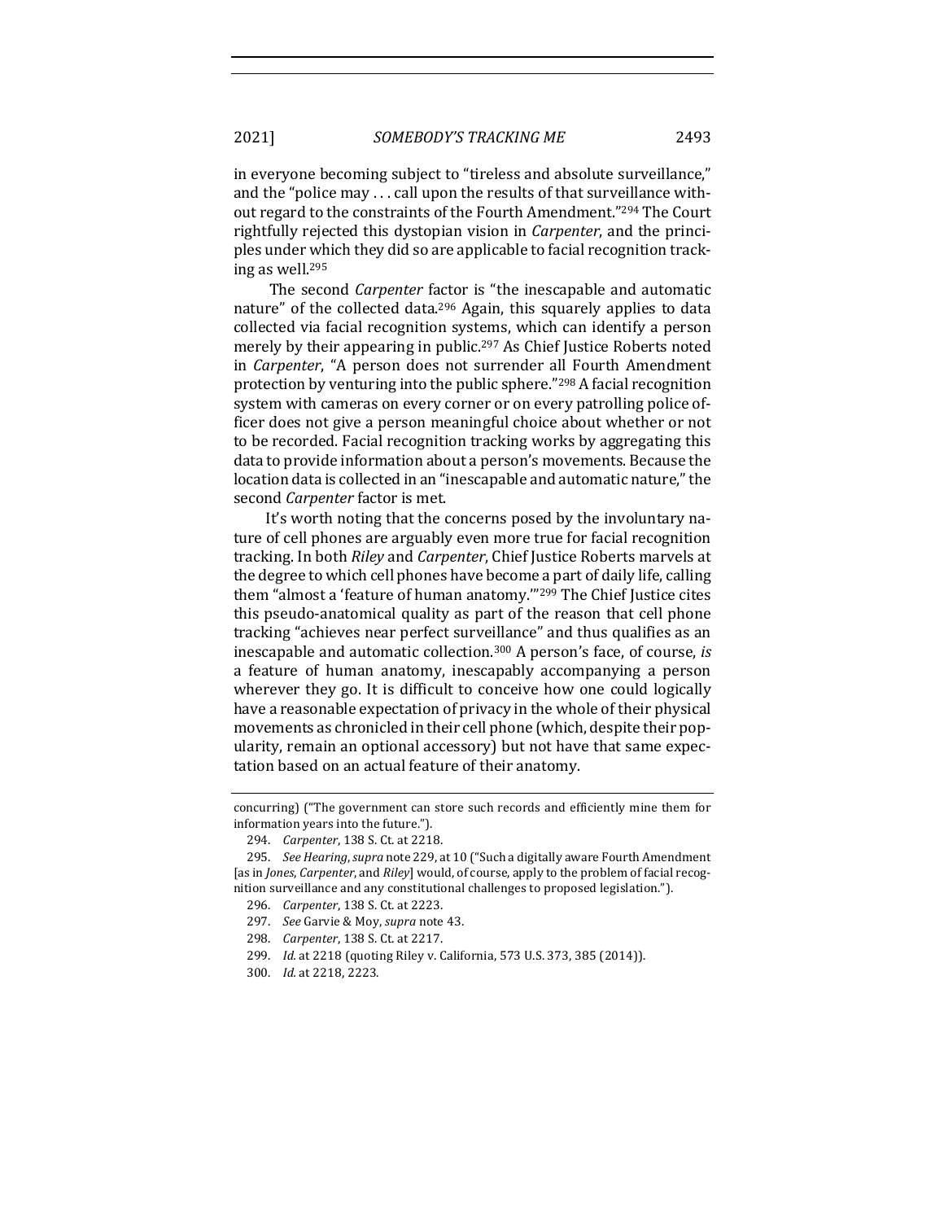in everyone becoming subject to "tireless and absolute surveillance," and the "police may . . . call upon the results of that surveillance without regard to the constraints of the Fourth Amendment."[294] The Court rightfully rejected this dystopian vision in *Carpenter*, and the principles under which they did so are applicable to facial recognition tracking as well.[295]

The second *Carpenter* factor is "the inescapable and automatic nature" of the collected data.[296] Again, this squarely applies to data collected via facial recognition systems, which can identify a person merely by their appearing in public.[297] As Chief Justice Roberts noted in *Carpenter*, "A person does not surrender all Fourth Amendment protection by venturing into the public sphere."[298] A facial recognition system with cameras on every corner or on every patrolling police officer does not give a person meaningful choice about whether or not to be recorded. Facial recognition tracking works by aggregating this data to provide information about a person's movements. Because the location data is collected in an "inescapable and automatic nature," the second *Carpenter* factor is met.

It's worth noting that the concerns posed by the involuntary nature of cell phones are arguably even more true for facial recognition tracking. In both *Riley* and *Carpenter*, Chief Justice Roberts marvels at the degree to which cell phones have become a part of daily life, calling them "almost a 'feature of human anatomy.'"[299] The Chief Justice cites this pseudo-anatomical quality as part of the reason that cell phone tracking "achieves near perfect surveillance" and thus qualifies as an inescapable and automatic collection.[300] A person's face, of course, *is* a feature of human anatomy, inescapably accompanying a person wherever they go. It is difficult to conceive how one could logically have a reasonable expectation of privacy in the whole of their physical movements as chronicled in their cell phone (which, despite their popularity, remain an optional accessory) but not have that same expectation based on an actual feature of their anatomy.

---

concurring) ("The government can store such records and efficiently mine them for information years into the future.").

294. *Carpenter*, 138 S. Ct. at 2218.

295. *See Hearing*, *supra* note 229, at 10 ("Such a digitally aware Fourth Amendment [as in *Jones*, *Carpenter*, and *Riley*] would, of course, apply to the problem of facial recognition surveillance and any constitutional challenges to proposed legislation.").

296. *Carpenter*, 138 S. Ct. at 2223.

297. *See* Garvie & Moy, *supra* note 43.

298. *Carpenter*, 138 S. Ct. at 2217.

299. *Id.* at 2218 (quoting Riley v. California, 573 U.S. 373, 385 (2014)).

300. *Id.* at 2218, 2223.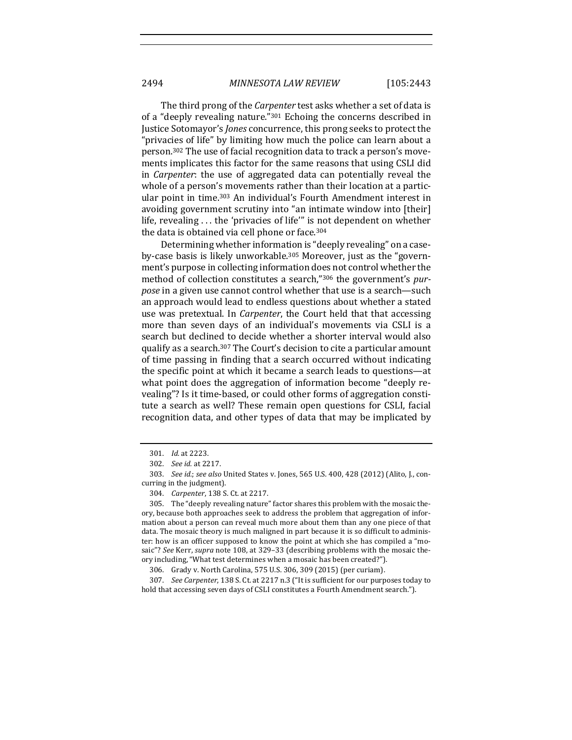The third prong of the *Carpenter* test asks whether a set of data is of a "deeply revealing nature."[301] Echoing the concerns described in Justice Sotomayor's *Jones* concurrence, this prong seeks to protect the "privacies of life" by limiting how much the police can learn about a person.[302] The use of facial recognition data to track a person's movements implicates this factor for the same reasons that using CSLI did in *Carpenter*: the use of aggregated data can potentially reveal the whole of a person's movements rather than their location at a particular point in time.[303] An individual's Fourth Amendment interest in avoiding government scrutiny into "an intimate window into [their] life, revealing . . . the 'privacies of life'" is not dependent on whether the data is obtained via cell phone or face.[304]

Determining whether information is "deeply revealing" on a case-by-case basis is likely unworkable.[305] Moreover, just as the "government's purpose in collecting information does not control whether the method of collection constitutes a search,"[306] the government's *purpose* in a given use cannot control whether that use is a search—such an approach would lead to endless questions about whether a stated use was pretextual. In *Carpenter*, the Court held that that accessing more than seven days of an individual's movements via CSLI is a search but declined to decide whether a shorter interval would also qualify as a search.[307] The Court's decision to cite a particular amount of time passing in finding that a search occurred without indicating the specific point at which it became a search leads to questions—at what point does the aggregation of information become "deeply revealing"? Is it time-based, or could other forms of aggregation constitute a search as well? These remain open questions for CSLI, facial recognition data, and other types of data that may be implicated by

---

301. *Id.* at 2223.

302. *See id.* at 2217.

303. *See id.*; *see also* United States v. Jones, 565 U.S. 400, 428 (2012) (Alito, J., concurring in the judgment).

304. *Carpenter*, 138 S. Ct. at 2217.

305. The "deeply revealing nature" factor shares this problem with the mosaic theory, because both approaches seek to address the problem that aggregation of information about a person can reveal much more about them than any one piece of that data. The mosaic theory is much maligned in part because it is so difficult to administer: how is an officer supposed to know the point at which she has compiled a "mosaic"? *See* Kerr, *supra* note 108, at 329–33 (describing problems with the mosaic theory including, "What test determines when a mosaic has been created?").

306. Grady v. North Carolina, 575 U.S. 306, 309 (2015) (per curiam).

307. *See Carpenter*, 138 S. Ct. at 2217 n.3 ("It is sufficient for our purposes today to hold that accessing seven days of CSLI constitutes a Fourth Amendment search.").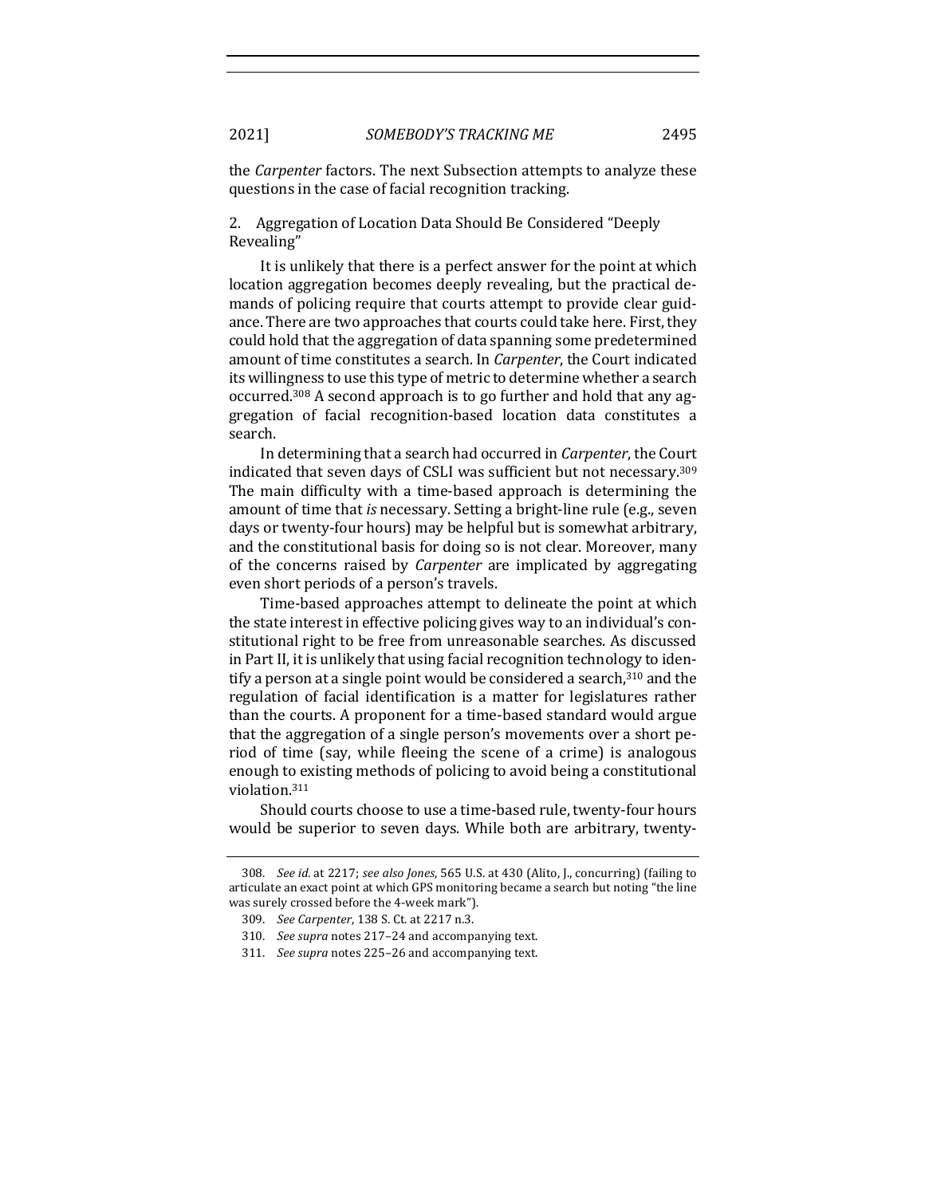the *Carpenter* factors. The next Subsection attempts to analyze these questions in the case of facial recognition tracking.

### 2. Aggregation of Location Data Should Be Considered "Deeply Revealing"

It is unlikely that there is a perfect answer for the point at which location aggregation becomes deeply revealing, but the practical demands of policing require that courts attempt to provide clear guidance. There are two approaches that courts could take here. First, they could hold that the aggregation of data spanning some predetermined amount of time constitutes a search. In *Carpenter*, the Court indicated its willingness to use this type of metric to determine whether a search occurred.[308] A second approach is to go further and hold that any aggregation of facial recognition-based location data constitutes a search.

In determining that a search had occurred in *Carpenter*, the Court indicated that seven days of CSLI was sufficient but not necessary.[309] The main difficulty with a time-based approach is determining the amount of time that *is* necessary. Setting a bright-line rule (e.g., seven days or twenty-four hours) may be helpful but is somewhat arbitrary, and the constitutional basis for doing so is not clear. Moreover, many of the concerns raised by *Carpenter* are implicated by aggregating even short periods of a person's travels.

Time-based approaches attempt to delineate the point at which the state interest in effective policing gives way to an individual's constitutional right to be free from unreasonable searches. As discussed in Part II, it is unlikely that using facial recognition technology to identify a person at a single point would be considered a search,[310] and the regulation of facial identification is a matter for legislatures rather than the courts. A proponent for a time-based standard would argue that the aggregation of a single person's movements over a short period of time (say, while fleeing the scene of a crime) is analogous enough to existing methods of policing to avoid being a constitutional violation.[311]

Should courts choose to use a time-based rule, twenty-four hours would be superior to seven days. While both are arbitrary, twenty-

---

308. *See id.* at 2217; *see also Jones*, 565 U.S. at 430 (Alito, J., concurring) (failing to articulate an exact point at which GPS monitoring became a search but noting "the line was surely crossed before the 4-week mark").

309. *See Carpenter*, 138 S. Ct. at 2217 n.3.

310. *See supra* notes 217–24 and accompanying text.

311. *See supra* notes 225–26 and accompanying text.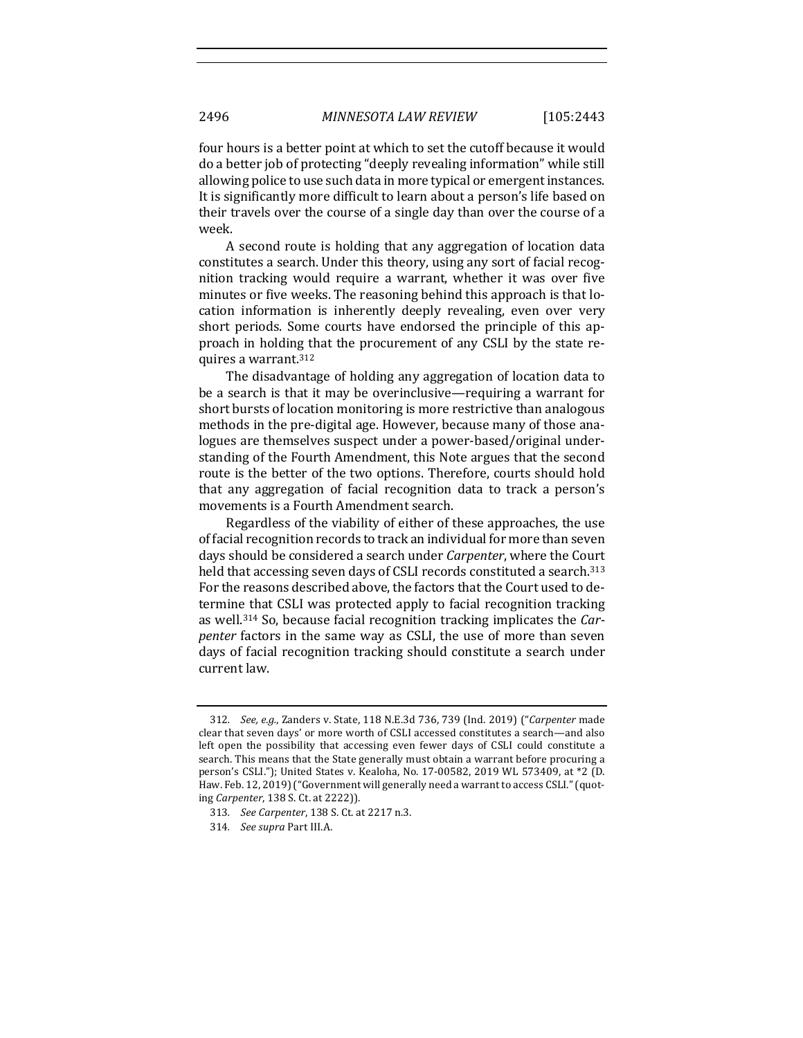four hours is a better point at which to set the cutoff because it would do a better job of protecting "deeply revealing information" while still allowing police to use such data in more typical or emergent instances. It is significantly more difficult to learn about a person's life based on their travels over the course of a single day than over the course of a week.

A second route is holding that any aggregation of location data constitutes a search. Under this theory, using any sort of facial recognition tracking would require a warrant, whether it was over five minutes or five weeks. The reasoning behind this approach is that location information is inherently deeply revealing, even over very short periods. Some courts have endorsed the principle of this approach in holding that the procurement of any CSLI by the state requires a warrant.[312]

The disadvantage of holding any aggregation of location data to be a search is that it may be overinclusive—requiring a warrant for short bursts of location monitoring is more restrictive than analogous methods in the pre-digital age. However, because many of those analogues are themselves suspect under a power-based/original understanding of the Fourth Amendment, this Note argues that the second route is the better of the two options. Therefore, courts should hold that any aggregation of facial recognition data to track a person's movements is a Fourth Amendment search.

Regardless of the viability of either of these approaches, the use of facial recognition records to track an individual for more than seven days should be considered a search under *Carpenter*, where the Court held that accessing seven days of CSLI records constituted a search.[313] For the reasons described above, the factors that the Court used to determine that CSLI was protected apply to facial recognition tracking as well.[314] So, because facial recognition tracking implicates the *Carpenter* factors in the same way as CSLI, the use of more than seven days of facial recognition tracking should constitute a search under current law.

312. *See, e.g.*, Zanders v. State, 118 N.E.3d 736, 739 (Ind. 2019) ("*Carpenter* made clear that seven days' or more worth of CSLI accessed constitutes a search—and also left open the possibility that accessing even fewer days of CSLI could constitute a search. This means that the State generally must obtain a warrant before procuring a person's CSLI."); United States v. Kealoha, No. 17-00582, 2019 WL 573409, at *2 (D. Haw. Feb. 12, 2019) ("Government will generally need a warrant to access CSLI." (quoting *Carpenter*, 138 S. Ct. at 2222)).

313. *See Carpenter*, 138 S. Ct. at 2217 n.3.

314. *See supra* Part III.A.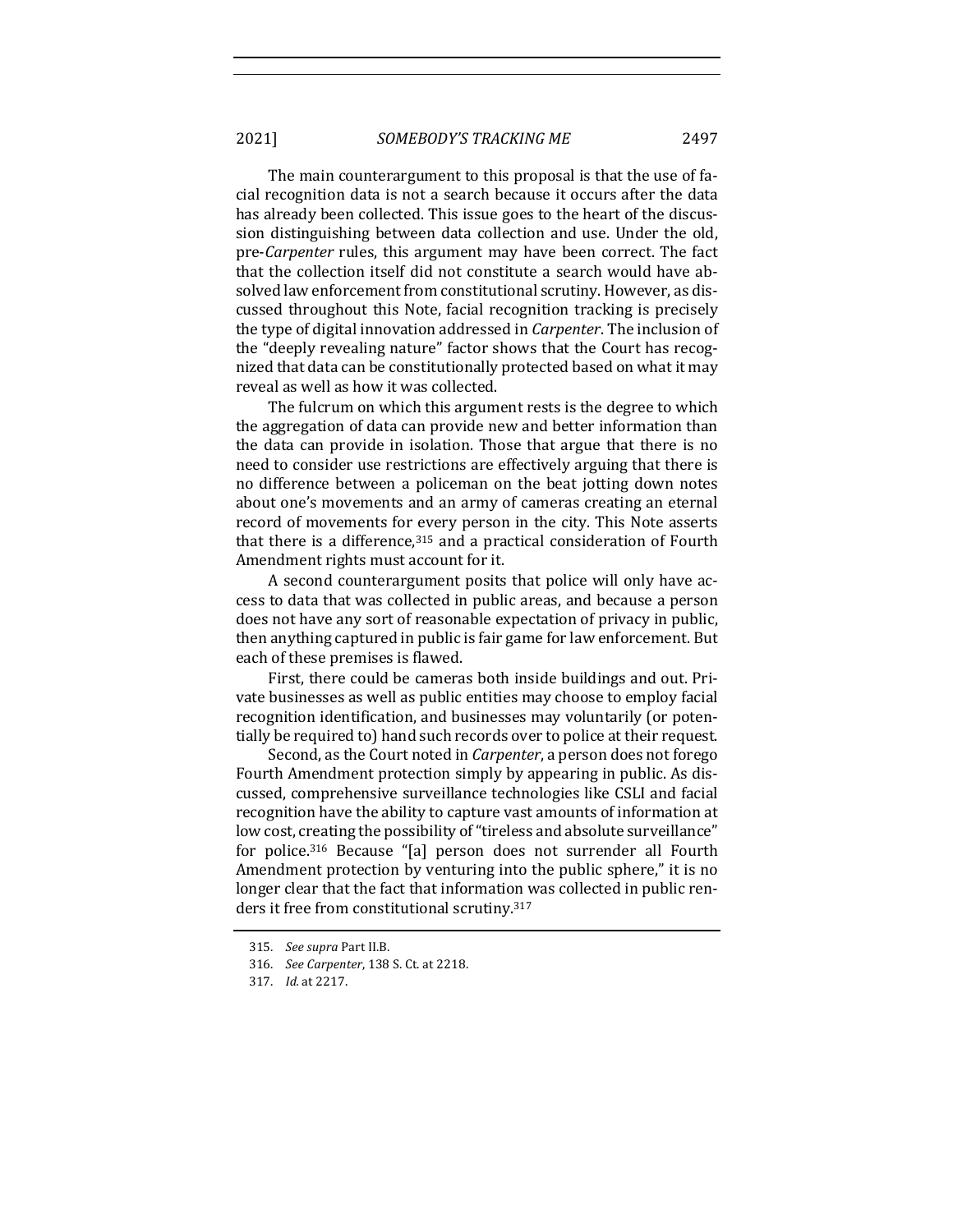The main counterargument to this proposal is that the use of facial recognition data is not a search because it occurs after the data has already been collected. This issue goes to the heart of the discussion distinguishing between data collection and use. Under the old, pre-*Carpenter* rules, this argument may have been correct. The fact that the collection itself did not constitute a search would have absolved law enforcement from constitutional scrutiny. However, as discussed throughout this Note, facial recognition tracking is precisely the type of digital innovation addressed in *Carpenter*. The inclusion of the "deeply revealing nature" factor shows that the Court has recognized that data can be constitutionally protected based on what it may reveal as well as how it was collected.

The fulcrum on which this argument rests is the degree to which the aggregation of data can provide new and better information than the data can provide in isolation. Those that argue that there is no need to consider use restrictions are effectively arguing that there is no difference between a policeman on the beat jotting down notes about one's movements and an army of cameras creating an eternal record of movements for every person in the city. This Note asserts that there is a difference,[315] and a practical consideration of Fourth Amendment rights must account for it.

A second counterargument posits that police will only have access to data that was collected in public areas, and because a person does not have any sort of reasonable expectation of privacy in public, then anything captured in public is fair game for law enforcement. But each of these premises is flawed.

First, there could be cameras both inside buildings and out. Private businesses as well as public entities may choose to employ facial recognition identification, and businesses may voluntarily (or potentially be required to) hand such records over to police at their request.

Second, as the Court noted in *Carpenter*, a person does not forego Fourth Amendment protection simply by appearing in public. As discussed, comprehensive surveillance technologies like CSLI and facial recognition have the ability to capture vast amounts of information at low cost, creating the possibility of "tireless and absolute surveillance" for police.[316] Because "[a] person does not surrender all Fourth Amendment protection by venturing into the public sphere," it is no longer clear that the fact that information was collected in public renders it free from constitutional scrutiny.[317]

315. *See supra* Part II.B.

316. *See Carpenter*, 138 S. Ct. at 2218.

317. *Id.* at 2217.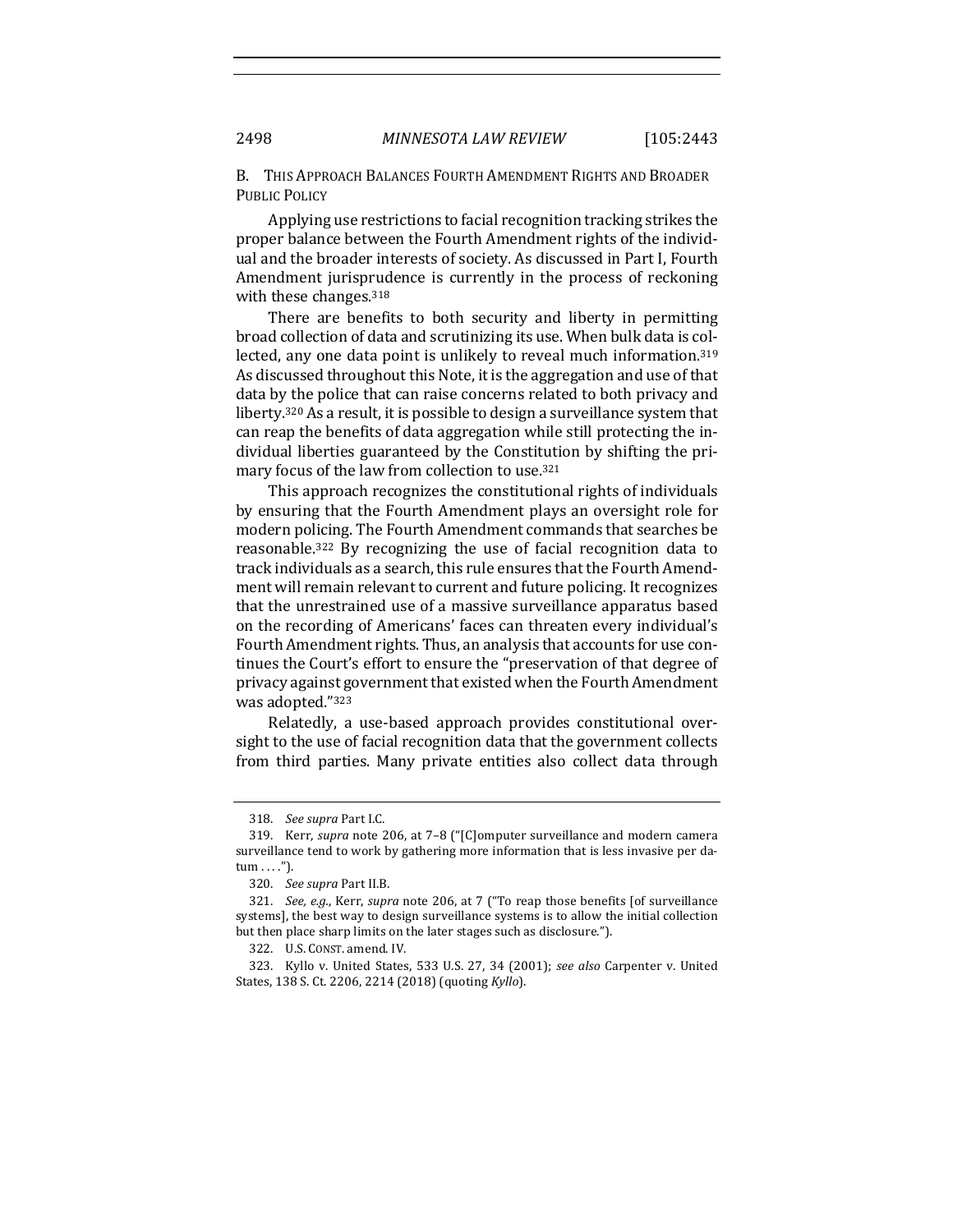### B. This Approach Balances Fourth Amendment Rights and Broader Public Policy

Applying use restrictions to facial recognition tracking strikes the proper balance between the Fourth Amendment rights of the individual and the broader interests of society. As discussed in Part I, Fourth Amendment jurisprudence is currently in the process of reckoning with these changes.[318]

There are benefits to both security and liberty in permitting broad collection of data and scrutinizing its use. When bulk data is collected, any one data point is unlikely to reveal much information.[319] As discussed throughout this Note, it is the aggregation and use of that data by the police that can raise concerns related to both privacy and liberty.[320] As a result, it is possible to design a surveillance system that can reap the benefits of data aggregation while still protecting the individual liberties guaranteed by the Constitution by shifting the primary focus of the law from collection to use.[321]

This approach recognizes the constitutional rights of individuals by ensuring that the Fourth Amendment plays an oversight role for modern policing. The Fourth Amendment commands that searches be reasonable.[322] By recognizing the use of facial recognition data to track individuals as a search, this rule ensures that the Fourth Amendment will remain relevant to current and future policing. It recognizes that the unrestrained use of a massive surveillance apparatus based on the recording of Americans' faces can threaten every individual's Fourth Amendment rights. Thus, an analysis that accounts for use continues the Court's effort to ensure the "preservation of that degree of privacy against government that existed when the Fourth Amendment was adopted."[323]

Relatedly, a use-based approach provides constitutional oversight to the use of facial recognition data that the government collects from third parties. Many private entities also collect data through

---

318. *See supra* Part I.C.

319. Kerr, *supra* note 206, at 7–8 ("[C]omputer surveillance and modern camera surveillance tend to work by gathering more information that is less invasive per datum . . . .").

320. *See supra* Part II.B.

321. *See, e.g.*, Kerr, *supra* note 206, at 7 ("To reap those benefits [of surveillance systems], the best way to design surveillance systems is to allow the initial collection but then place sharp limits on the later stages such as disclosure.").

322. U.S. CONST. amend. IV.

323. Kyllo v. United States, 533 U.S. 27, 34 (2001); *see also* Carpenter v. United States, 138 S. Ct. 2206, 2214 (2018) (quoting *Kyllo*).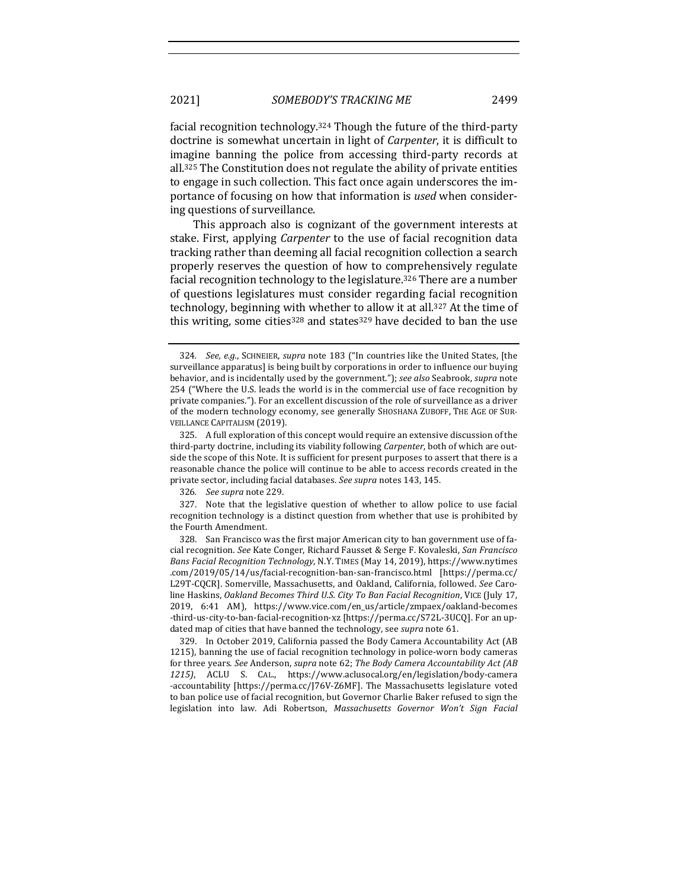facial recognition technology.[324] Though the future of the third-party doctrine is somewhat uncertain in light of *Carpenter*, it is difficult to imagine banning the police from accessing third-party records at all.[325] The Constitution does not regulate the ability of private entities to engage in such collection. This fact once again underscores the importance of focusing on how that information is *used* when considering questions of surveillance.

This approach also is cognizant of the government interests at stake. First, applying *Carpenter* to the use of facial recognition data tracking rather than deeming all facial recognition collection a search properly reserves the question of how to comprehensively regulate facial recognition technology to the legislature.[326] There are a number of questions legislatures must consider regarding facial recognition technology, beginning with whether to allow it at all.[327] At the time of this writing, some cities[328] and states[329] have decided to ban the use

---

324. *See, e.g.*, SCHNEIER, *supra* note 183 ("In countries like the United States, [the surveillance apparatus] is being built by corporations in order to influence our buying behavior, and is incidentally used by the government."); *see also* Seabrook, *supra* note 254 ("Where the U.S. leads the world is in the commercial use of face recognition by private companies."). For an excellent discussion of the role of surveillance as a driver of the modern technology economy, see generally SHOSHANA ZUBOFF, THE AGE OF SURVEILLANCE CAPITALISM (2019).

325. A full exploration of this concept would require an extensive discussion of the third-party doctrine, including its viability following *Carpenter*, both of which are outside the scope of this Note. It is sufficient for present purposes to assert that there is a reasonable chance the police will continue to be able to access records created in the private sector, including facial databases. *See supra* notes 143, 145.

326. *See supra* note 229.

327. Note that the legislative question of whether to allow police to use facial recognition technology is a distinct question from whether that use is prohibited by the Fourth Amendment.

328. San Francisco was the first major American city to ban government use of facial recognition. *See* Kate Conger, Richard Fausset & Serge F. Kovaleski, *San Francisco Bans Facial Recognition Technology*, N.Y. TIMES (May 14, 2019), https://www.nytimes.com/2019/05/14/us/facial-recognition-ban-san-francisco.html [https://perma.cc/L29T-CQCR]. Somerville, Massachusetts, and Oakland, California, followed. *See* Caroline Haskins, *Oakland Becomes Third U.S. City To Ban Facial Recognition*, VICE (July 17, 2019, 6:41 AM), https://www.vice.com/en_us/article/zmpaex/oakland-becomes-third-us-city-to-ban-facial-recognition-xz [https://perma.cc/S72L-3UCQ]. For an updated map of cities that have banned the technology, see *supra* note 61.

329. In October 2019, California passed the Body Camera Accountability Act (AB 1215), banning the use of facial recognition technology in police-worn body cameras for three years. *See* Anderson, *supra* note 62; *The Body Camera Accountability Act (AB 1215)*, ACLU S. CAL., https://www.aclusocal.org/en/legislation/body-camera-accountability [https://perma.cc/J76V-Z6MF]. The Massachusetts legislature voted to ban police use of facial recognition, but Governor Charlie Baker refused to sign the legislation into law. Adi Robertson, *Massachusetts Governor Won't Sign Facial*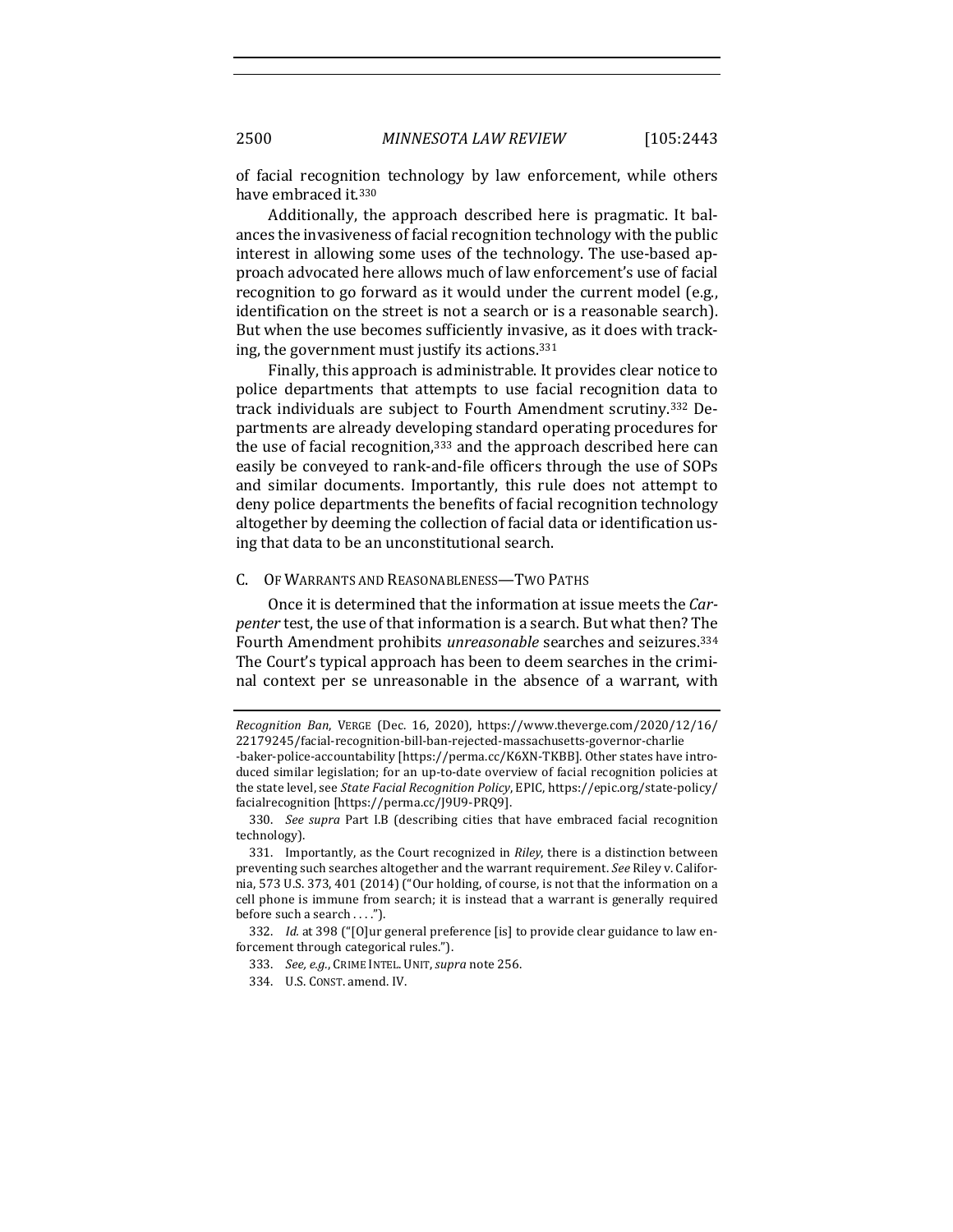of facial recognition technology by law enforcement, while others have embraced it.[330]

Additionally, the approach described here is pragmatic. It balances the invasiveness of facial recognition technology with the public interest in allowing some uses of the technology. The use-based approach advocated here allows much of law enforcement's use of facial recognition to go forward as it would under the current model (e.g., identification on the street is not a search or is a reasonable search). But when the use becomes sufficiently invasive, as it does with tracking, the government must justify its actions.[331]

Finally, this approach is administrable. It provides clear notice to police departments that attempts to use facial recognition data to track individuals are subject to Fourth Amendment scrutiny.[332] Departments are already developing standard operating procedures for the use of facial recognition,[333] and the approach described here can easily be conveyed to rank-and-file officers through the use of SOPs and similar documents. Importantly, this rule does not attempt to deny police departments the benefits of facial recognition technology altogether by deeming the collection of facial data or identification using that data to be an unconstitutional search.

### C. Of Warrants and Reasonableness—Two Paths

Once it is determined that the information at issue meets the *Carpenter* test, the use of that information is a search. But what then? The Fourth Amendment prohibits *unreasonable* searches and seizures.[334] The Court's typical approach has been to deem searches in the criminal context per se unreasonable in the absence of a warrant, with

---

*Recognition Ban*, VERGE (Dec. 16, 2020), https://www.theverge.com/2020/12/16/22179245/facial-recognition-bill-ban-rejected-massachusetts-governor-charlie-baker-police-accountability [https://perma.cc/K6XN-TKBB]. Other states have introduced similar legislation; for an up-to-date overview of facial recognition policies at the state level, see *State Facial Recognition Policy*, EPIC, https://epic.org/state-policy/facialrecognition [https://perma.cc/J9U9-PRQ9].

330. *See supra* Part I.B (describing cities that have embraced facial recognition technology).

331. Importantly, as the Court recognized in *Riley*, there is a distinction between preventing such searches altogether and the warrant requirement. *See* Riley v. California, 573 U.S. 373, 401 (2014) ("Our holding, of course, is not that the information on a cell phone is immune from search; it is instead that a warrant is generally required before such a search . . . .").

332. *Id.* at 398 ("[O]ur general preference [is] to provide clear guidance to law enforcement through categorical rules.").

333. *See, e.g.*, CRIME INTEL. UNIT, *supra* note 256.

334. U.S. CONST. amend. IV.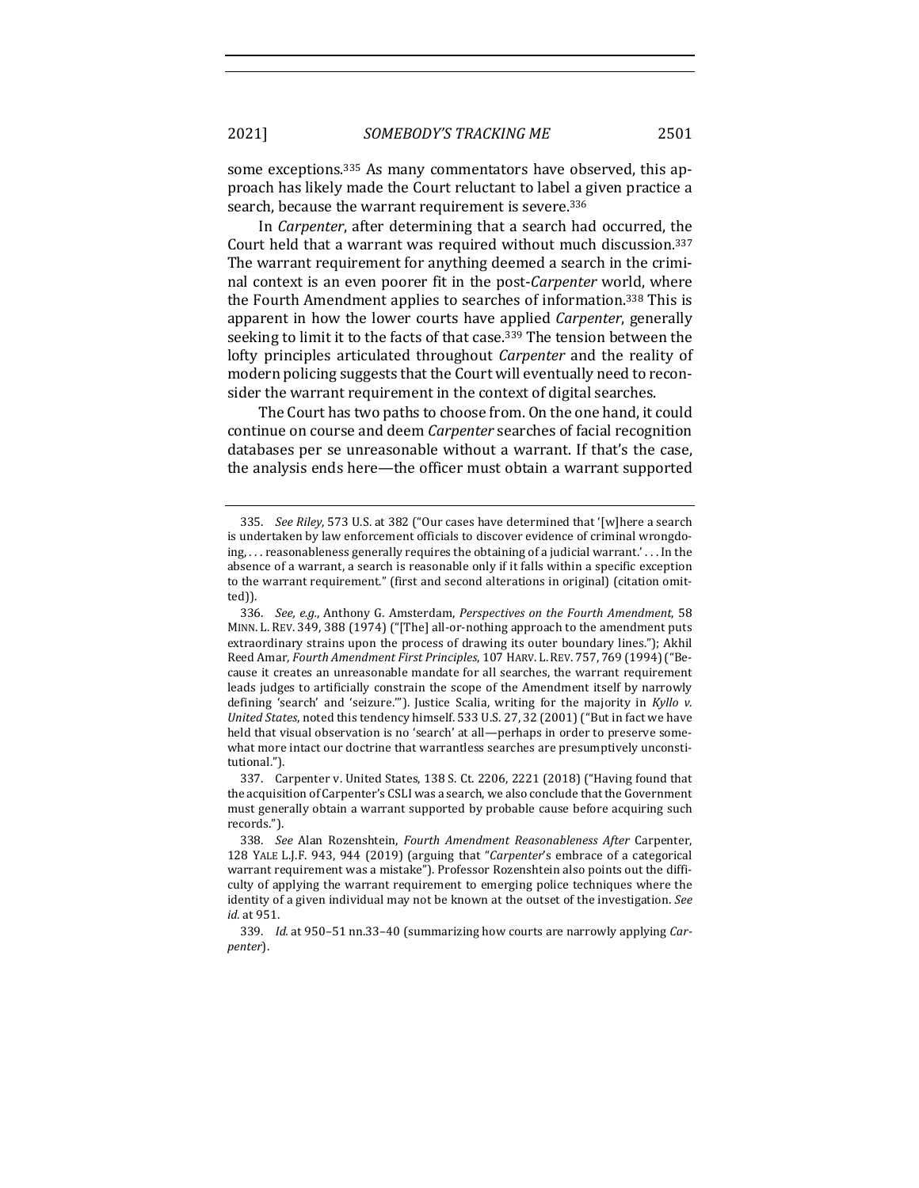some exceptions.[335] As many commentators have observed, this approach has likely made the Court reluctant to label a given practice a search, because the warrant requirement is severe.[336]

In *Carpenter*, after determining that a search had occurred, the Court held that a warrant was required without much discussion.[337] The warrant requirement for anything deemed a search in the criminal context is an even poorer fit in the post-*Carpenter* world, where the Fourth Amendment applies to searches of information.[338] This is apparent in how the lower courts have applied *Carpenter*, generally seeking to limit it to the facts of that case.[339] The tension between the lofty principles articulated throughout *Carpenter* and the reality of modern policing suggests that the Court will eventually need to reconsider the warrant requirement in the context of digital searches.

The Court has two paths to choose from. On the one hand, it could continue on course and deem *Carpenter* searches of facial recognition databases per se unreasonable without a warrant. If that's the case, the analysis ends here—the officer must obtain a warrant supported

---

335. *See Riley*, 573 U.S. at 382 ("Our cases have determined that '[w]here a search is undertaken by law enforcement officials to discover evidence of criminal wrongdoing, . . . reasonableness generally requires the obtaining of a judicial warrant.' . . . In the absence of a warrant, a search is reasonable only if it falls within a specific exception to the warrant requirement." (first and second alterations in original) (citation omitted)).

336. *See, e.g.*, Anthony G. Amsterdam, *Perspectives on the Fourth Amendment*, 58 MINN. L. REV. 349, 388 (1974) ("[The] all-or-nothing approach to the amendment puts extraordinary strains upon the process of drawing its outer boundary lines."); Akhil Reed Amar, *Fourth Amendment First Principles*, 107 HARV. L. REV. 757, 769 (1994) ("Because it creates an unreasonable mandate for all searches, the warrant requirement leads judges to artificially constrain the scope of the Amendment itself by narrowly defining 'search' and 'seizure.'"). Justice Scalia, writing for the majority in *Kyllo v. United States*, noted this tendency himself. 533 U.S. 27, 32 (2001) ("But in fact we have held that visual observation is no 'search' at all—perhaps in order to preserve somewhat more intact our doctrine that warrantless searches are presumptively unconstitutional.").

337. Carpenter v. United States, 138 S. Ct. 2206, 2221 (2018) ("Having found that the acquisition of Carpenter's CSLI was a search, we also conclude that the Government must generally obtain a warrant supported by probable cause before acquiring such records.").

338. *See* Alan Rozenshtein, *Fourth Amendment Reasonableness After* Carpenter, 128 YALE L.J.F. 943, 944 (2019) (arguing that "*Carpenter*'s embrace of a categorical warrant requirement was a mistake"). Professor Rozenshtein also points out the difficulty of applying the warrant requirement to emerging police techniques where the identity of a given individual may not be known at the outset of the investigation. *See id.* at 951.

339. *Id.* at 950–51 nn.33–40 (summarizing how courts are narrowly applying *Carpenter*).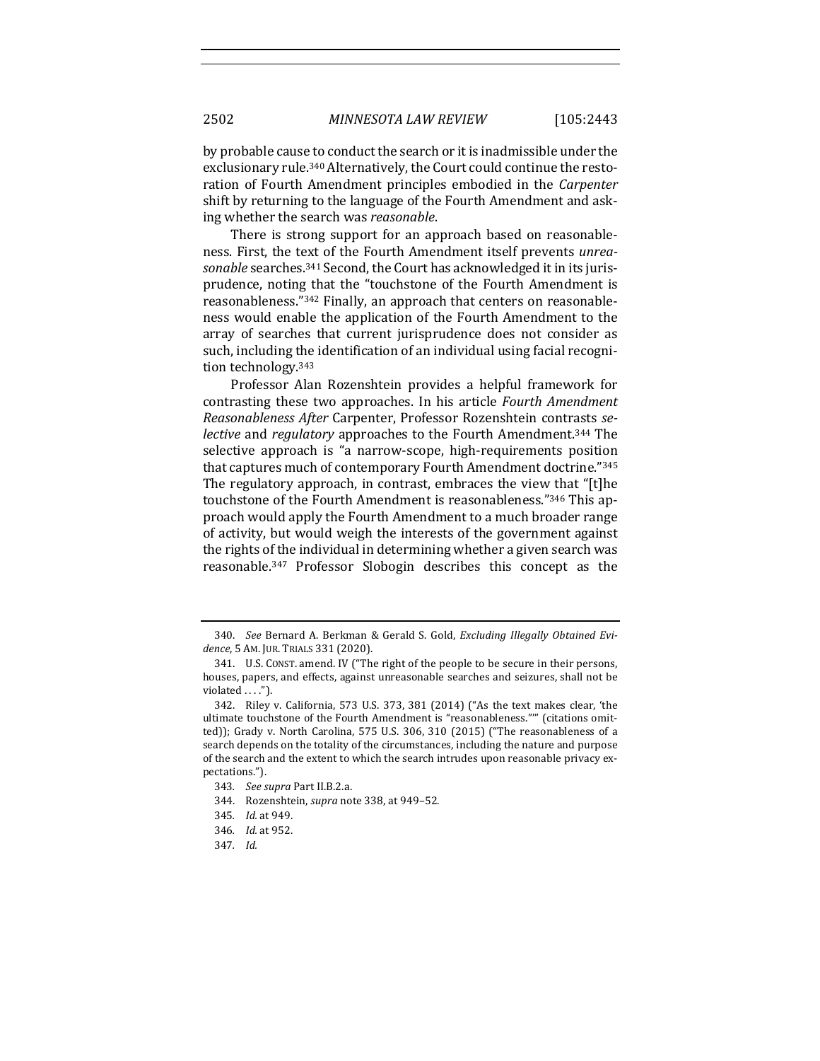by probable cause to conduct the search or it is inadmissible under the exclusionary rule.[340] Alternatively, the Court could continue the restoration of Fourth Amendment principles embodied in the *Carpenter* shift by returning to the language of the Fourth Amendment and asking whether the search was *reasonable*.

There is strong support for an approach based on reasonableness. First, the text of the Fourth Amendment itself prevents *unreasonable* searches.[341] Second, the Court has acknowledged it in its jurisprudence, noting that the "touchstone of the Fourth Amendment is reasonableness."[342] Finally, an approach that centers on reasonableness would enable the application of the Fourth Amendment to the array of searches that current jurisprudence does not consider as such, including the identification of an individual using facial recognition technology.[343]

Professor Alan Rozenshtein provides a helpful framework for contrasting these two approaches. In his article *Fourth Amendment Reasonableness After* Carpenter, Professor Rozenshtein contrasts *selective* and *regulatory* approaches to the Fourth Amendment.[344] The selective approach is "a narrow-scope, high-requirements position that captures much of contemporary Fourth Amendment doctrine."[345] The regulatory approach, in contrast, embraces the view that "[t]he touchstone of the Fourth Amendment is reasonableness."[346] This approach would apply the Fourth Amendment to a much broader range of activity, but would weigh the interests of the government against the rights of the individual in determining whether a given search was reasonable.[347] Professor Slobogin describes this concept as the

---

340. *See* Bernard A. Berkman & Gerald S. Gold, *Excluding Illegally Obtained Evidence*, 5 AM. JUR. TRIALS 331 (2020).

341. U.S. CONST. amend. IV ("The right of the people to be secure in their persons, houses, papers, and effects, against unreasonable searches and seizures, shall not be violated . . . .").

342. Riley v. California, 573 U.S. 373, 381 (2014) ("As the text makes clear, 'the ultimate touchstone of the Fourth Amendment is "reasonableness."'" (citations omitted)); Grady v. North Carolina, 575 U.S. 306, 310 (2015) ("The reasonableness of a search depends on the totality of the circumstances, including the nature and purpose of the search and the extent to which the search intrudes upon reasonable privacy expectations.").

343. *See supra* Part II.B.2.a.

344. Rozenshtein, *supra* note 338, at 949–52.

345. *Id.* at 949.

346. *Id.* at 952.

347. *Id.*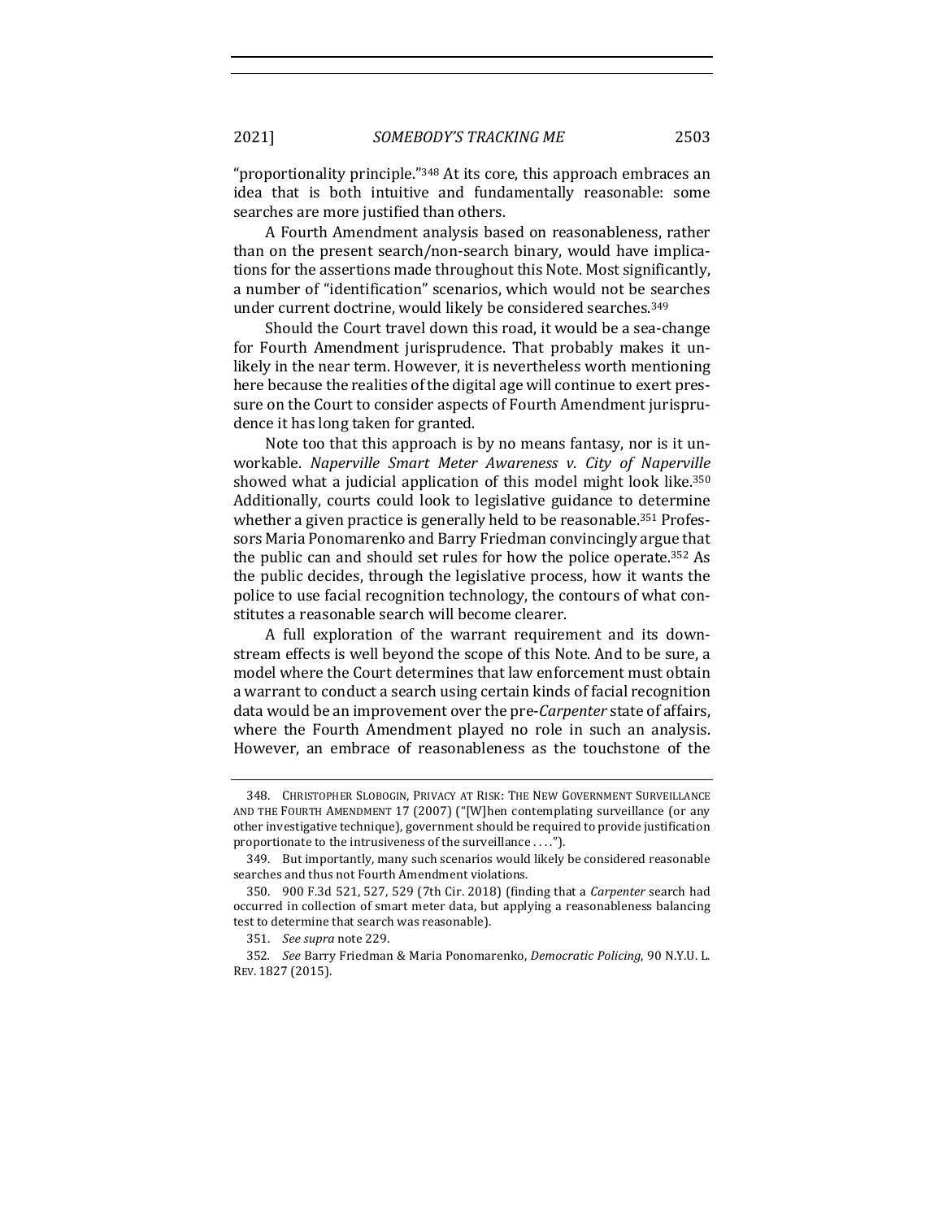"proportionality principle."[348] At its core, this approach embraces an idea that is both intuitive and fundamentally reasonable: some searches are more justified than others.

A Fourth Amendment analysis based on reasonableness, rather than on the present search/non-search binary, would have implications for the assertions made throughout this Note. Most significantly, a number of "identification" scenarios, which would not be searches under current doctrine, would likely be considered searches.[349]

Should the Court travel down this road, it would be a sea-change for Fourth Amendment jurisprudence. That probably makes it unlikely in the near term. However, it is nevertheless worth mentioning here because the realities of the digital age will continue to exert pressure on the Court to consider aspects of Fourth Amendment jurisprudence it has long taken for granted.

Note too that this approach is by no means fantasy, nor is it unworkable. *Naperville Smart Meter Awareness v. City of Naperville* showed what a judicial application of this model might look like.[350] Additionally, courts could look to legislative guidance to determine whether a given practice is generally held to be reasonable.[351] Professors Maria Ponomarenko and Barry Friedman convincingly argue that the public can and should set rules for how the police operate.[352] As the public decides, through the legislative process, how it wants the police to use facial recognition technology, the contours of what constitutes a reasonable search will become clearer.

A full exploration of the warrant requirement and its downstream effects is well beyond the scope of this Note. And to be sure, a model where the Court determines that law enforcement must obtain a warrant to conduct a search using certain kinds of facial recognition data would be an improvement over the pre-*Carpenter* state of affairs, where the Fourth Amendment played no role in such an analysis. However, an embrace of reasonableness as the touchstone of the

---

348. CHRISTOPHER SLOBOGIN, PRIVACY AT RISK: THE NEW GOVERNMENT SURVEILLANCE AND THE FOURTH AMENDMENT 17 (2007) ("[W]hen contemplating surveillance (or any other investigative technique), government should be required to provide justification proportionate to the intrusiveness of the surveillance . . . .").

349. But importantly, many such scenarios would likely be considered reasonable searches and thus not Fourth Amendment violations.

350. 900 F.3d 521, 527, 529 (7th Cir. 2018) (finding that a *Carpenter* search had occurred in collection of smart meter data, but applying a reasonableness balancing test to determine that search was reasonable).

351. *See supra* note 229.

352. *See* Barry Friedman & Maria Ponomarenko, *Democratic Policing*, 90 N.Y.U. L. REV. 1827 (2015).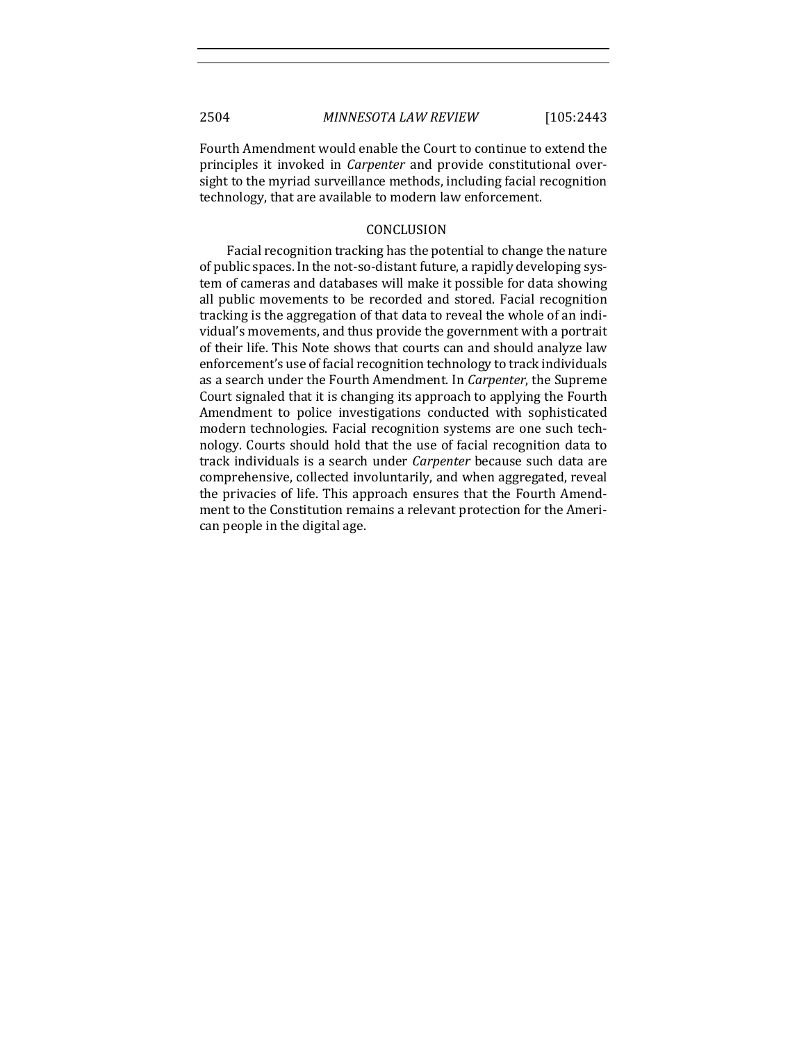Fourth Amendment would enable the Court to continue to extend the principles it invoked in *Carpenter* and provide constitutional oversight to the myriad surveillance methods, including facial recognition technology, that are available to modern law enforcement.

## CONCLUSION

Facial recognition tracking has the potential to change the nature of public spaces. In the not-so-distant future, a rapidly developing system of cameras and databases will make it possible for data showing all public movements to be recorded and stored. Facial recognition tracking is the aggregation of that data to reveal the whole of an individual's movements, and thus provide the government with a portrait of their life. This Note shows that courts can and should analyze law enforcement's use of facial recognition technology to track individuals as a search under the Fourth Amendment. In *Carpenter*, the Supreme Court signaled that it is changing its approach to applying the Fourth Amendment to police investigations conducted with sophisticated modern technologies. Facial recognition systems are one such technology. Courts should hold that the use of facial recognition data to track individuals is a search under *Carpenter* because such data are comprehensive, collected involuntarily, and when aggregated, reveal the privacies of life. This approach ensures that the Fourth Amendment to the Constitution remains a relevant protection for the American people in the digital age.